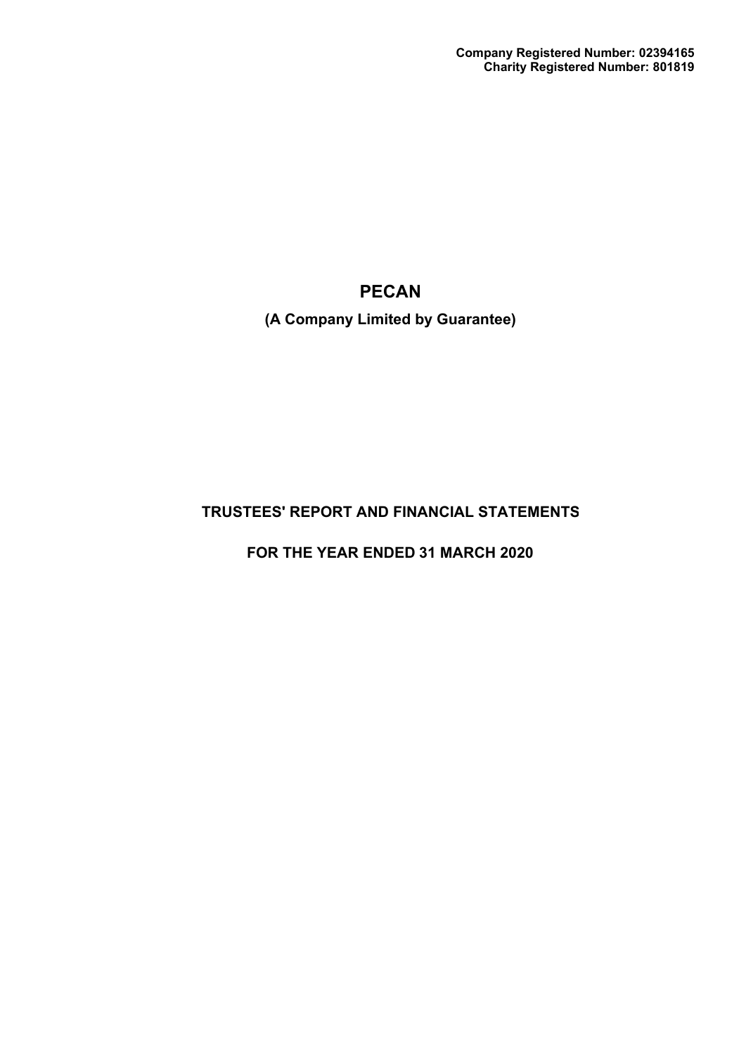**Company Registered Number: 02394165**
**Charity Registered Number: 801819**

# PECAN

**(A Company Limited by Guarantee)**

## TRUSTEES' REPORT AND FINANCIAL STATEMENTS

## FOR THE YEAR ENDED 31 MARCH 2020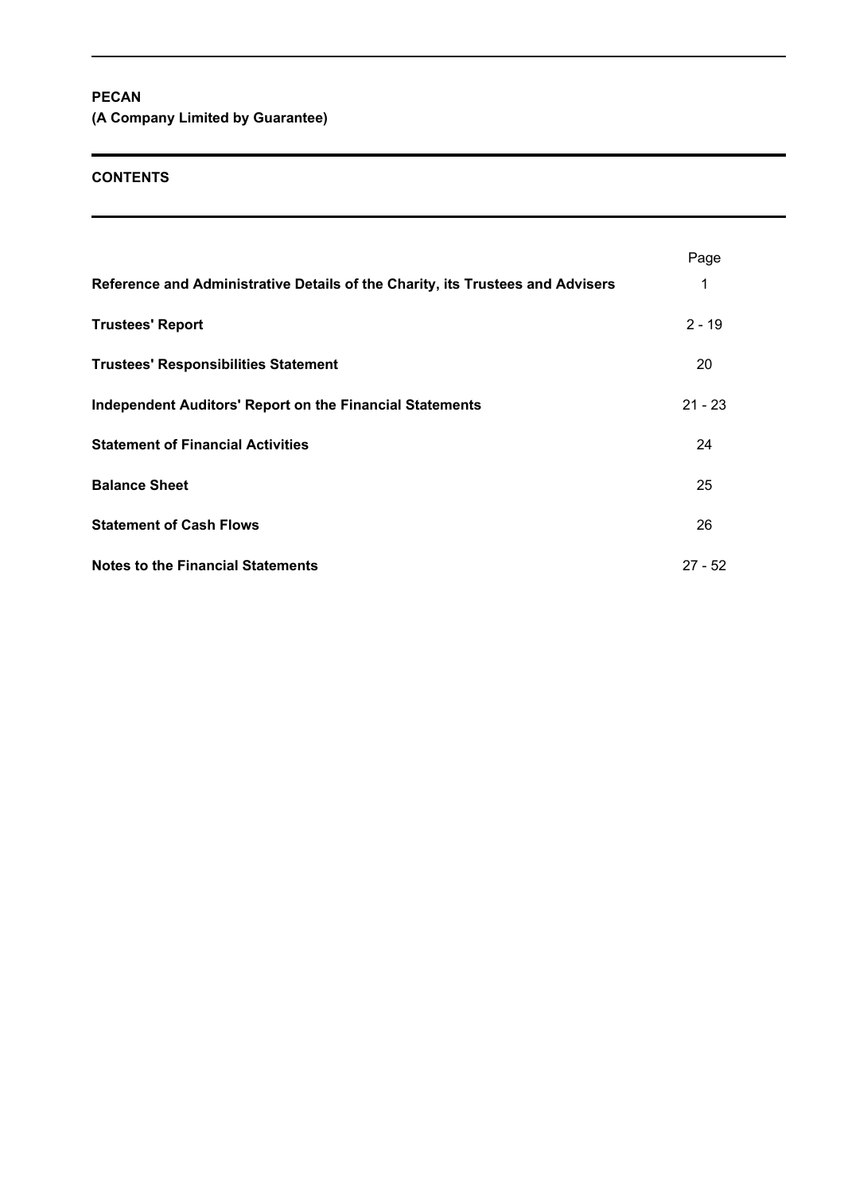**PECAN**
**(A Company Limited by Guarantee)**

## CONTENTS

| | Page |
|---|---|
| **Reference and Administrative Details of the Charity, its Trustees and Advisers** | 1 |
| **Trustees' Report** | 2 - 19 |
| **Trustees' Responsibilities Statement** | 20 |
| **Independent Auditors' Report on the Financial Statements** | 21 - 23 |
| **Statement of Financial Activities** | 24 |
| **Balance Sheet** | 25 |
| **Statement of Cash Flows** | 26 |
| **Notes to the Financial Statements** | 27 - 52 |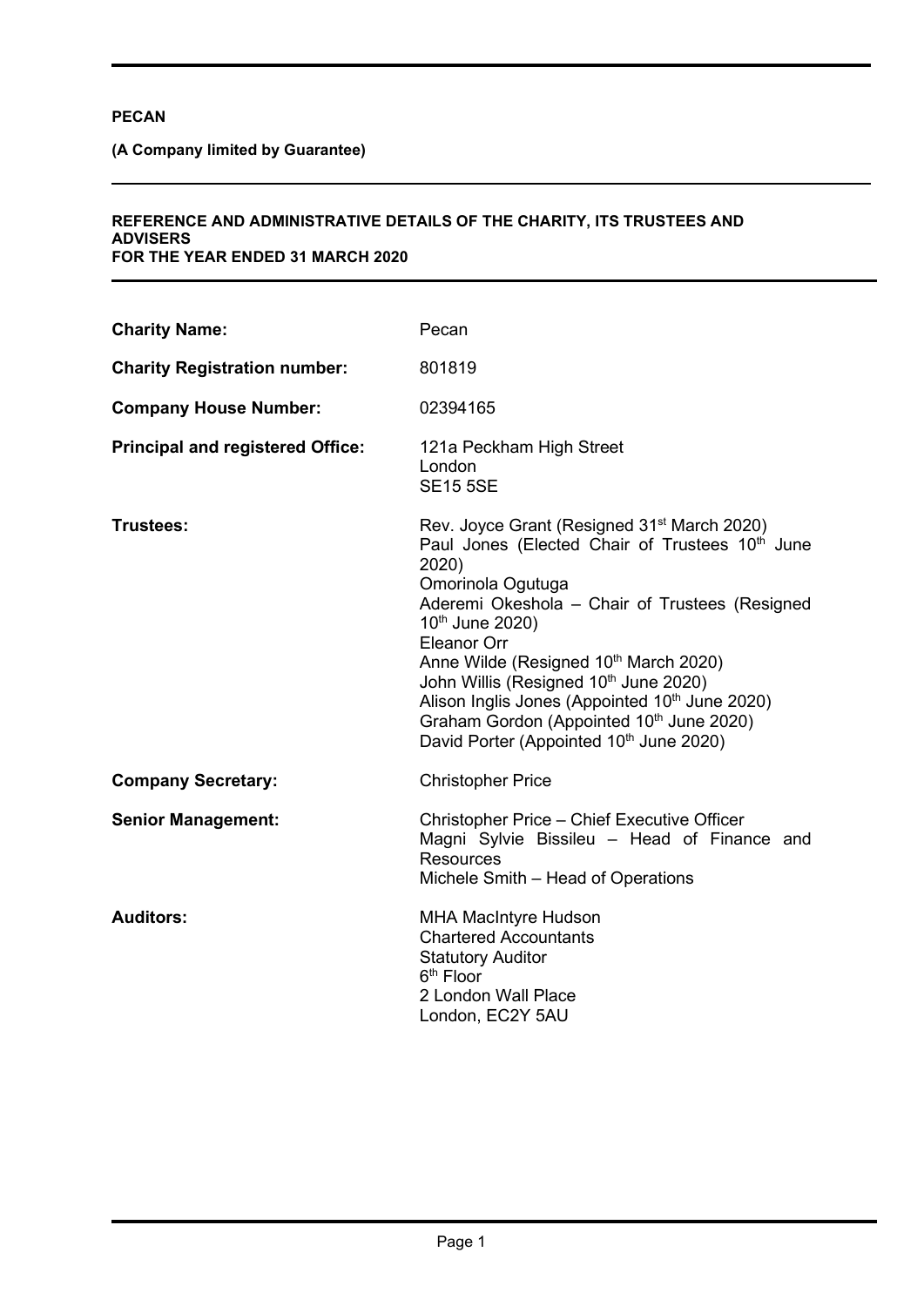**PECAN**

**(A Company limited by Guarantee)**

**REFERENCE AND ADMINISTRATIVE DETAILS OF THE CHARITY, ITS TRUSTEES AND ADVISERS**
**FOR THE YEAR ENDED 31 MARCH 2020**

| | |
|---|---|
| **Charity Name:** | Pecan |
| **Charity Registration number:** | 801819 |
| **Company House Number:** | 02394165 |
| **Principal and registered Office:** | 121a Peckham High Street<br>London<br>SE15 5SE |
| **Trustees:** | Rev. Joyce Grant (Resigned 31st March 2020)<br>Paul Jones (Elected Chair of Trustees 10th June 2020)<br>Omorinola Ogutuga<br>Aderemi Okeshola – Chair of Trustees (Resigned 10th June 2020)<br>Eleanor Orr<br>Anne Wilde (Resigned 10th March 2020)<br>John Willis (Resigned 10th June 2020)<br>Alison Inglis Jones (Appointed 10th June 2020)<br>Graham Gordon (Appointed 10th June 2020)<br>David Porter (Appointed 10th June 2020) |
| **Company Secretary:** | Christopher Price |
| **Senior Management:** | Christopher Price – Chief Executive Officer<br>Magni Sylvie Bissileu – Head of Finance and Resources<br>Michele Smith – Head of Operations |
| **Auditors:** | MHA MacIntyre Hudson<br>Chartered Accountants<br>Statutory Auditor<br>6th Floor<br>2 London Wall Place<br>London, EC2Y 5AU |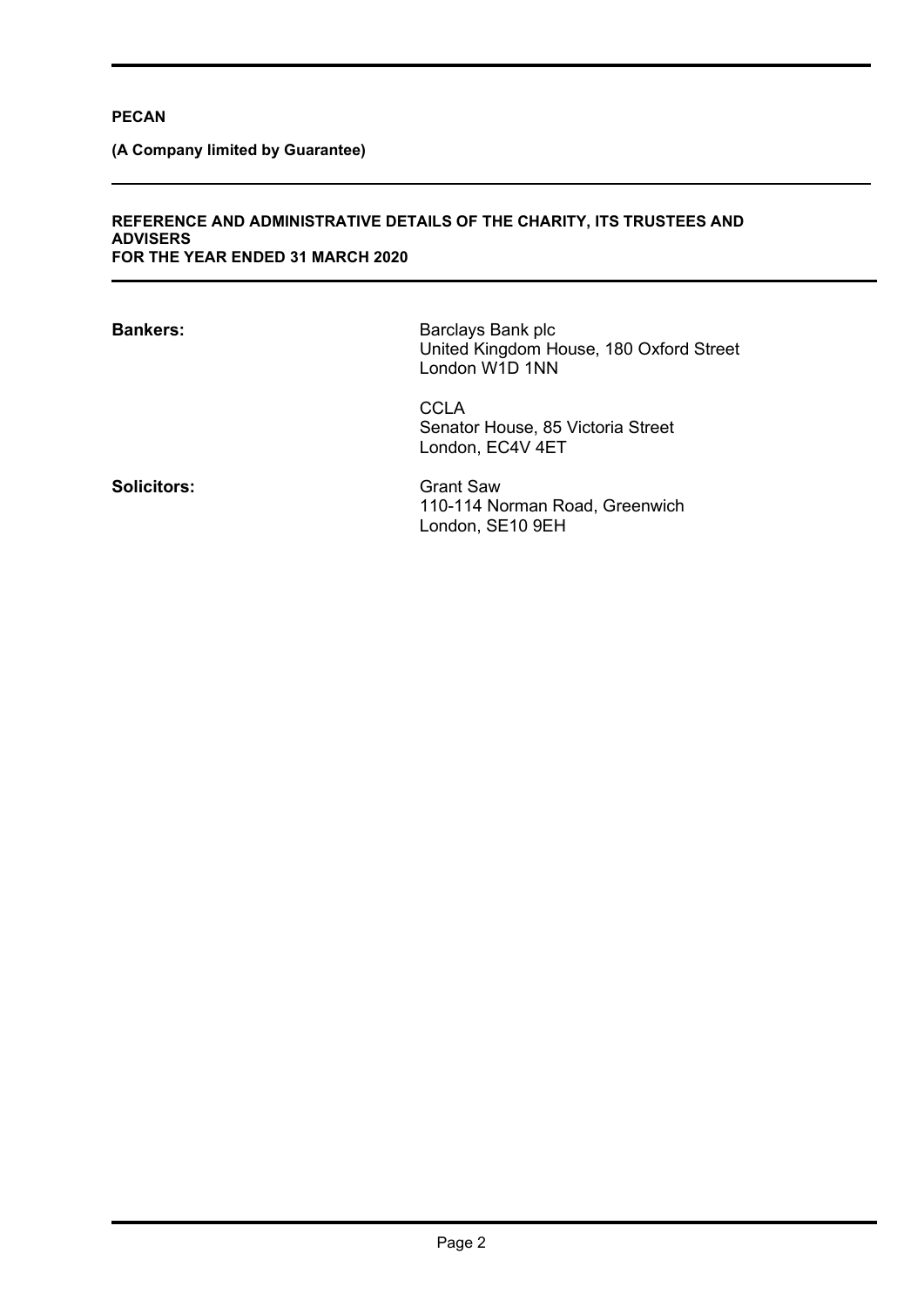**PECAN**

**(A Company limited by Guarantee)**

**REFERENCE AND ADMINISTRATIVE DETAILS OF THE CHARITY, ITS TRUSTEES AND ADVISERS**
**FOR THE YEAR ENDED 31 MARCH 2020**

| | |
|---|---|
| **Bankers:** | Barclays Bank plc<br>United Kingdom House, 180 Oxford Street<br>London W1D 1NN |
| | CCLA<br>Senator House, 85 Victoria Street<br>London, EC4V 4ET |
| **Solicitors:** | Grant Saw<br>110-114 Norman Road, Greenwich<br>London, SE10 9EH |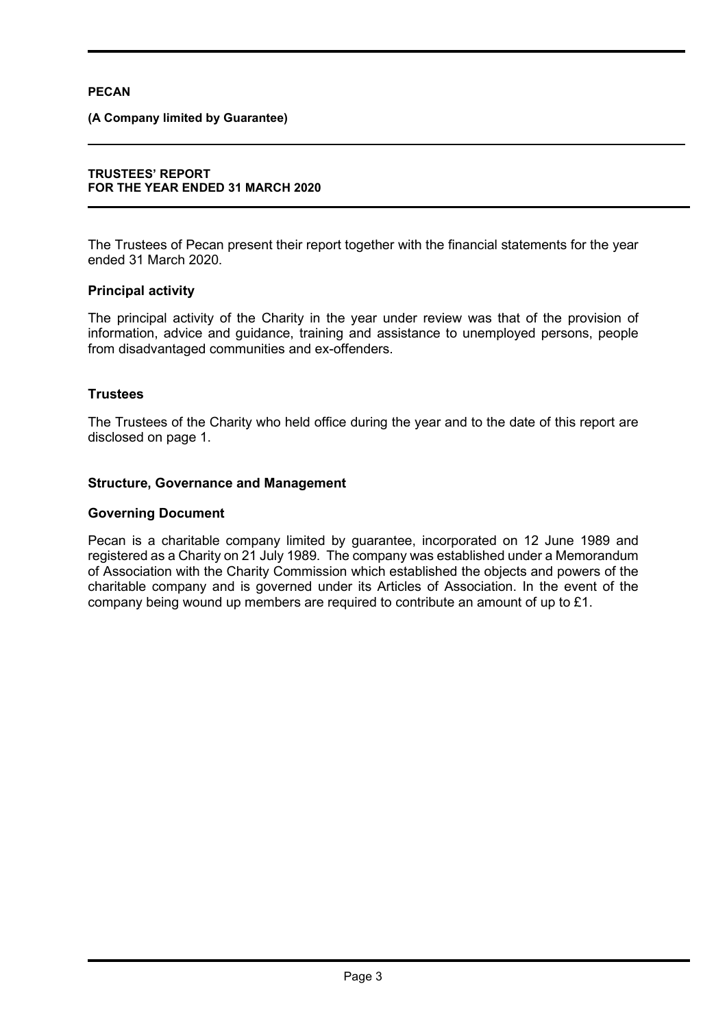# TRUSTEES' REPORT FOR THE YEAR ENDED 31 MARCH 2020

The Trustees of Pecan present their report together with the financial statements for the year ended 31 March 2020.

## Principal activity

The principal activity of the Charity in the year under review was that of the provision of information, advice and guidance, training and assistance to unemployed persons, people from disadvantaged communities and ex-offenders.

## Trustees

The Trustees of the Charity who held office during the year and to the date of this report are disclosed on page 1.

## Structure, Governance and Management

### Governing Document

Pecan is a charitable company limited by guarantee, incorporated on 12 June 1989 and registered as a Charity on 21 July 1989. The company was established under a Memorandum of Association with the Charity Commission which established the objects and powers of the charitable company and is governed under its Articles of Association. In the event of the company being wound up members are required to contribute an amount of up to £1.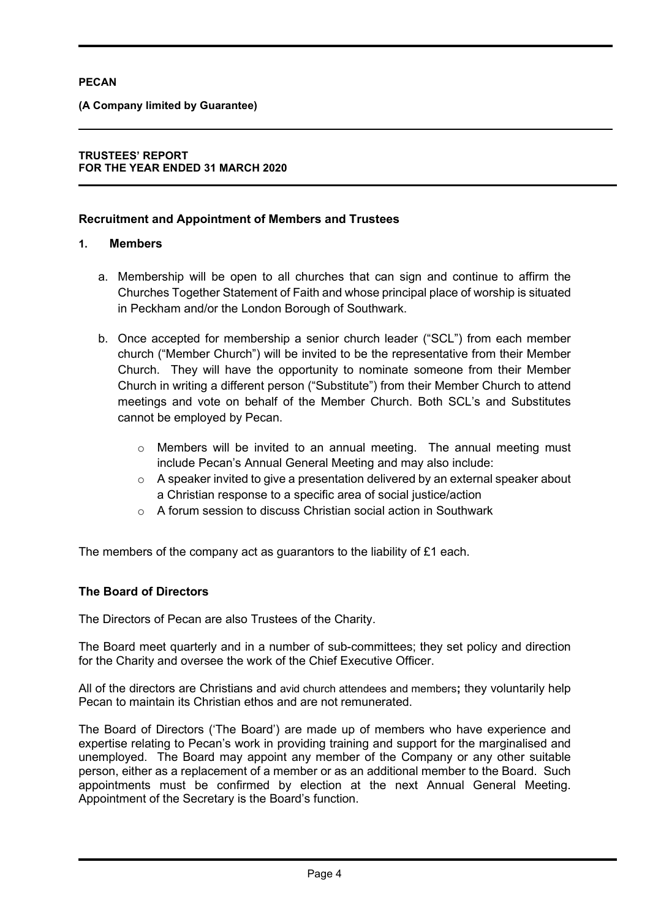## Recruitment and Appointment of Members and Trustees

### 1. Members

a. Membership will be open to all churches that can sign and continue to affirm the Churches Together Statement of Faith and whose principal place of worship is situated in Peckham and/or the London Borough of Southwark.

b. Once accepted for membership a senior church leader ("SCL") from each member church ("Member Church") will be invited to be the representative from their Member Church. They will have the opportunity to nominate someone from their Member Church in writing a different person ("Substitute") from their Member Church to attend meetings and vote on behalf of the Member Church. Both SCL's and Substitutes cannot be employed by Pecan.

   - Members will be invited to an annual meeting. The annual meeting must include Pecan's Annual General Meeting and may also include:
   - A speaker invited to give a presentation delivered by an external speaker about a Christian response to a specific area of social justice/action
   - A forum session to discuss Christian social action in Southwark

The members of the company act as guarantors to the liability of £1 each.

## The Board of Directors

The Directors of Pecan are also Trustees of the Charity.

The Board meet quarterly and in a number of sub-committees; they set policy and direction for the Charity and oversee the work of the Chief Executive Officer.

All of the directors are Christians and avid church attendees and members**;** they voluntarily help Pecan to maintain its Christian ethos and are not remunerated.

The Board of Directors ('The Board') are made up of members who have experience and expertise relating to Pecan's work in providing training and support for the marginalised and unemployed. The Board may appoint any member of the Company or any other suitable person, either as a replacement of a member or as an additional member to the Board. Such appointments must be confirmed by election at the next Annual General Meeting. Appointment of the Secretary is the Board's function.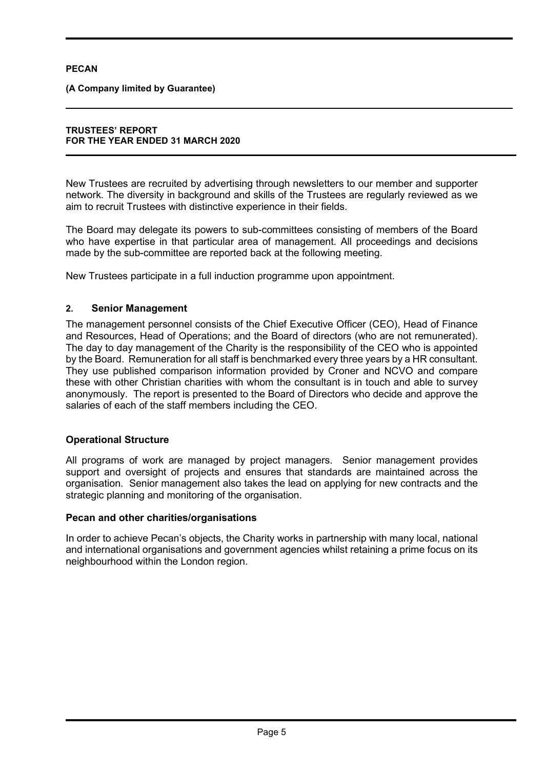New Trustees are recruited by advertising through newsletters to our member and supporter network. The diversity in background and skills of the Trustees are regularly reviewed as we aim to recruit Trustees with distinctive experience in their fields.

The Board may delegate its powers to sub-committees consisting of members of the Board who have expertise in that particular area of management. All proceedings and decisions made by the sub-committee are reported back at the following meeting.

New Trustees participate in a full induction programme upon appointment.

## 2. Senior Management

The management personnel consists of the Chief Executive Officer (CEO), Head of Finance and Resources, Head of Operations; and the Board of directors (who are not remunerated). The day to day management of the Charity is the responsibility of the CEO who is appointed by the Board. Remuneration for all staff is benchmarked every three years by a HR consultant. They use published comparison information provided by Croner and NCVO and compare these with other Christian charities with whom the consultant is in touch and able to survey anonymously. The report is presented to the Board of Directors who decide and approve the salaries of each of the staff members including the CEO.

## Operational Structure

All programs of work are managed by project managers. Senior management provides support and oversight of projects and ensures that standards are maintained across the organisation. Senior management also takes the lead on applying for new contracts and the strategic planning and monitoring of the organisation.

## Pecan and other charities/organisations

In order to achieve Pecan's objects, the Charity works in partnership with many local, national and international organisations and government agencies whilst retaining a prime focus on its neighbourhood within the London region.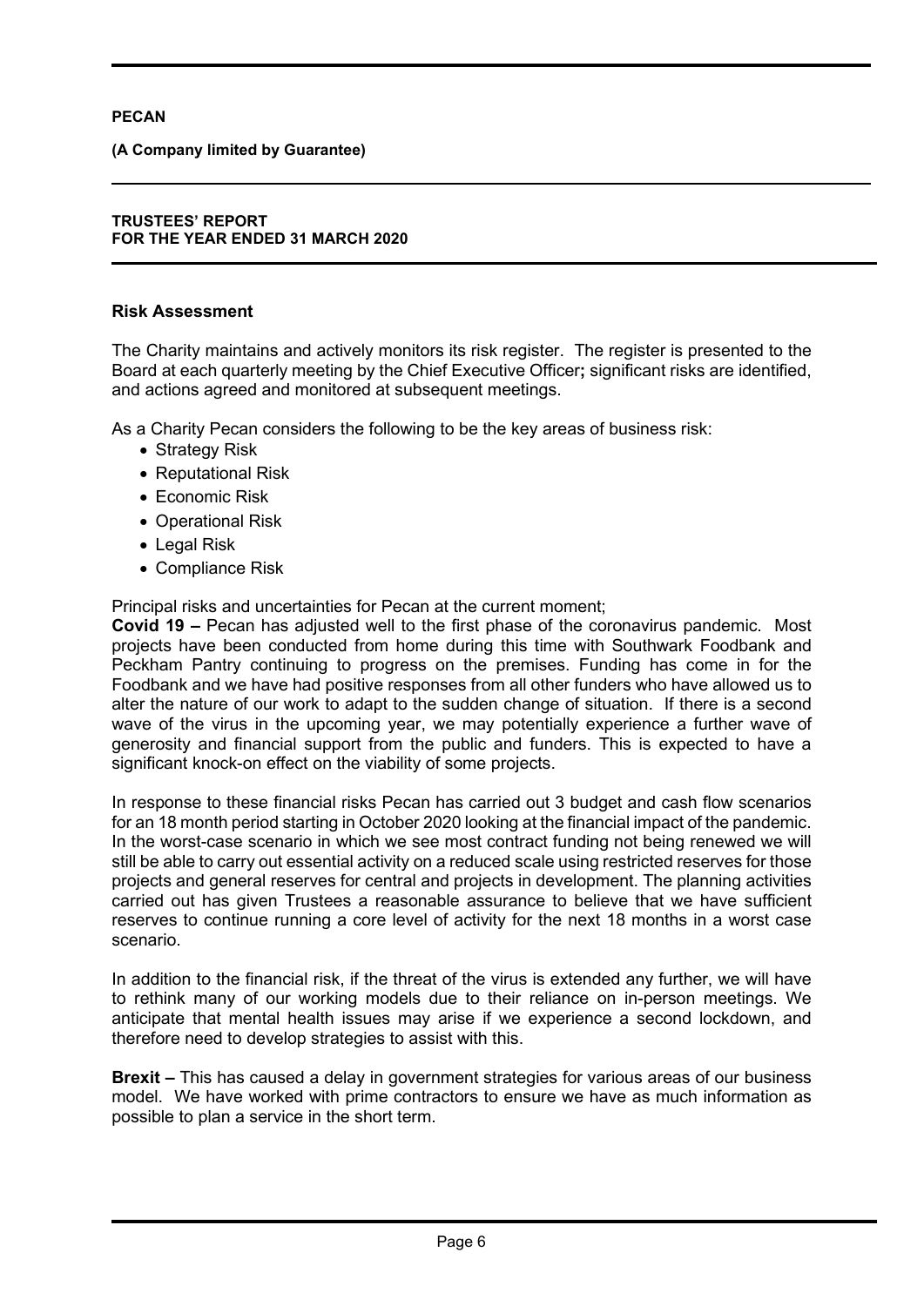## Risk Assessment

The Charity maintains and actively monitors its risk register. The register is presented to the Board at each quarterly meeting by the Chief Executive Officer**;** significant risks are identified, and actions agreed and monitored at subsequent meetings.

As a Charity Pecan considers the following to be the key areas of business risk:

- Strategy Risk
- Reputational Risk
- Economic Risk
- Operational Risk
- Legal Risk
- Compliance Risk

Principal risks and uncertainties for Pecan at the current moment;

**Covid 19 –** Pecan has adjusted well to the first phase of the coronavirus pandemic. Most projects have been conducted from home during this time with Southwark Foodbank and Peckham Pantry continuing to progress on the premises. Funding has come in for the Foodbank and we have had positive responses from all other funders who have allowed us to alter the nature of our work to adapt to the sudden change of situation. If there is a second wave of the virus in the upcoming year, we may potentially experience a further wave of generosity and financial support from the public and funders. This is expected to have a significant knock-on effect on the viability of some projects.

In response to these financial risks Pecan has carried out 3 budget and cash flow scenarios for an 18 month period starting in October 2020 looking at the financial impact of the pandemic. In the worst-case scenario in which we see most contract funding not being renewed we will still be able to carry out essential activity on a reduced scale using restricted reserves for those projects and general reserves for central and projects in development. The planning activities carried out has given Trustees a reasonable assurance to believe that we have sufficient reserves to continue running a core level of activity for the next 18 months in a worst case scenario.

In addition to the financial risk, if the threat of the virus is extended any further, we will have to rethink many of our working models due to their reliance on in-person meetings. We anticipate that mental health issues may arise if we experience a second lockdown, and therefore need to develop strategies to assist with this.

**Brexit –** This has caused a delay in government strategies for various areas of our business model. We have worked with prime contractors to ensure we have as much information as possible to plan a service in the short term.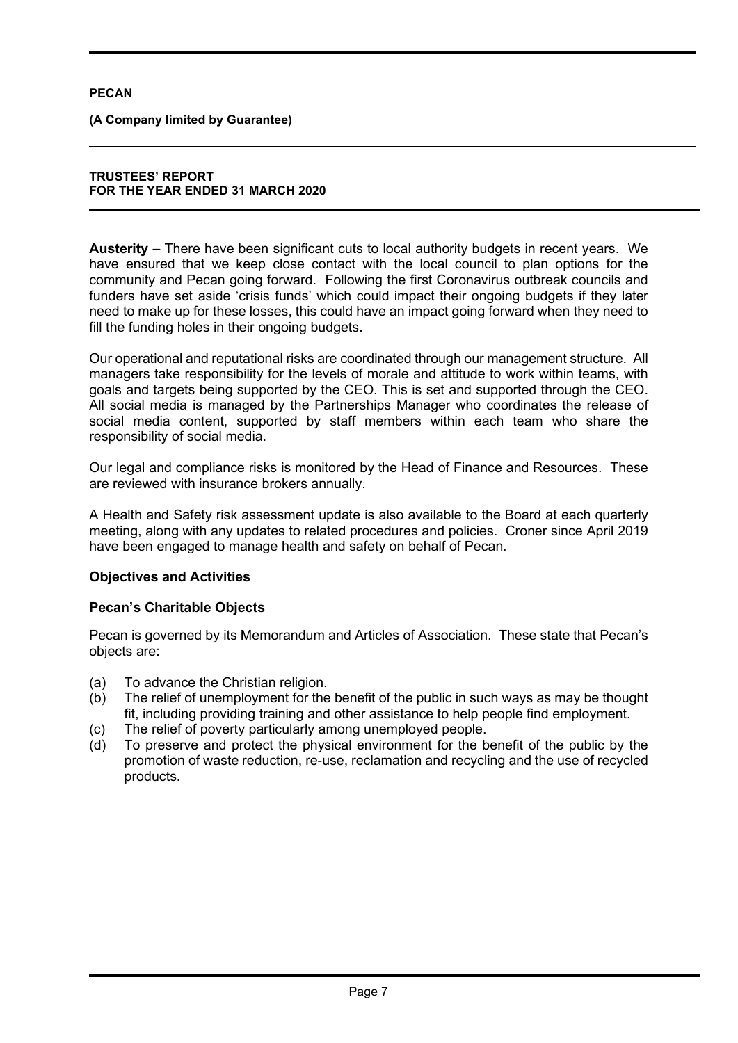**Austerity –** There have been significant cuts to local authority budgets in recent years. We have ensured that we keep close contact with the local council to plan options for the community and Pecan going forward. Following the first Coronavirus outbreak councils and funders have set aside 'crisis funds' which could impact their ongoing budgets if they later need to make up for these losses, this could have an impact going forward when they need to fill the funding holes in their ongoing budgets.

Our operational and reputational risks are coordinated through our management structure. All managers take responsibility for the levels of morale and attitude to work within teams, with goals and targets being supported by the CEO. This is set and supported through the CEO. All social media is managed by the Partnerships Manager who coordinates the release of social media content, supported by staff members within each team who share the responsibility of social media.

Our legal and compliance risks is monitored by the Head of Finance and Resources. These are reviewed with insurance brokers annually.

A Health and Safety risk assessment update is also available to the Board at each quarterly meeting, along with any updates to related procedures and policies. Croner since April 2019 have been engaged to manage health and safety on behalf of Pecan.

## Objectives and Activities

### Pecan's Charitable Objects

Pecan is governed by its Memorandum and Articles of Association. These state that Pecan's objects are:

(a) To advance the Christian religion.
(b) The relief of unemployment for the benefit of the public in such ways as may be thought fit, including providing training and other assistance to help people find employment.
(c) The relief of poverty particularly among unemployed people.
(d) To preserve and protect the physical environment for the benefit of the public by the promotion of waste reduction, re-use, reclamation and recycling and the use of recycled products.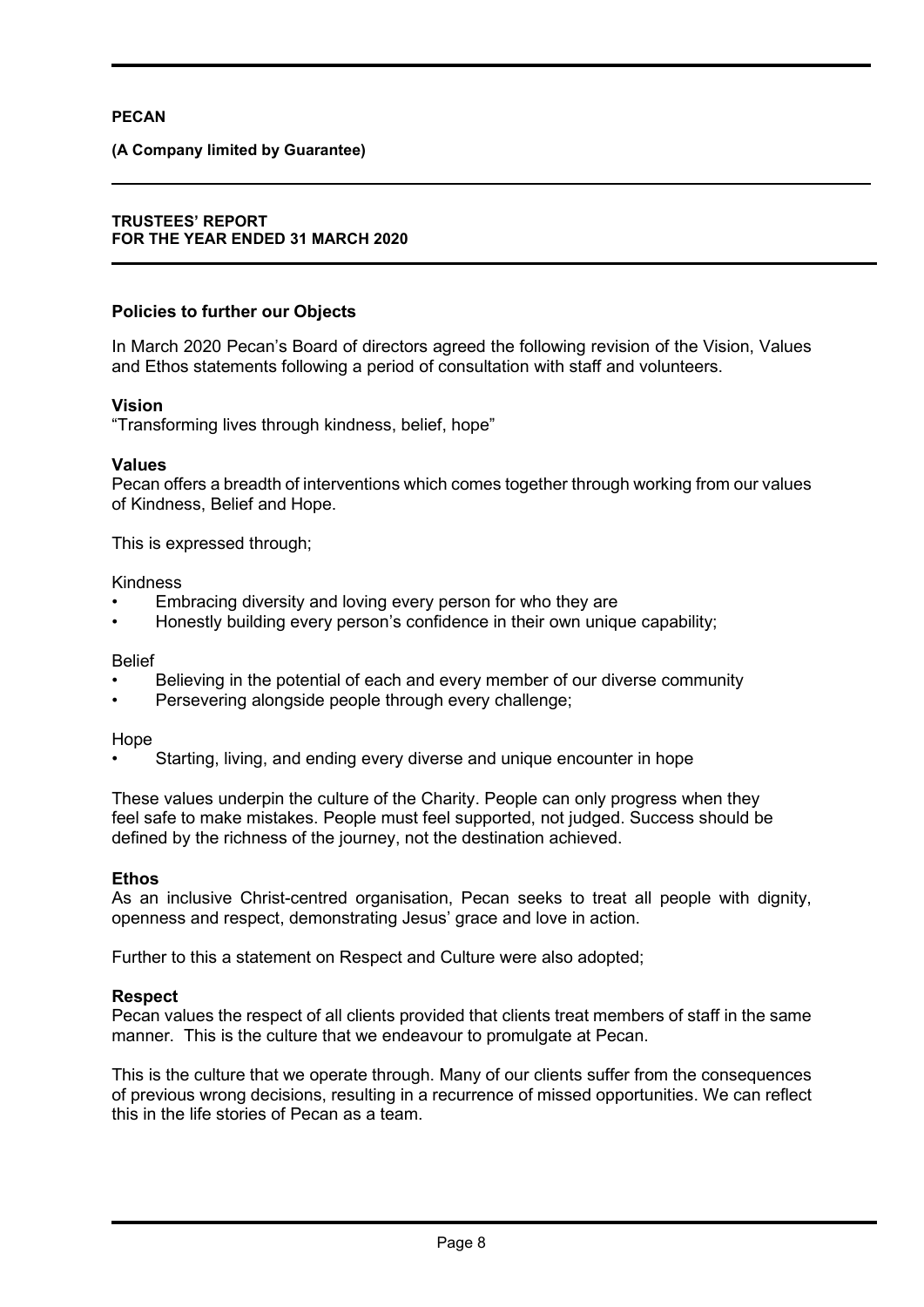## Policies to further our Objects

In March 2020 Pecan's Board of directors agreed the following revision of the Vision, Values and Ethos statements following a period of consultation with staff and volunteers.

### Vision

"Transforming lives through kindness, belief, hope"

### Values

Pecan offers a breadth of interventions which comes together through working from our values of Kindness, Belief and Hope.

This is expressed through;

Kindness

- Embracing diversity and loving every person for who they are
- Honestly building every person's confidence in their own unique capability;

Belief

- Believing in the potential of each and every member of our diverse community
- Persevering alongside people through every challenge;

Hope

- Starting, living, and ending every diverse and unique encounter in hope

These values underpin the culture of the Charity. People can only progress when they feel safe to make mistakes. People must feel supported, not judged. Success should be defined by the richness of the journey, not the destination achieved.

### Ethos

As an inclusive Christ-centred organisation, Pecan seeks to treat all people with dignity, openness and respect, demonstrating Jesus' grace and love in action.

Further to this a statement on Respect and Culture were also adopted;

### Respect

Pecan values the respect of all clients provided that clients treat members of staff in the same manner. This is the culture that we endeavour to promulgate at Pecan.

This is the culture that we operate through. Many of our clients suffer from the consequences of previous wrong decisions, resulting in a recurrence of missed opportunities. We can reflect this in the life stories of Pecan as a team.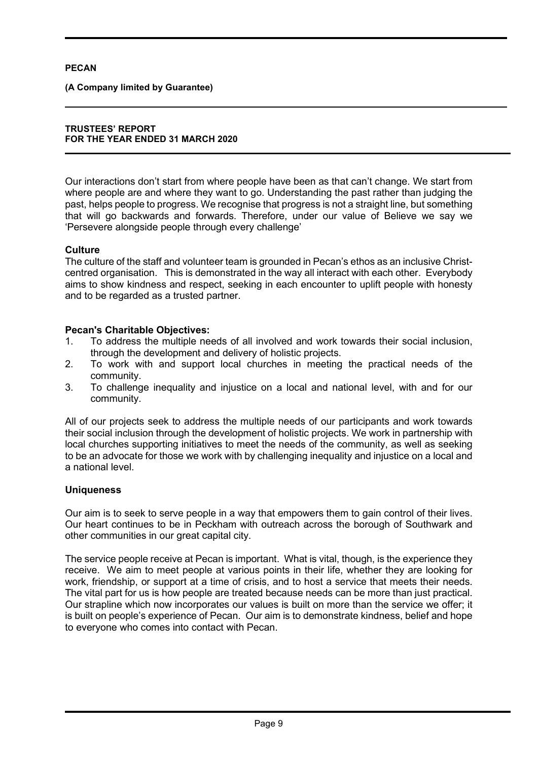Our interactions don't start from where people have been as that can't change. We start from where people are and where they want to go. Understanding the past rather than judging the past, helps people to progress. We recognise that progress is not a straight line, but something that will go backwards and forwards. Therefore, under our value of Believe we say we 'Persevere alongside people through every challenge'

**Culture**

The culture of the staff and volunteer team is grounded in Pecan's ethos as an inclusive Christ-centred organisation. This is demonstrated in the way all interact with each other. Everybody aims to show kindness and respect, seeking in each encounter to uplift people with honesty and to be regarded as a trusted partner.

**Pecan's Charitable Objectives:**

1. To address the multiple needs of all involved and work towards their social inclusion, through the development and delivery of holistic projects.
2. To work with and support local churches in meeting the practical needs of the community.
3. To challenge inequality and injustice on a local and national level, with and for our community.

All of our projects seek to address the multiple needs of our participants and work towards their social inclusion through the development of holistic projects. We work in partnership with local churches supporting initiatives to meet the needs of the community, as well as seeking to be an advocate for those we work with by challenging inequality and injustice on a local and a national level.

**Uniqueness**

Our aim is to seek to serve people in a way that empowers them to gain control of their lives. Our heart continues to be in Peckham with outreach across the borough of Southwark and other communities in our great capital city.

The service people receive at Pecan is important. What is vital, though, is the experience they receive. We aim to meet people at various points in their life, whether they are looking for work, friendship, or support at a time of crisis, and to host a service that meets their needs. The vital part for us is how people are treated because needs can be more than just practical. Our strapline which now incorporates our values is built on more than the service we offer; it is built on people's experience of Pecan. Our aim is to demonstrate kindness, belief and hope to everyone who comes into contact with Pecan.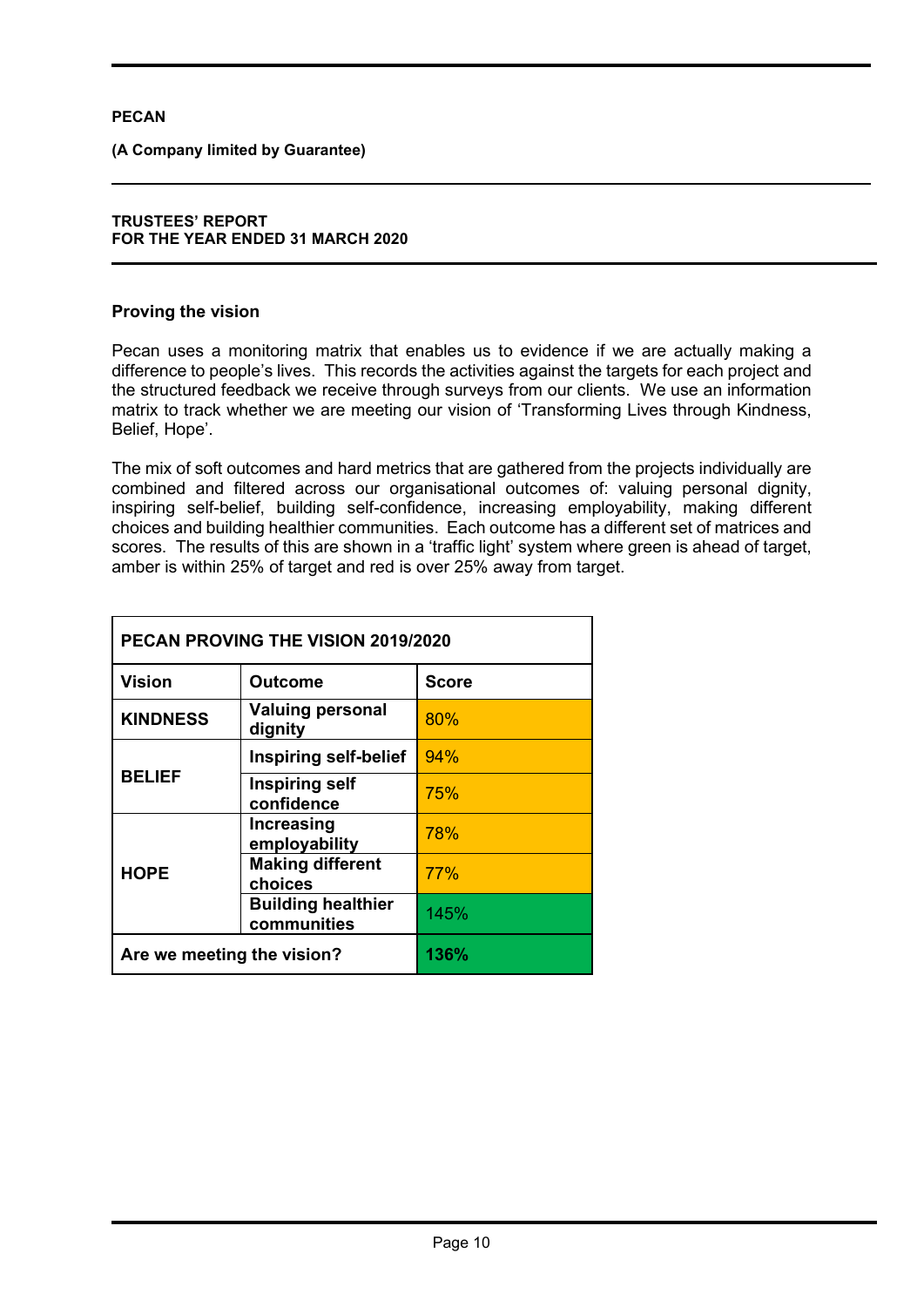PECAN

(A Company limited by Guarantee)

TRUSTEES' REPORT
FOR THE YEAR ENDED 31 MARCH 2020

## Proving the vision

Pecan uses a monitoring matrix that enables us to evidence if we are actually making a difference to people's lives. This records the activities against the targets for each project and the structured feedback we receive through surveys from our clients. We use an information matrix to track whether we are meeting our vision of 'Transforming Lives through Kindness, Belief, Hope'.

The mix of soft outcomes and hard metrics that are gathered from the projects individually are combined and filtered across our organisational outcomes of: valuing personal dignity, inspiring self-belief, building self-confidence, increasing employability, making different choices and building healthier communities. Each outcome has a different set of matrices and scores. The results of this are shown in a 'traffic light' system where green is ahead of target, amber is within 25% of target and red is over 25% away from target.

| PECAN PROVING THE VISION 2019/2020 | | |
|---|---|---|
| **Vision** | **Outcome** | **Score** |
| **KINDNESS** | **Valuing personal dignity** | 80% |
| **BELIEF** | **Inspiring self-belief** | 94% |
| | **Inspiring self confidence** | 75% |
| **HOPE** | **Increasing employability** | 78% |
| | **Making different choices** | 77% |
| | **Building healthier communities** | 145% |
| **Are we meeting the vision?** | | **136%** |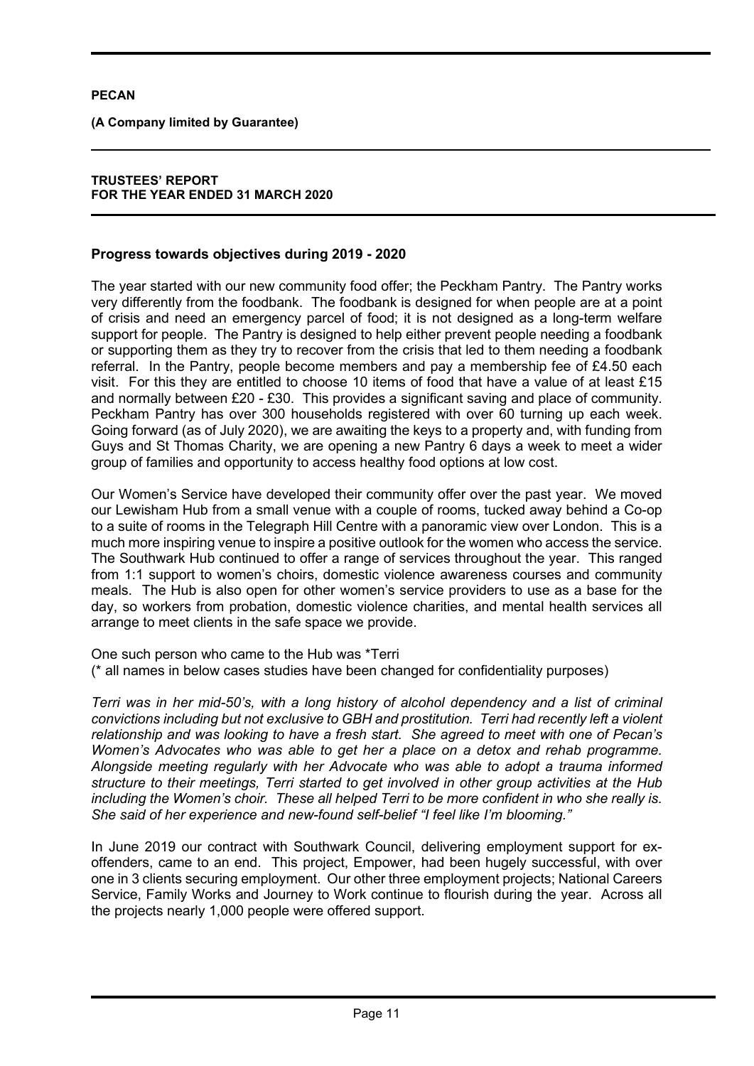**PECAN**

**(A Company limited by Guarantee)**

**TRUSTEES' REPORT**
**FOR THE YEAR ENDED 31 MARCH 2020**

## Progress towards objectives during 2019 - 2020

The year started with our new community food offer; the Peckham Pantry. The Pantry works very differently from the foodbank. The foodbank is designed for when people are at a point of crisis and need an emergency parcel of food; it is not designed as a long-term welfare support for people. The Pantry is designed to help either prevent people needing a foodbank or supporting them as they try to recover from the crisis that led to them needing a foodbank referral. In the Pantry, people become members and pay a membership fee of £4.50 each visit. For this they are entitled to choose 10 items of food that have a value of at least £15 and normally between £20 - £30. This provides a significant saving and place of community. Peckham Pantry has over 300 households registered with over 60 turning up each week. Going forward (as of July 2020), we are awaiting the keys to a property and, with funding from Guys and St Thomas Charity, we are opening a new Pantry 6 days a week to meet a wider group of families and opportunity to access healthy food options at low cost.

Our Women's Service have developed their community offer over the past year. We moved our Lewisham Hub from a small venue with a couple of rooms, tucked away behind a Co-op to a suite of rooms in the Telegraph Hill Centre with a panoramic view over London. This is a much more inspiring venue to inspire a positive outlook for the women who access the service. The Southwark Hub continued to offer a range of services throughout the year. This ranged from 1:1 support to women's choirs, domestic violence awareness courses and community meals. The Hub is also open for other women's service providers to use as a base for the day, so workers from probation, domestic violence charities, and mental health services all arrange to meet clients in the safe space we provide.

One such person who came to the Hub was *Terri
(* all names in below cases studies have been changed for confidentiality purposes)

*Terri was in her mid-50's, with a long history of alcohol dependency and a list of criminal convictions including but not exclusive to GBH and prostitution. Terri had recently left a violent relationship and was looking to have a fresh start. She agreed to meet with one of Pecan's Women's Advocates who was able to get her a place on a detox and rehab programme. Alongside meeting regularly with her Advocate who was able to adopt a trauma informed structure to their meetings, Terri started to get involved in other group activities at the Hub including the Women's choir. These all helped Terri to be more confident in who she really is. She said of her experience and new-found self-belief "I feel like I'm blooming."*

In June 2019 our contract with Southwark Council, delivering employment support for ex-offenders, came to an end. This project, Empower, had been hugely successful, with over one in 3 clients securing employment. Our other three employment projects; National Careers Service, Family Works and Journey to Work continue to flourish during the year. Across all the projects nearly 1,000 people were offered support.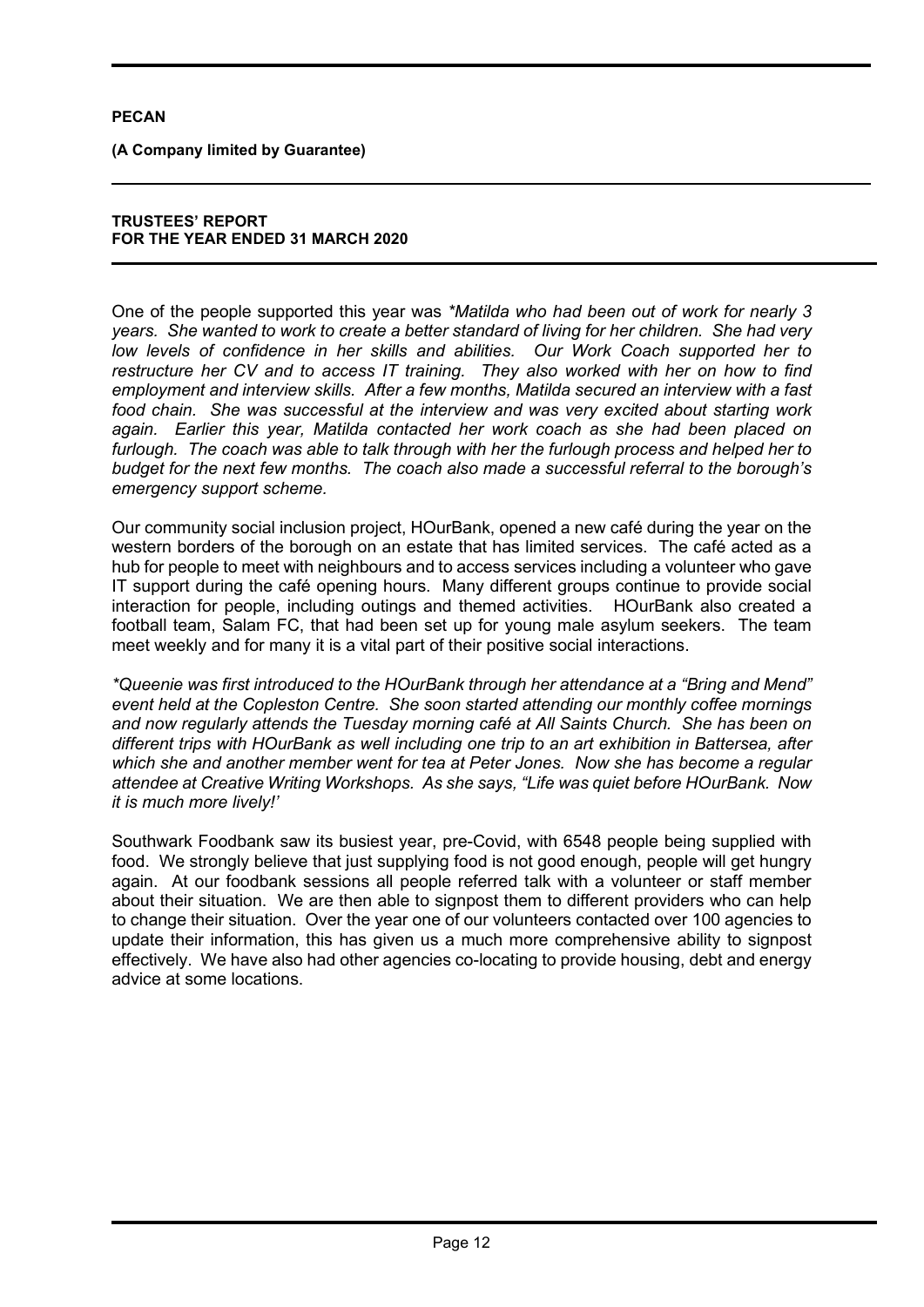**PECAN**

**(A Company limited by Guarantee)**

**TRUSTEES' REPORT**
**FOR THE YEAR ENDED 31 MARCH 2020**

One of the people supported this year was *\*Matilda who had been out of work for nearly 3 years. She wanted to work to create a better standard of living for her children. She had very low levels of confidence in her skills and abilities. Our Work Coach supported her to restructure her CV and to access IT training. They also worked with her on how to find employment and interview skills. After a few months, Matilda secured an interview with a fast food chain. She was successful at the interview and was very excited about starting work again. Earlier this year, Matilda contacted her work coach as she had been placed on furlough. The coach was able to talk through with her the furlough process and helped her to budget for the next few months. The coach also made a successful referral to the borough's emergency support scheme.*

Our community social inclusion project, HOurBank, opened a new café during the year on the western borders of the borough on an estate that has limited services. The café acted as a hub for people to meet with neighbours and to access services including a volunteer who gave IT support during the café opening hours. Many different groups continue to provide social interaction for people, including outings and themed activities. HOurBank also created a football team, Salam FC, that had been set up for young male asylum seekers. The team meet weekly and for many it is a vital part of their positive social interactions.

*\*Queenie was first introduced to the HOurBank through her attendance at a "Bring and Mend" event held at the Copleston Centre. She soon started attending our monthly coffee mornings and now regularly attends the Tuesday morning café at All Saints Church. She has been on different trips with HOurBank as well including one trip to an art exhibition in Battersea, after which she and another member went for tea at Peter Jones. Now she has become a regular attendee at Creative Writing Workshops. As she says, "Life was quiet before HOurBank. Now it is much more lively!'*

Southwark Foodbank saw its busiest year, pre-Covid, with 6548 people being supplied with food. We strongly believe that just supplying food is not good enough, people will get hungry again. At our foodbank sessions all people referred talk with a volunteer or staff member about their situation. We are then able to signpost them to different providers who can help to change their situation. Over the year one of our volunteers contacted over 100 agencies to update their information, this has given us a much more comprehensive ability to signpost effectively. We have also had other agencies co-locating to provide housing, debt and energy advice at some locations.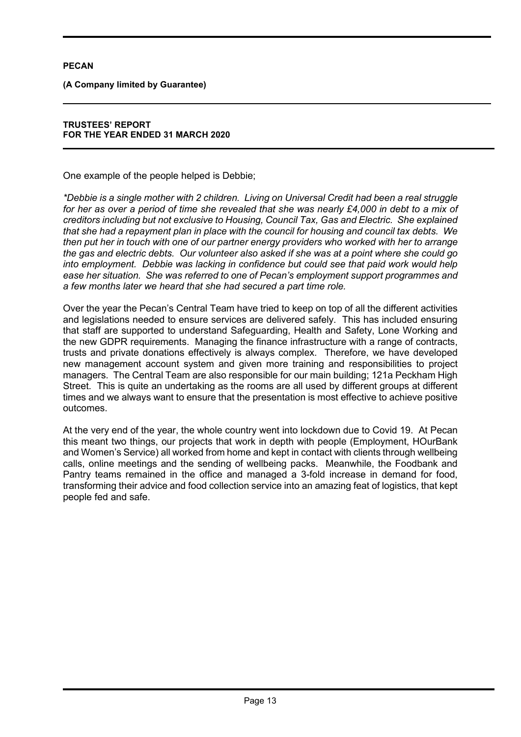One example of the people helped is Debbie;

*\*Debbie is a single mother with 2 children. Living on Universal Credit had been a real struggle for her as over a period of time she revealed that she was nearly £4,000 in debt to a mix of creditors including but not exclusive to Housing, Council Tax, Gas and Electric. She explained that she had a repayment plan in place with the council for housing and council tax debts. We then put her in touch with one of our partner energy providers who worked with her to arrange the gas and electric debts. Our volunteer also asked if she was at a point where she could go into employment. Debbie was lacking in confidence but could see that paid work would help ease her situation. She was referred to one of Pecan's employment support programmes and a few months later we heard that she had secured a part time role.*

Over the year the Pecan's Central Team have tried to keep on top of all the different activities and legislations needed to ensure services are delivered safely. This has included ensuring that staff are supported to understand Safeguarding, Health and Safety, Lone Working and the new GDPR requirements. Managing the finance infrastructure with a range of contracts, trusts and private donations effectively is always complex. Therefore, we have developed new management account system and given more training and responsibilities to project managers. The Central Team are also responsible for our main building; 121a Peckham High Street. This is quite an undertaking as the rooms are all used by different groups at different times and we always want to ensure that the presentation is most effective to achieve positive outcomes.

At the very end of the year, the whole country went into lockdown due to Covid 19. At Pecan this meant two things, our projects that work in depth with people (Employment, HOurBank and Women's Service) all worked from home and kept in contact with clients through wellbeing calls, online meetings and the sending of wellbeing packs. Meanwhile, the Foodbank and Pantry teams remained in the office and managed a 3-fold increase in demand for food, transforming their advice and food collection service into an amazing feat of logistics, that kept people fed and safe.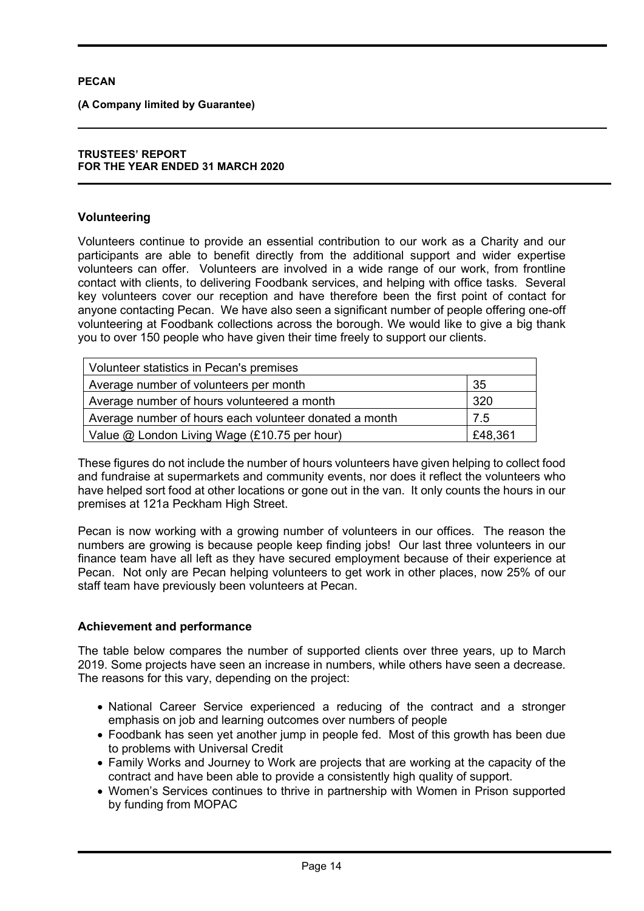**PECAN**

**(A Company limited by Guarantee)**

**TRUSTEES' REPORT**
**FOR THE YEAR ENDED 31 MARCH 2020**

## Volunteering

Volunteers continue to provide an essential contribution to our work as a Charity and our participants are able to benefit directly from the additional support and wider expertise volunteers can offer. Volunteers are involved in a wide range of our work, from frontline contact with clients, to delivering Foodbank services, and helping with office tasks. Several key volunteers cover our reception and have therefore been the first point of contact for anyone contacting Pecan. We have also seen a significant number of people offering one-off volunteering at Foodbank collections across the borough. We would like to give a big thank you to over 150 people who have given their time freely to support our clients.

| Volunteer statistics in Pecan's premises | |
|---|---|
| Average number of volunteers per month | 35 |
| Average number of hours volunteered a month | 320 |
| Average number of hours each volunteer donated a month | 7.5 |
| Value @ London Living Wage (£10.75 per hour) | £48,361 |

These figures do not include the number of hours volunteers have given helping to collect food and fundraise at supermarkets and community events, nor does it reflect the volunteers who have helped sort food at other locations or gone out in the van. It only counts the hours in our premises at 121a Peckham High Street.

Pecan is now working with a growing number of volunteers in our offices. The reason the numbers are growing is because people keep finding jobs! Our last three volunteers in our finance team have all left as they have secured employment because of their experience at Pecan. Not only are Pecan helping volunteers to get work in other places, now 25% of our staff team have previously been volunteers at Pecan.

## Achievement and performance

The table below compares the number of supported clients over three years, up to March 2019. Some projects have seen an increase in numbers, while others have seen a decrease. The reasons for this vary, depending on the project:

- National Career Service experienced a reducing of the contract and a stronger emphasis on job and learning outcomes over numbers of people
- Foodbank has seen yet another jump in people fed. Most of this growth has been due to problems with Universal Credit
- Family Works and Journey to Work are projects that are working at the capacity of the contract and have been able to provide a consistently high quality of support.
- Women's Services continues to thrive in partnership with Women in Prison supported by funding from MOPAC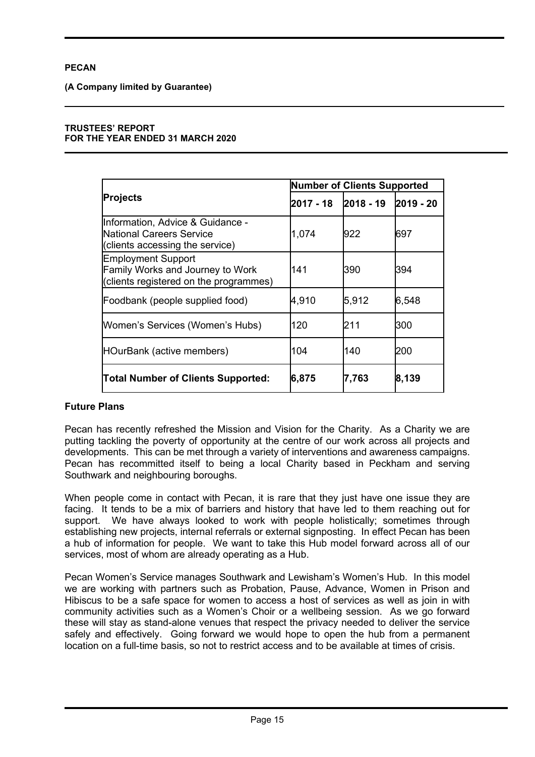| Projects | Number of Clients Supported | | |
|---|---|---|---|
| | 2017 - 18 | 2018 - 19 | 2019 - 20 |
| Information, Advice & Guidance - National Careers Service (clients accessing the service) | 1,074 | 922 | 697 |
| Employment Support Family Works and Journey to Work (clients registered on the programmes) | 141 | 390 | 394 |
| Foodbank (people supplied food) | 4,910 | 5,912 | 6,548 |
| Women's Services (Women's Hubs) | 120 | 211 | 300 |
| HOurBank (active members) | 104 | 140 | 200 |
| **Total Number of Clients Supported:** | **6,875** | **7,763** | **8,139** |

### Future Plans

Pecan has recently refreshed the Mission and Vision for the Charity. As a Charity we are putting tackling the poverty of opportunity at the centre of our work across all projects and developments. This can be met through a variety of interventions and awareness campaigns. Pecan has recommitted itself to being a local Charity based in Peckham and serving Southwark and neighbouring boroughs.

When people come in contact with Pecan, it is rare that they just have one issue they are facing. It tends to be a mix of barriers and history that have led to them reaching out for support. We have always looked to work with people holistically; sometimes through establishing new projects, internal referrals or external signposting. In effect Pecan has been a hub of information for people. We want to take this Hub model forward across all of our services, most of whom are already operating as a Hub.

Pecan Women's Service manages Southwark and Lewisham's Women's Hub. In this model we are working with partners such as Probation, Pause, Advance, Women in Prison and Hibiscus to be a safe space for women to access a host of services as well as join in with community activities such as a Women's Choir or a wellbeing session. As we go forward these will stay as stand-alone venues that respect the privacy needed to deliver the service safely and effectively. Going forward we would hope to open the hub from a permanent location on a full-time basis, so not to restrict access and to be available at times of crisis.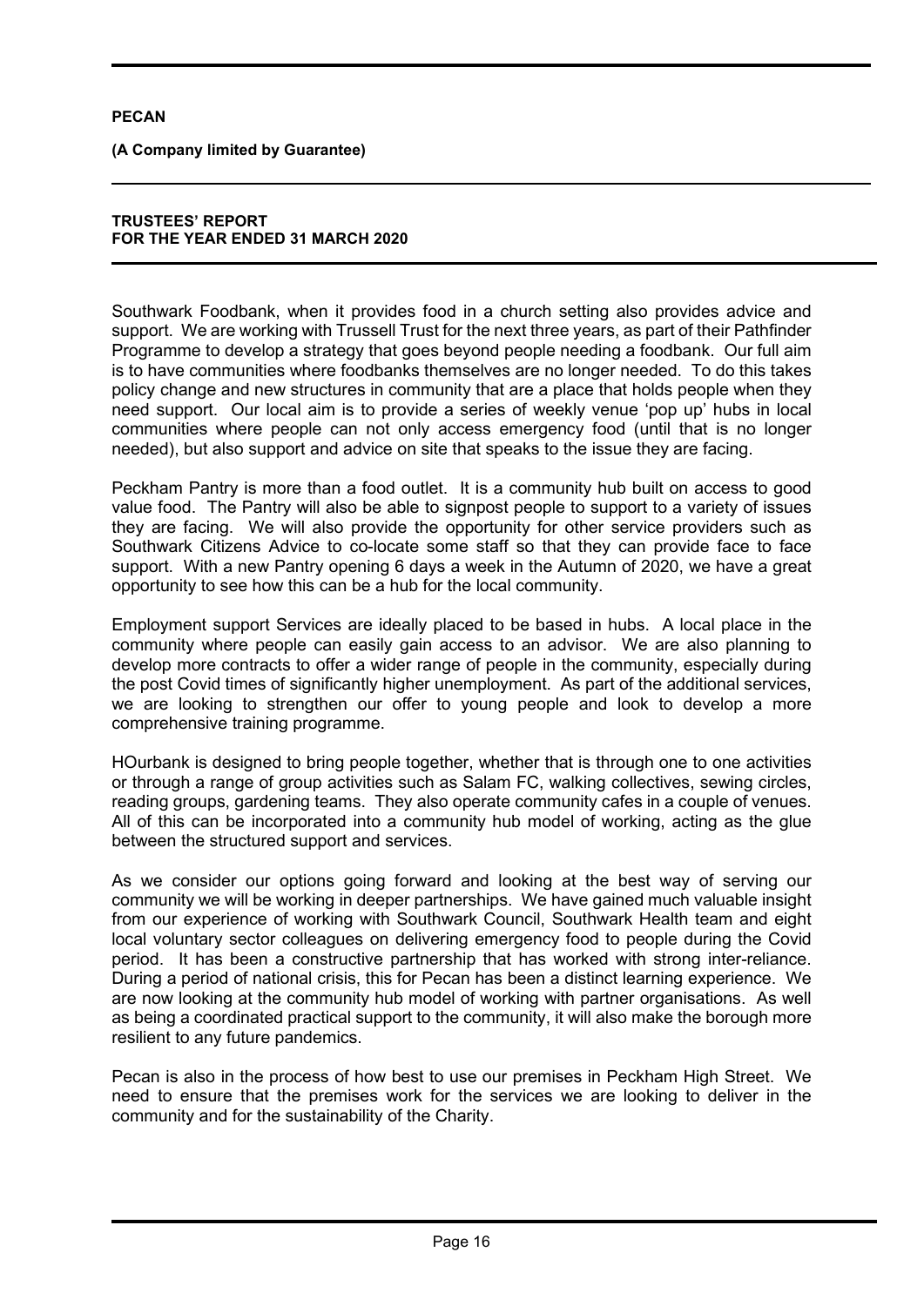Southwark Foodbank, when it provides food in a church setting also provides advice and support. We are working with Trussell Trust for the next three years, as part of their Pathfinder Programme to develop a strategy that goes beyond people needing a foodbank. Our full aim is to have communities where foodbanks themselves are no longer needed. To do this takes policy change and new structures in community that are a place that holds people when they need support. Our local aim is to provide a series of weekly venue 'pop up' hubs in local communities where people can not only access emergency food (until that is no longer needed), but also support and advice on site that speaks to the issue they are facing.

Peckham Pantry is more than a food outlet. It is a community hub built on access to good value food. The Pantry will also be able to signpost people to support to a variety of issues they are facing. We will also provide the opportunity for other service providers such as Southwark Citizens Advice to co-locate some staff so that they can provide face to face support. With a new Pantry opening 6 days a week in the Autumn of 2020, we have a great opportunity to see how this can be a hub for the local community.

Employment support Services are ideally placed to be based in hubs. A local place in the community where people can easily gain access to an advisor. We are also planning to develop more contracts to offer a wider range of people in the community, especially during the post Covid times of significantly higher unemployment. As part of the additional services, we are looking to strengthen our offer to young people and look to develop a more comprehensive training programme.

HOurbank is designed to bring people together, whether that is through one to one activities or through a range of group activities such as Salam FC, walking collectives, sewing circles, reading groups, gardening teams. They also operate community cafes in a couple of venues. All of this can be incorporated into a community hub model of working, acting as the glue between the structured support and services.

As we consider our options going forward and looking at the best way of serving our community we will be working in deeper partnerships. We have gained much valuable insight from our experience of working with Southwark Council, Southwark Health team and eight local voluntary sector colleagues on delivering emergency food to people during the Covid period. It has been a constructive partnership that has worked with strong inter-reliance. During a period of national crisis, this for Pecan has been a distinct learning experience. We are now looking at the community hub model of working with partner organisations. As well as being a coordinated practical support to the community, it will also make the borough more resilient to any future pandemics.

Pecan is also in the process of how best to use our premises in Peckham High Street. We need to ensure that the premises work for the services we are looking to deliver in the community and for the sustainability of the Charity.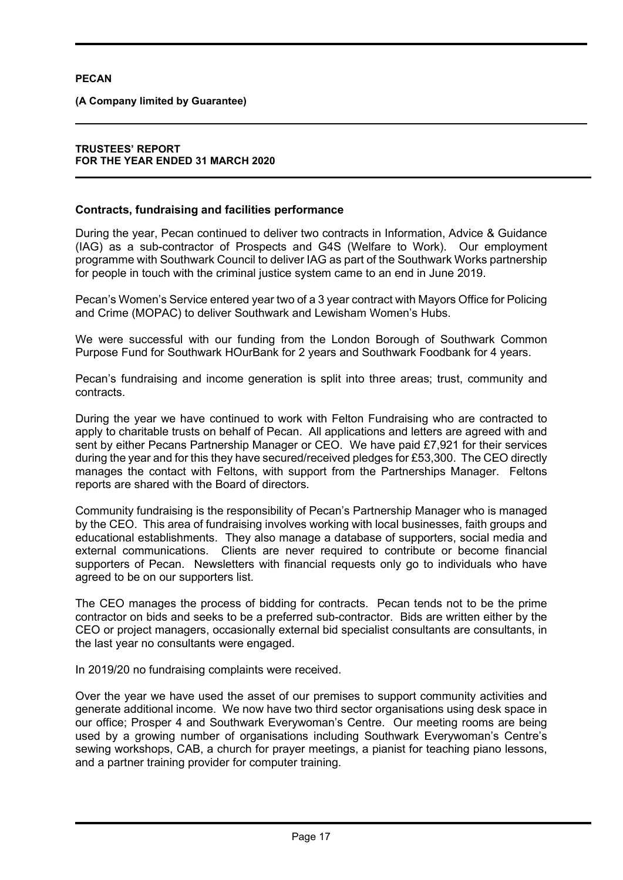## Contracts, fundraising and facilities performance

During the year, Pecan continued to deliver two contracts in Information, Advice & Guidance (IAG) as a sub-contractor of Prospects and G4S (Welfare to Work). Our employment programme with Southwark Council to deliver IAG as part of the Southwark Works partnership for people in touch with the criminal justice system came to an end in June 2019.

Pecan's Women's Service entered year two of a 3 year contract with Mayors Office for Policing and Crime (MOPAC) to deliver Southwark and Lewisham Women's Hubs.

We were successful with our funding from the London Borough of Southwark Common Purpose Fund for Southwark HOurBank for 2 years and Southwark Foodbank for 4 years.

Pecan's fundraising and income generation is split into three areas; trust, community and contracts.

During the year we have continued to work with Felton Fundraising who are contracted to apply to charitable trusts on behalf of Pecan. All applications and letters are agreed with and sent by either Pecans Partnership Manager or CEO. We have paid £7,921 for their services during the year and for this they have secured/received pledges for £53,300. The CEO directly manages the contact with Feltons, with support from the Partnerships Manager. Feltons reports are shared with the Board of directors.

Community fundraising is the responsibility of Pecan's Partnership Manager who is managed by the CEO. This area of fundraising involves working with local businesses, faith groups and educational establishments. They also manage a database of supporters, social media and external communications. Clients are never required to contribute or become financial supporters of Pecan. Newsletters with financial requests only go to individuals who have agreed to be on our supporters list.

The CEO manages the process of bidding for contracts. Pecan tends not to be the prime contractor on bids and seeks to be a preferred sub-contractor. Bids are written either by the CEO or project managers, occasionally external bid specialist consultants are consultants, in the last year no consultants were engaged.

In 2019/20 no fundraising complaints were received.

Over the year we have used the asset of our premises to support community activities and generate additional income. We now have two third sector organisations using desk space in our office; Prosper 4 and Southwark Everywoman's Centre. Our meeting rooms are being used by a growing number of organisations including Southwark Everywoman's Centre's sewing workshops, CAB, a church for prayer meetings, a pianist for teaching piano lessons, and a partner training provider for computer training.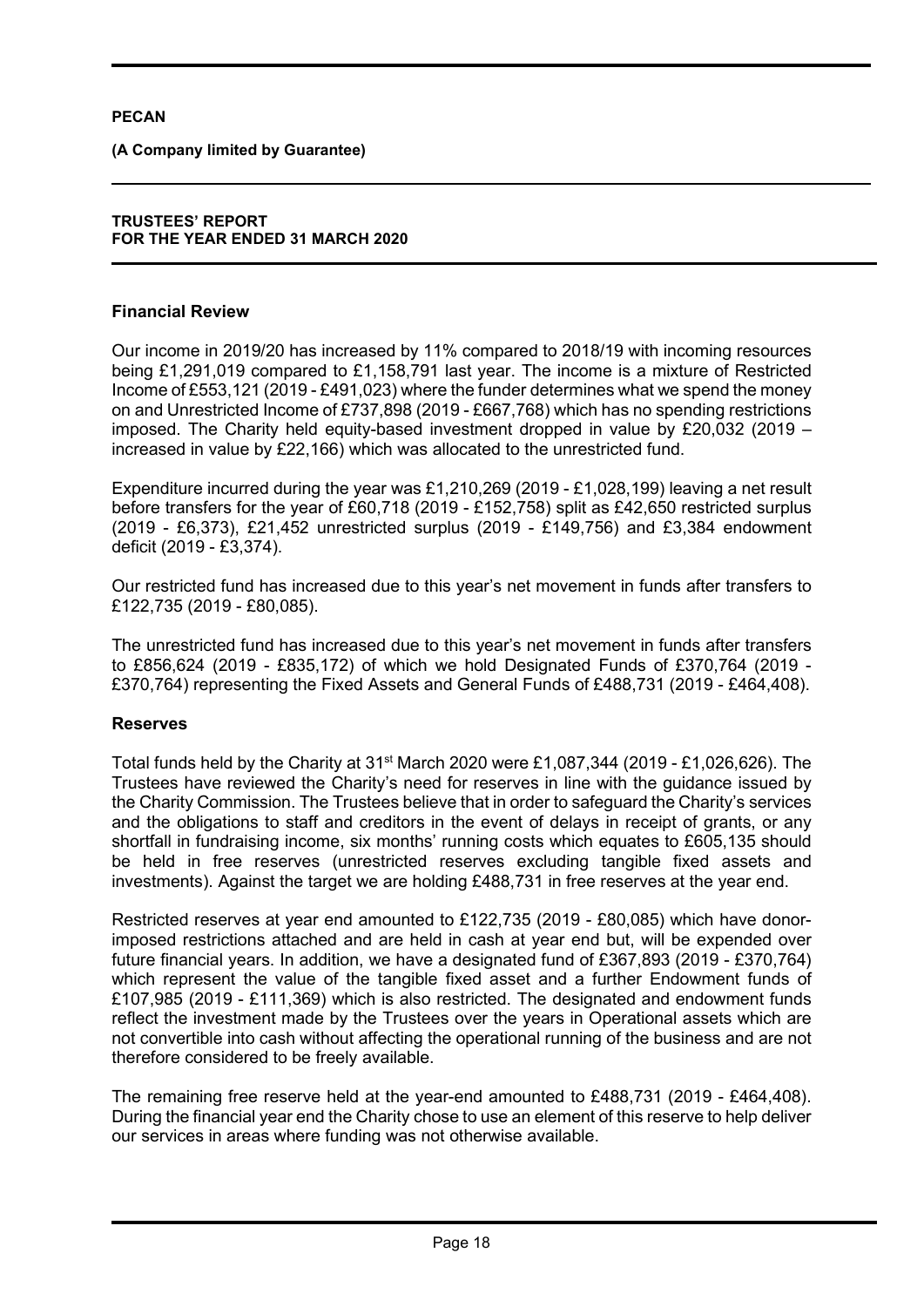**PECAN**

**(A Company limited by Guarantee)**

**TRUSTEES' REPORT**
**FOR THE YEAR ENDED 31 MARCH 2020**

## Financial Review

Our income in 2019/20 has increased by 11% compared to 2018/19 with incoming resources being £1,291,019 compared to £1,158,791 last year. The income is a mixture of Restricted Income of £553,121 (2019 - £491,023) where the funder determines what we spend the money on and Unrestricted Income of £737,898 (2019 - £667,768) which has no spending restrictions imposed. The Charity held equity-based investment dropped in value by £20,032 (2019 – increased in value by £22,166) which was allocated to the unrestricted fund.

Expenditure incurred during the year was £1,210,269 (2019 - £1,028,199) leaving a net result before transfers for the year of £60,718 (2019 - £152,758) split as £42,650 restricted surplus (2019 - £6,373), £21,452 unrestricted surplus (2019 - £149,756) and £3,384 endowment deficit (2019 - £3,374).

Our restricted fund has increased due to this year's net movement in funds after transfers to £122,735 (2019 - £80,085).

The unrestricted fund has increased due to this year's net movement in funds after transfers to £856,624 (2019 - £835,172) of which we hold Designated Funds of £370,764 (2019 - £370,764) representing the Fixed Assets and General Funds of £488,731 (2019 - £464,408).

## Reserves

Total funds held by the Charity at 31st March 2020 were £1,087,344 (2019 - £1,026,626). The Trustees have reviewed the Charity's need for reserves in line with the guidance issued by the Charity Commission. The Trustees believe that in order to safeguard the Charity's services and the obligations to staff and creditors in the event of delays in receipt of grants, or any shortfall in fundraising income, six months' running costs which equates to £605,135 should be held in free reserves (unrestricted reserves excluding tangible fixed assets and investments). Against the target we are holding £488,731 in free reserves at the year end.

Restricted reserves at year end amounted to £122,735 (2019 - £80,085) which have donor-imposed restrictions attached and are held in cash at year end but, will be expended over future financial years. In addition, we have a designated fund of £367,893 (2019 - £370,764) which represent the value of the tangible fixed asset and a further Endowment funds of £107,985 (2019 - £111,369) which is also restricted. The designated and endowment funds reflect the investment made by the Trustees over the years in Operational assets which are not convertible into cash without affecting the operational running of the business and are not therefore considered to be freely available.

The remaining free reserve held at the year-end amounted to £488,731 (2019 - £464,408). During the financial year end the Charity chose to use an element of this reserve to help deliver our services in areas where funding was not otherwise available.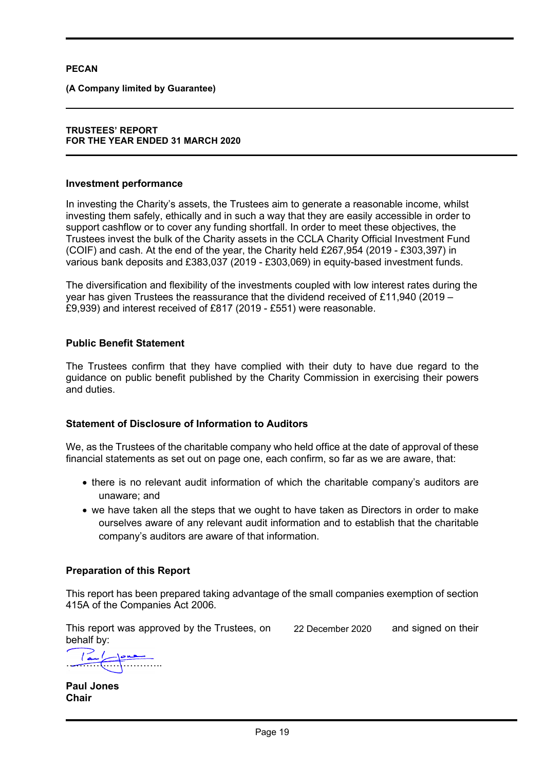**PECAN**

**(A Company limited by Guarantee)**

**TRUSTEES' REPORT**
**FOR THE YEAR ENDED 31 MARCH 2020**

## Investment performance

In investing the Charity's assets, the Trustees aim to generate a reasonable income, whilst investing them safely, ethically and in such a way that they are easily accessible in order to support cashflow or to cover any funding shortfall. In order to meet these objectives, the Trustees invest the bulk of the Charity assets in the CCLA Charity Official Investment Fund (COIF) and cash. At the end of the year, the Charity held £267,954 (2019 - £303,397) in various bank deposits and £383,037 (2019 - £303,069) in equity-based investment funds.

The diversification and flexibility of the investments coupled with low interest rates during the year has given Trustees the reassurance that the dividend received of £11,940 (2019 – £9,939) and interest received of £817 (2019 - £551) were reasonable.

## Public Benefit Statement

The Trustees confirm that they have complied with their duty to have due regard to the guidance on public benefit published by the Charity Commission in exercising their powers and duties.

## Statement of Disclosure of Information to Auditors

We, as the Trustees of the charitable company who held office at the date of approval of these financial statements as set out on page one, each confirm, so far as we are aware, that:

- there is no relevant audit information of which the charitable company's auditors are unaware; and
- we have taken all the steps that we ought to have taken as Directors in order to make ourselves aware of any relevant audit information and to establish that the charitable company's auditors are aware of that information.

## Preparation of this Report

This report has been prepared taking advantage of the small companies exemption of section 415A of the Companies Act 2006.

This report was approved by the Trustees, on 22 December 2020 and signed on their behalf by:

………………………..

**Paul Jones**
**Chair**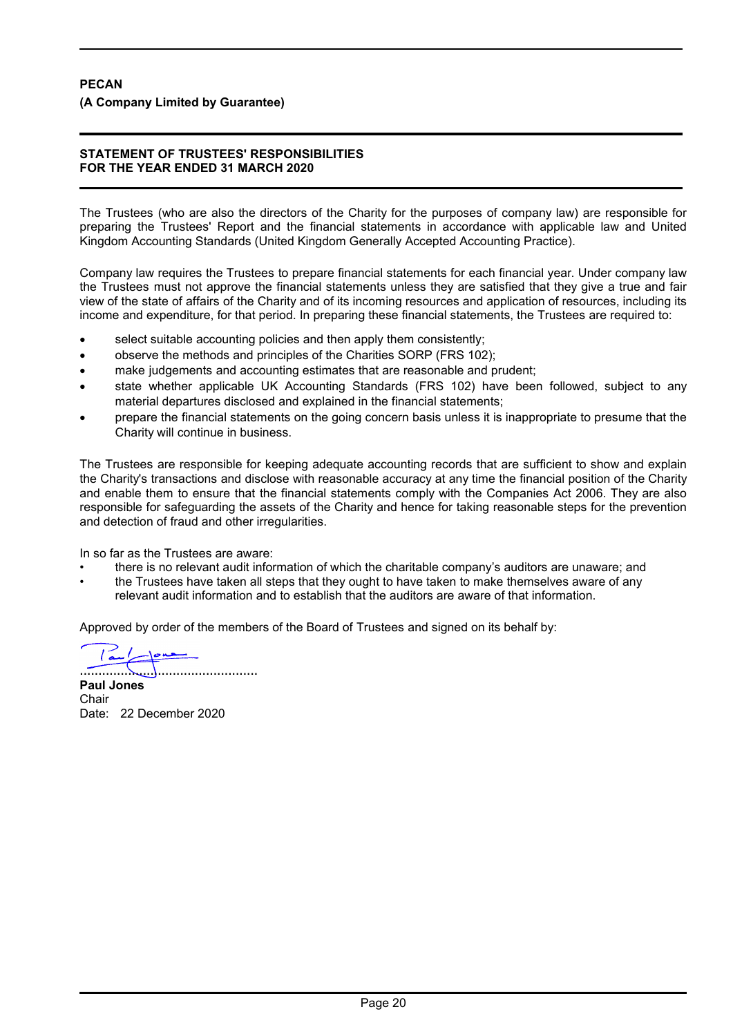**PECAN**

**(A Company Limited by Guarantee)**

## STATEMENT OF TRUSTEES' RESPONSIBILITIES
## FOR THE YEAR ENDED 31 MARCH 2020

The Trustees (who are also the directors of the Charity for the purposes of company law) are responsible for preparing the Trustees' Report and the financial statements in accordance with applicable law and United Kingdom Accounting Standards (United Kingdom Generally Accepted Accounting Practice).

Company law requires the Trustees to prepare financial statements for each financial year. Under company law the Trustees must not approve the financial statements unless they are satisfied that they give a true and fair view of the state of affairs of the Charity and of its incoming resources and application of resources, including its income and expenditure, for that period. In preparing these financial statements, the Trustees are required to:

- select suitable accounting policies and then apply them consistently;
- observe the methods and principles of the Charities SORP (FRS 102);
- make judgements and accounting estimates that are reasonable and prudent;
- state whether applicable UK Accounting Standards (FRS 102) have been followed, subject to any material departures disclosed and explained in the financial statements;
- prepare the financial statements on the going concern basis unless it is inappropriate to presume that the Charity will continue in business.

The Trustees are responsible for keeping adequate accounting records that are sufficient to show and explain the Charity's transactions and disclose with reasonable accuracy at any time the financial position of the Charity and enable them to ensure that the financial statements comply with the Companies Act 2006. They are also responsible for safeguarding the assets of the Charity and hence for taking reasonable steps for the prevention and detection of fraud and other irregularities.

In so far as the Trustees are aware:

- there is no relevant audit information of which the charitable company's auditors are unaware; and
- the Trustees have taken all steps that they ought to have taken to make themselves aware of any relevant audit information and to establish that the auditors are aware of that information.

Approved by order of the members of the Board of Trustees and signed on its behalf by:

................................................

**Paul Jones**
Chair
Date: 22 December 2020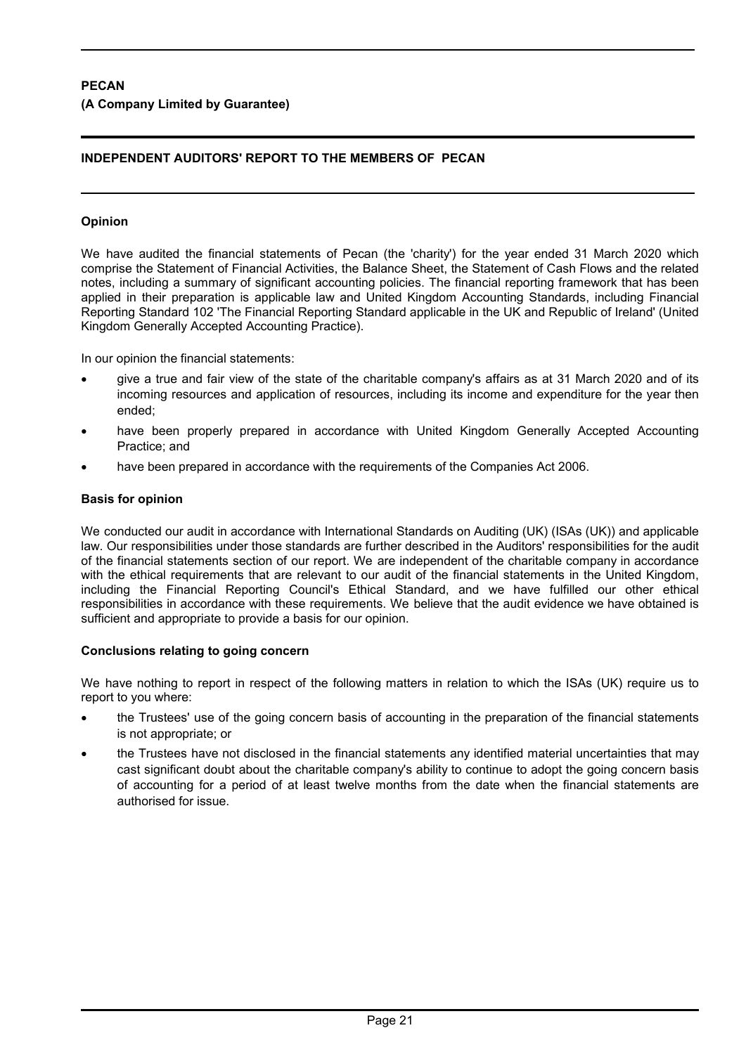**PECAN**

**(A Company Limited by Guarantee)**

## INDEPENDENT AUDITORS' REPORT TO THE MEMBERS OF PECAN

### Opinion

We have audited the financial statements of Pecan (the 'charity') for the year ended 31 March 2020 which comprise the Statement of Financial Activities, the Balance Sheet, the Statement of Cash Flows and the related notes, including a summary of significant accounting policies. The financial reporting framework that has been applied in their preparation is applicable law and United Kingdom Accounting Standards, including Financial Reporting Standard 102 'The Financial Reporting Standard applicable in the UK and Republic of Ireland' (United Kingdom Generally Accepted Accounting Practice).

In our opinion the financial statements:

- give a true and fair view of the state of the charitable company's affairs as at 31 March 2020 and of its incoming resources and application of resources, including its income and expenditure for the year then ended;
- have been properly prepared in accordance with United Kingdom Generally Accepted Accounting Practice; and
- have been prepared in accordance with the requirements of the Companies Act 2006.

### Basis for opinion

We conducted our audit in accordance with International Standards on Auditing (UK) (ISAs (UK)) and applicable law. Our responsibilities under those standards are further described in the Auditors' responsibilities for the audit of the financial statements section of our report. We are independent of the charitable company in accordance with the ethical requirements that are relevant to our audit of the financial statements in the United Kingdom, including the Financial Reporting Council's Ethical Standard, and we have fulfilled our other ethical responsibilities in accordance with these requirements. We believe that the audit evidence we have obtained is sufficient and appropriate to provide a basis for our opinion.

### Conclusions relating to going concern

We have nothing to report in respect of the following matters in relation to which the ISAs (UK) require us to report to you where:

- the Trustees' use of the going concern basis of accounting in the preparation of the financial statements is not appropriate; or
- the Trustees have not disclosed in the financial statements any identified material uncertainties that may cast significant doubt about the charitable company's ability to continue to adopt the going concern basis of accounting for a period of at least twelve months from the date when the financial statements are authorised for issue.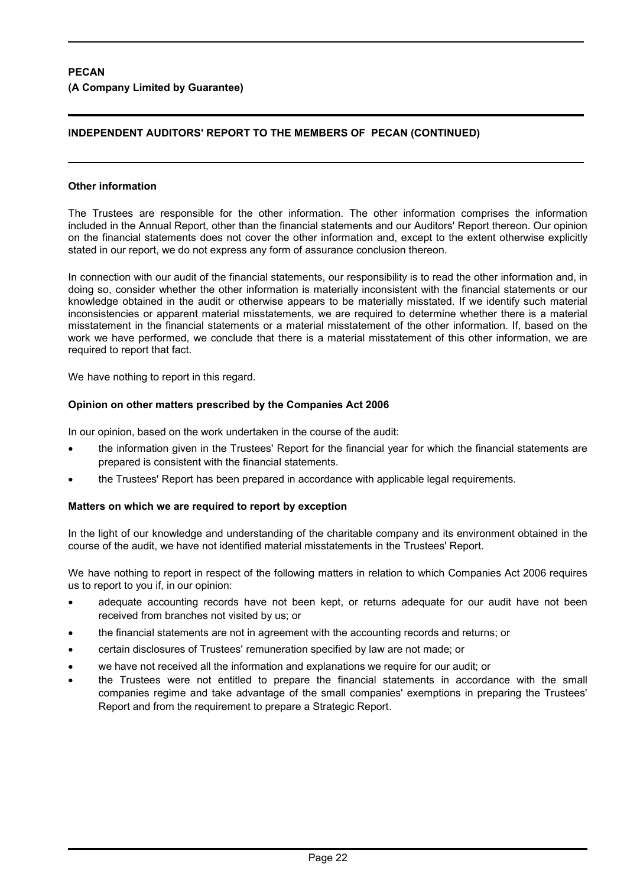## INDEPENDENT AUDITORS' REPORT TO THE MEMBERS OF PECAN (CONTINUED)

### Other information

The Trustees are responsible for the other information. The other information comprises the information included in the Annual Report, other than the financial statements and our Auditors' Report thereon. Our opinion on the financial statements does not cover the other information and, except to the extent otherwise explicitly stated in our report, we do not express any form of assurance conclusion thereon.

In connection with our audit of the financial statements, our responsibility is to read the other information and, in doing so, consider whether the other information is materially inconsistent with the financial statements or our knowledge obtained in the audit or otherwise appears to be materially misstated. If we identify such material inconsistencies or apparent material misstatements, we are required to determine whether there is a material misstatement in the financial statements or a material misstatement of the other information. If, based on the work we have performed, we conclude that there is a material misstatement of this other information, we are required to report that fact.

We have nothing to report in this regard.

### Opinion on other matters prescribed by the Companies Act 2006

In our opinion, based on the work undertaken in the course of the audit:

- the information given in the Trustees' Report for the financial year for which the financial statements are prepared is consistent with the financial statements.
- the Trustees' Report has been prepared in accordance with applicable legal requirements.

### Matters on which we are required to report by exception

In the light of our knowledge and understanding of the charitable company and its environment obtained in the course of the audit, we have not identified material misstatements in the Trustees' Report.

We have nothing to report in respect of the following matters in relation to which Companies Act 2006 requires us to report to you if, in our opinion:

- adequate accounting records have not been kept, or returns adequate for our audit have not been received from branches not visited by us; or
- the financial statements are not in agreement with the accounting records and returns; or
- certain disclosures of Trustees' remuneration specified by law are not made; or
- we have not received all the information and explanations we require for our audit; or
- the Trustees were not entitled to prepare the financial statements in accordance with the small companies regime and take advantage of the small companies' exemptions in preparing the Trustees' Report and from the requirement to prepare a Strategic Report.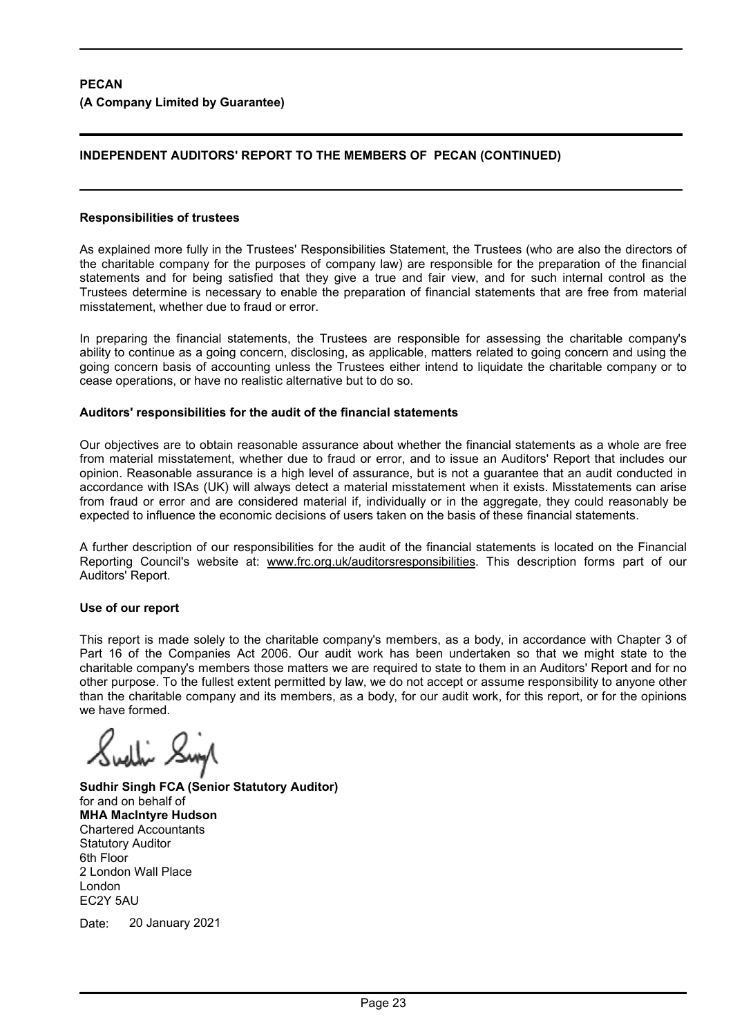**PECAN**
**(A Company Limited by Guarantee)**

## INDEPENDENT AUDITORS' REPORT TO THE MEMBERS OF PECAN (CONTINUED)

### Responsibilities of trustees

As explained more fully in the Trustees' Responsibilities Statement, the Trustees (who are also the directors of the charitable company for the purposes of company law) are responsible for the preparation of the financial statements and for being satisfied that they give a true and fair view, and for such internal control as the Trustees determine is necessary to enable the preparation of financial statements that are free from material misstatement, whether due to fraud or error.

In preparing the financial statements, the Trustees are responsible for assessing the charitable company's ability to continue as a going concern, disclosing, as applicable, matters related to going concern and using the going concern basis of accounting unless the Trustees either intend to liquidate the charitable company or to cease operations, or have no realistic alternative but to do so.

### Auditors' responsibilities for the audit of the financial statements

Our objectives are to obtain reasonable assurance about whether the financial statements as a whole are free from material misstatement, whether due to fraud or error, and to issue an Auditors' Report that includes our opinion. Reasonable assurance is a high level of assurance, but is not a guarantee that an audit conducted in accordance with ISAs (UK) will always detect a material misstatement when it exists. Misstatements can arise from fraud or error and are considered material if, individually or in the aggregate, they could reasonably be expected to influence the economic decisions of users taken on the basis of these financial statements.

A further description of our responsibilities for the audit of the financial statements is located on the Financial Reporting Council's website at: www.frc.org.uk/auditorsresponsibilities. This description forms part of our Auditors' Report.

### Use of our report

This report is made solely to the charitable company's members, as a body, in accordance with Chapter 3 of Part 16 of the Companies Act 2006. Our audit work has been undertaken so that we might state to the charitable company's members those matters we are required to state to them in an Auditors' Report and for no other purpose. To the fullest extent permitted by law, we do not accept or assume responsibility to anyone other than the charitable company and its members, as a body, for our audit work, for this report, or for the opinions we have formed.

**Sudhir Singh FCA (Senior Statutory Auditor)**
for and on behalf of
**MHA MacIntyre Hudson**
Chartered Accountants
Statutory Auditor
6th Floor
2 London Wall Place
London
EC2Y 5AU

Date: 20 January 2021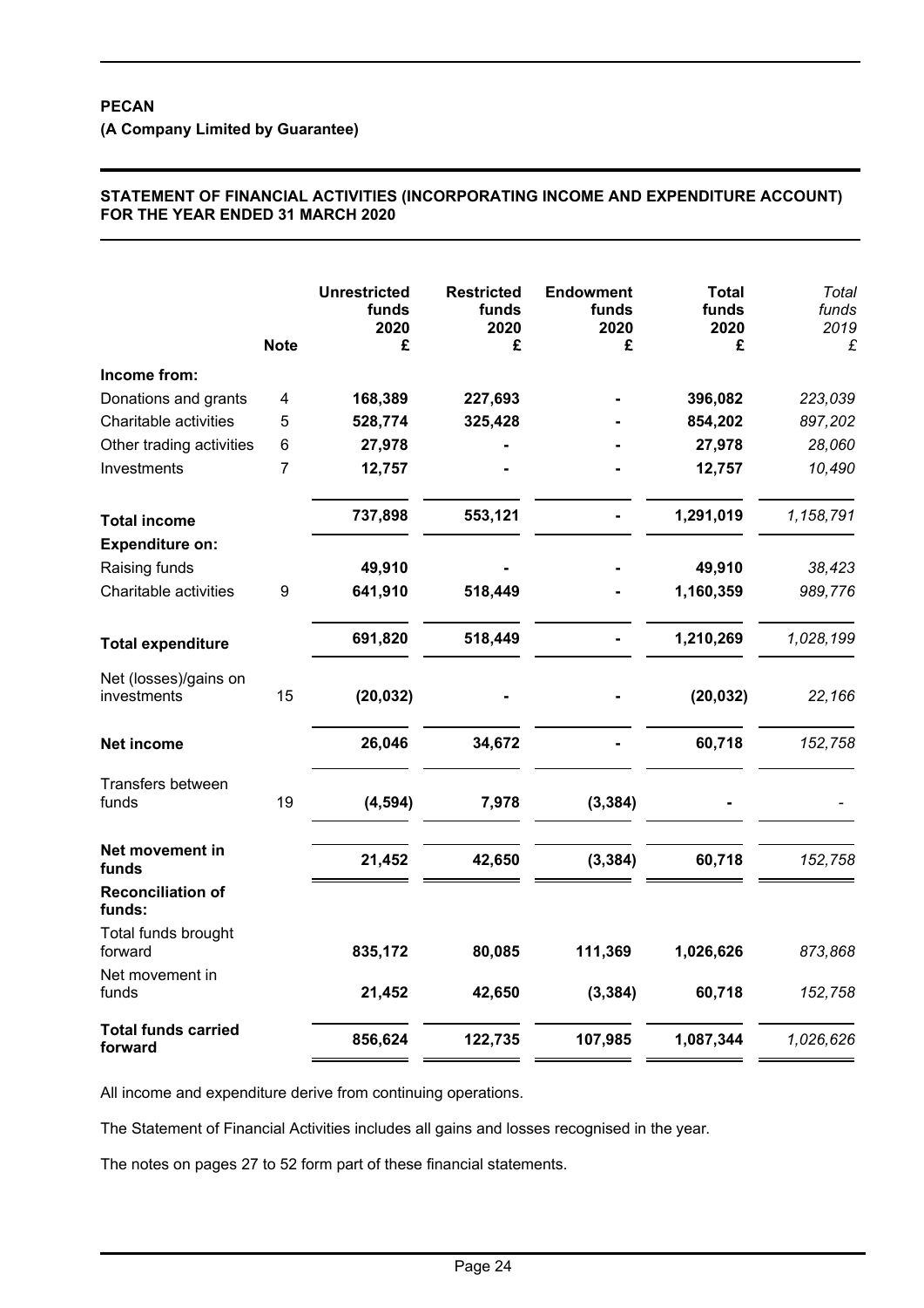**PECAN**

**(A Company Limited by Guarantee)**

**STATEMENT OF FINANCIAL ACTIVITIES (INCORPORATING INCOME AND EXPENDITURE ACCOUNT) FOR THE YEAR ENDED 31 MARCH 2020**

| | Note | Unrestricted funds 2020 £ | Restricted funds 2020 £ | Endowment funds 2020 £ | Total funds 2020 £ | *Total funds 2019 £* |
|---|---|---|---|---|---|---|
| **Income from:** | | | | | | |
| Donations and grants | 4 | **168,389** | **227,693** | **-** | **396,082** | *223,039* |
| Charitable activities | 5 | **528,774** | **325,428** | **-** | **854,202** | *897,202* |
| Other trading activities | 6 | **27,978** | **-** | **-** | **27,978** | *28,060* |
| Investments | 7 | **12,757** | **-** | **-** | **12,757** | *10,490* |
| **Total income** | | **737,898** | **553,121** | **-** | **1,291,019** | *1,158,791* |
| **Expenditure on:** | | | | | | |
| Raising funds | | **49,910** | **-** | **-** | **49,910** | *38,423* |
| Charitable activities | 9 | **641,910** | **518,449** | **-** | **1,160,359** | *989,776* |
| **Total expenditure** | | **691,820** | **518,449** | **-** | **1,210,269** | *1,028,199* |
| Net (losses)/gains on investments | 15 | **(20,032)** | **-** | **-** | **(20,032)** | *22,166* |
| **Net income** | | **26,046** | **34,672** | **-** | **60,718** | *152,758* |
| Transfers between funds | 19 | **(4,594)** | **7,978** | **(3,384)** | **-** | *-* |
| **Net movement in funds** | | **21,452** | **42,650** | **(3,384)** | **60,718** | *152,758* |
| **Reconciliation of funds:** | | | | | | |
| Total funds brought forward | | **835,172** | **80,085** | **111,369** | **1,026,626** | *873,868* |
| Net movement in funds | | **21,452** | **42,650** | **(3,384)** | **60,718** | *152,758* |
| **Total funds carried forward** | | **856,624** | **122,735** | **107,985** | **1,087,344** | *1,026,626* |

All income and expenditure derive from continuing operations.

The Statement of Financial Activities includes all gains and losses recognised in the year.

The notes on pages 27 to 52 form part of these financial statements.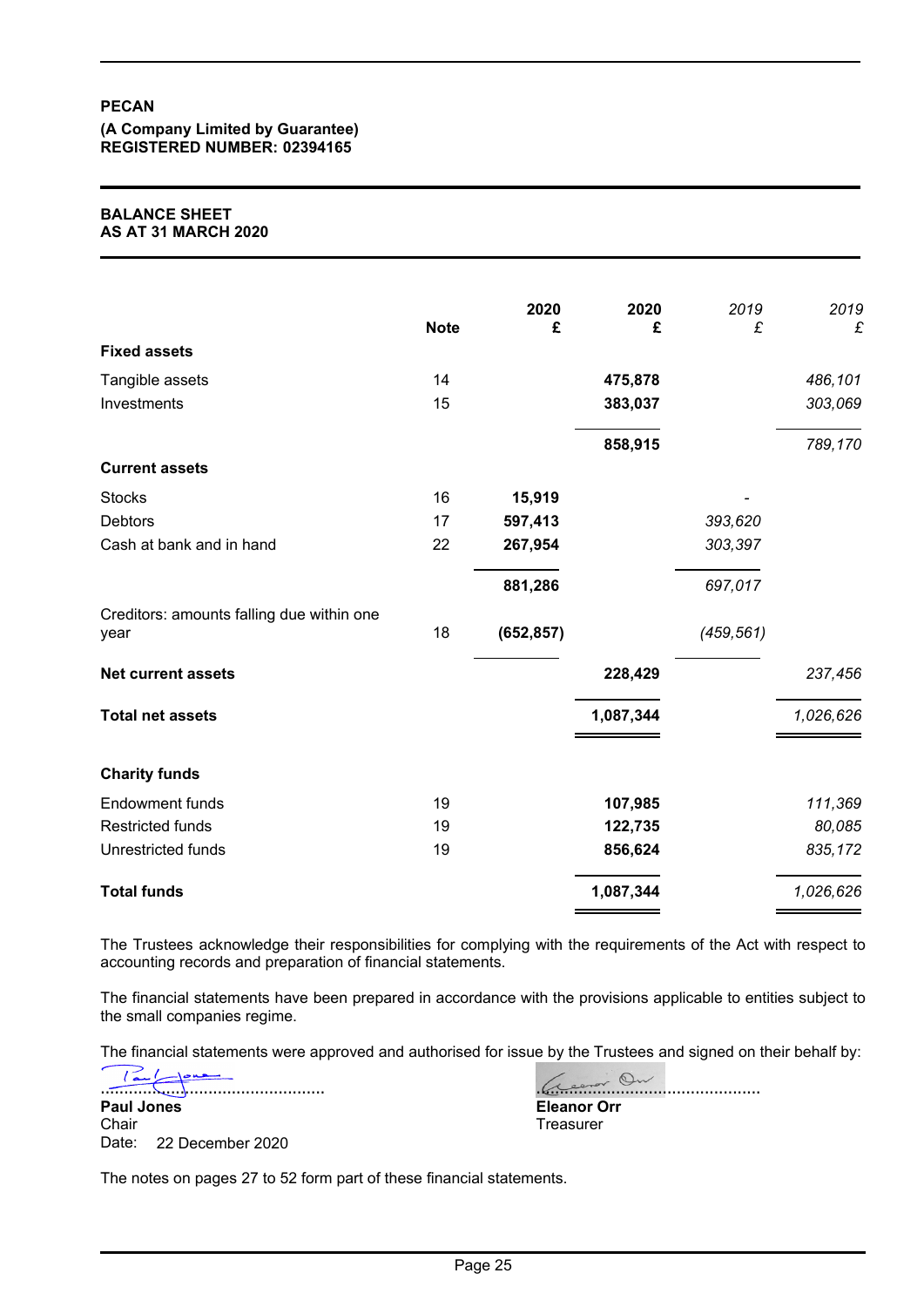**PECAN**

**(A Company Limited by Guarantee)**
**REGISTERED NUMBER: 02394165**

## BALANCE SHEET
## AS AT 31 MARCH 2020

| | Note | 2020 £ | 2020 £ | *2019 £* | *2019 £* |
|---|---|---|---|---|---|
| **Fixed assets** | | | | | |
| Tangible assets | 14 | | **475,878** | | *486,101* |
| Investments | 15 | | **383,037** | | *303,069* |
| | | | **858,915** | | *789,170* |
| **Current assets** | | | | | |
| Stocks | 16 | **15,919** | | *-* | |
| Debtors | 17 | **597,413** | | *393,620* | |
| Cash at bank and in hand | 22 | **267,954** | | *303,397* | |
| | | **881,286** | | *697,017* | |
| Creditors: amounts falling due within one year | 18 | **(652,857)** | | *(459,561)* | |
| **Net current assets** | | | **228,429** | | *237,456* |
| **Total net assets** | | | **1,087,344** | | *1,026,626* |
| **Charity funds** | | | | | |
| Endowment funds | 19 | | **107,985** | | *111,369* |
| Restricted funds | 19 | | **122,735** | | *80,085* |
| Unrestricted funds | 19 | | **856,624** | | *835,172* |
| **Total funds** | | | **1,087,344** | | *1,026,626* |

The Trustees acknowledge their responsibilities for complying with the requirements of the Act with respect to accounting records and preparation of financial statements.

The financial statements have been prepared in accordance with the provisions applicable to entities subject to the small companies regime.

The financial statements were approved and authorised for issue by the Trustees and signed on their behalf by:

................................................
**Paul Jones**
Chair
Date: 22 December 2020

................................................
**Eleanor Orr**
Treasurer

The notes on pages 27 to 52 form part of these financial statements.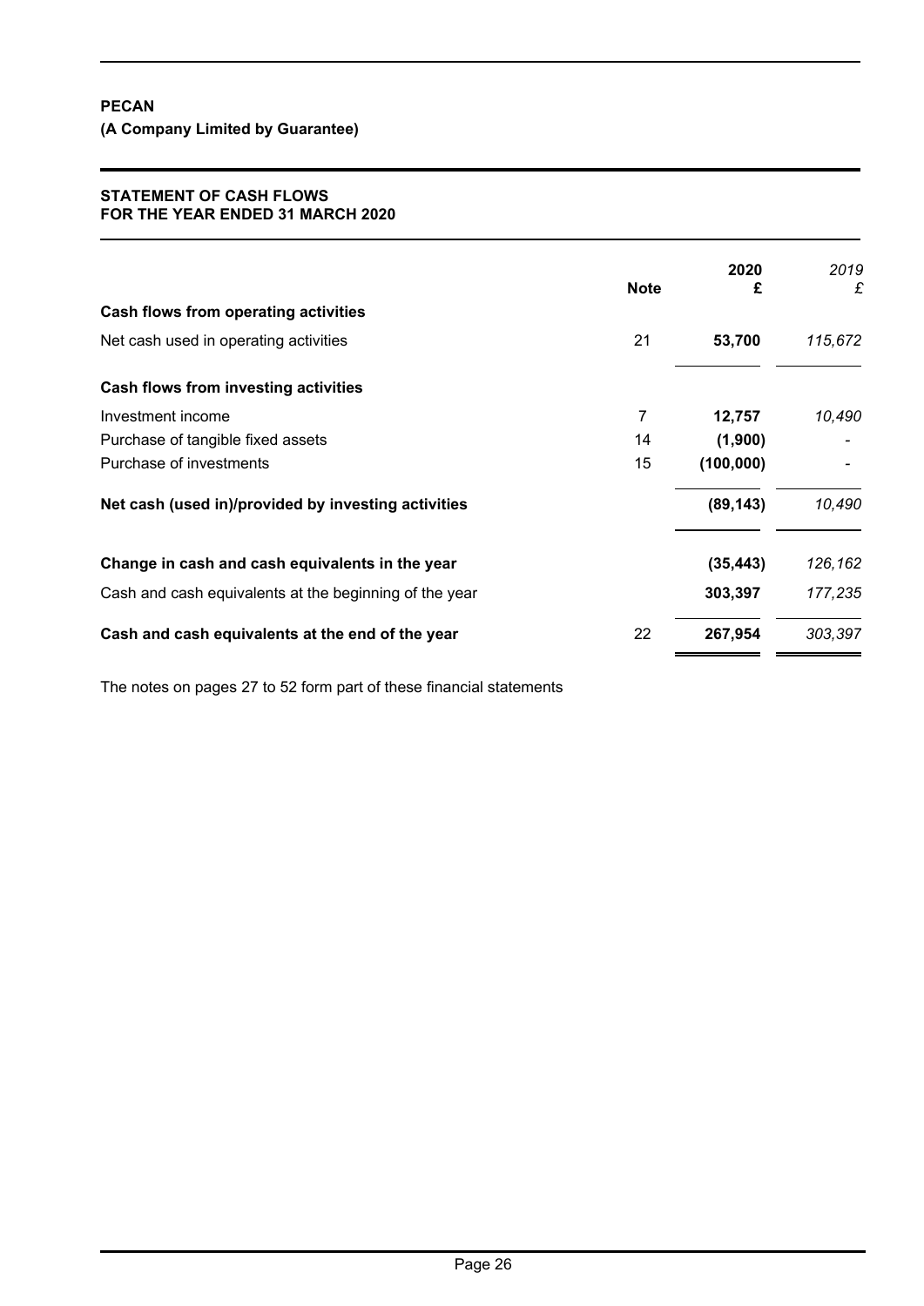**PECAN**

**(A Company Limited by Guarantee)**

**STATEMENT OF CASH FLOWS**
**FOR THE YEAR ENDED 31 MARCH 2020**

| | Note | 2020 £ | *2019 £* |
|---|---|---|---|
| **Cash flows from operating activities** | | | |
| Net cash used in operating activities | 21 | **53,700** | *115,672* |
| **Cash flows from investing activities** | | | |
| Investment income | 7 | **12,757** | *10,490* |
| Purchase of tangible fixed assets | 14 | **(1,900)** | *-* |
| Purchase of investments | 15 | **(100,000)** | *-* |
| **Net cash (used in)/provided by investing activities** | | **(89,143)** | *10,490* |
| **Change in cash and cash equivalents in the year** | | **(35,443)** | *126,162* |
| Cash and cash equivalents at the beginning of the year | | **303,397** | *177,235* |
| **Cash and cash equivalents at the end of the year** | 22 | **267,954** | *303,397* |

The notes on pages 27 to 52 form part of these financial statements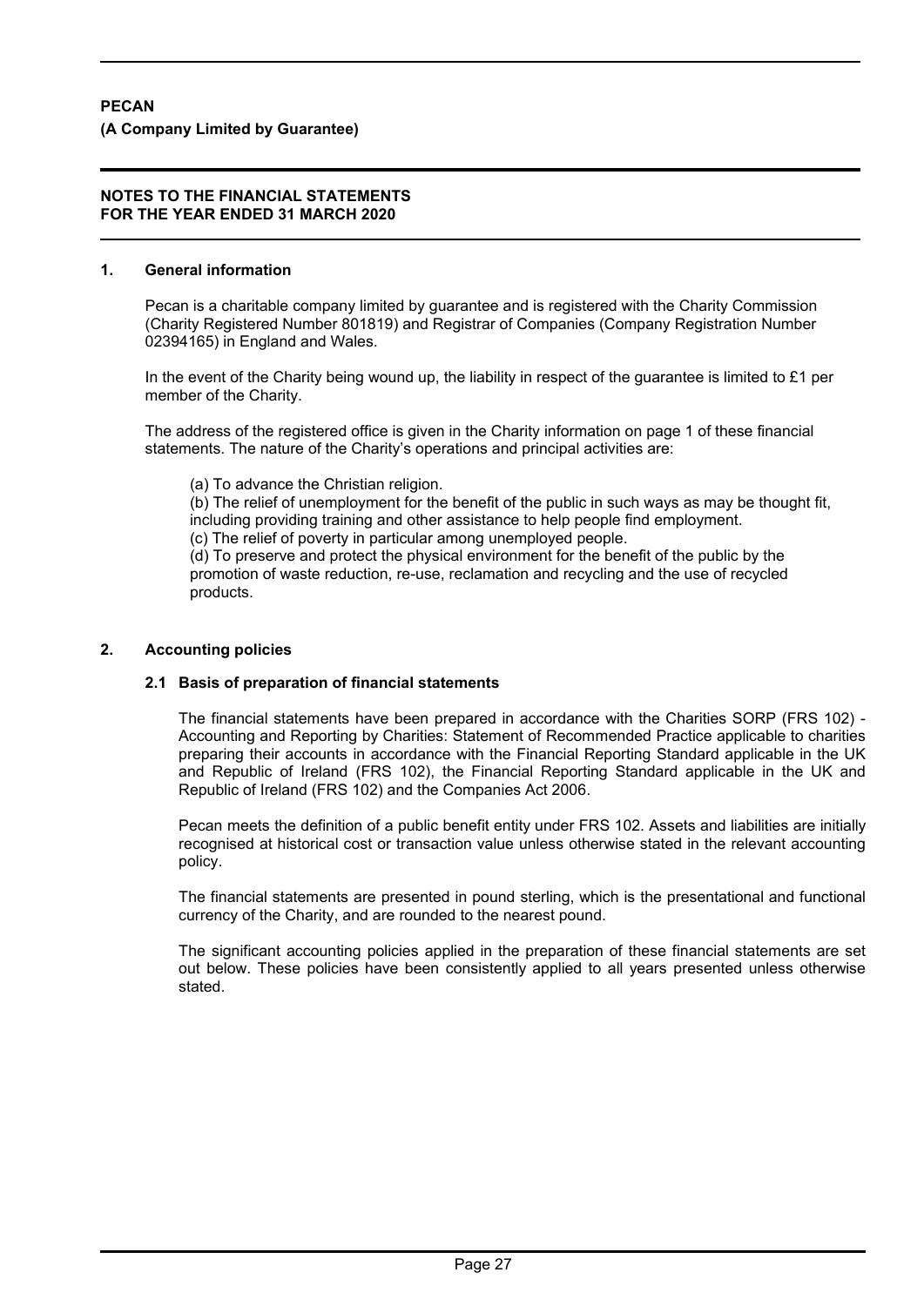**PECAN**

**(A Company Limited by Guarantee)**

**NOTES TO THE FINANCIAL STATEMENTS**
**FOR THE YEAR ENDED 31 MARCH 2020**

## 1. General information

Pecan is a charitable company limited by guarantee and is registered with the Charity Commission (Charity Registered Number 801819) and Registrar of Companies (Company Registration Number 02394165) in England and Wales.

In the event of the Charity being wound up, the liability in respect of the guarantee is limited to £1 per member of the Charity.

The address of the registered office is given in the Charity information on page 1 of these financial statements. The nature of the Charity's operations and principal activities are:

(a) To advance the Christian religion.
(b) The relief of unemployment for the benefit of the public in such ways as may be thought fit, including providing training and other assistance to help people find employment.
(c) The relief of poverty in particular among unemployed people.
(d) To preserve and protect the physical environment for the benefit of the public by the promotion of waste reduction, re-use, reclamation and recycling and the use of recycled products.

## 2. Accounting policies

### 2.1 Basis of preparation of financial statements

The financial statements have been prepared in accordance with the Charities SORP (FRS 102) - Accounting and Reporting by Charities: Statement of Recommended Practice applicable to charities preparing their accounts in accordance with the Financial Reporting Standard applicable in the UK and Republic of Ireland (FRS 102), the Financial Reporting Standard applicable in the UK and Republic of Ireland (FRS 102) and the Companies Act 2006.

Pecan meets the definition of a public benefit entity under FRS 102. Assets and liabilities are initially recognised at historical cost or transaction value unless otherwise stated in the relevant accounting policy.

The financial statements are presented in pound sterling, which is the presentational and functional currency of the Charity, and are rounded to the nearest pound.

The significant accounting policies applied in the preparation of these financial statements are set out below. These policies have been consistently applied to all years presented unless otherwise stated.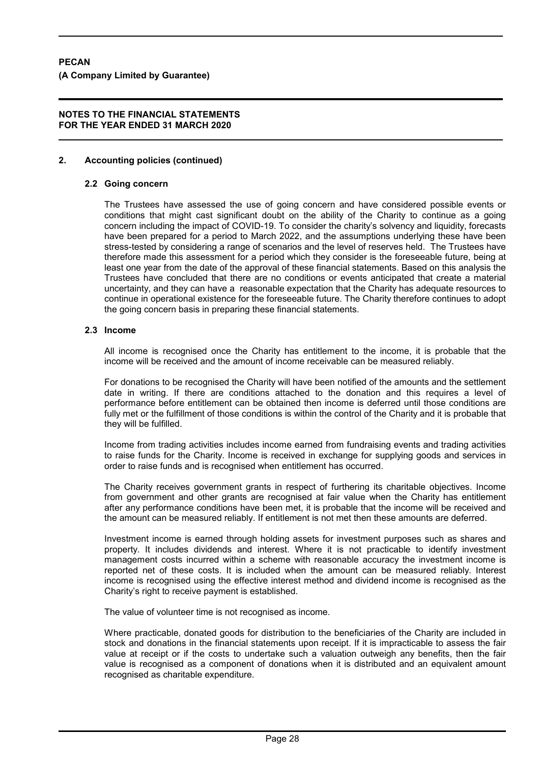**PECAN**

**(A Company Limited by Guarantee)**

**NOTES TO THE FINANCIAL STATEMENTS**
**FOR THE YEAR ENDED 31 MARCH 2020**

## 2. Accounting policies (continued)

### 2.2 Going concern

The Trustees have assessed the use of going concern and have considered possible events or conditions that might cast significant doubt on the ability of the Charity to continue as a going concern including the impact of COVID-19. To consider the charity's solvency and liquidity, forecasts have been prepared for a period to March 2022, and the assumptions underlying these have been stress-tested by considering a range of scenarios and the level of reserves held. The Trustees have therefore made this assessment for a period which they consider is the foreseeable future, being at least one year from the date of the approval of these financial statements. Based on this analysis the Trustees have concluded that there are no conditions or events anticipated that create a material uncertainty, and they can have a reasonable expectation that the Charity has adequate resources to continue in operational existence for the foreseeable future. The Charity therefore continues to adopt the going concern basis in preparing these financial statements.

### 2.3 Income

All income is recognised once the Charity has entitlement to the income, it is probable that the income will be received and the amount of income receivable can be measured reliably.

For donations to be recognised the Charity will have been notified of the amounts and the settlement date in writing. If there are conditions attached to the donation and this requires a level of performance before entitlement can be obtained then income is deferred until those conditions are fully met or the fulfillment of those conditions is within the control of the Charity and it is probable that they will be fulfilled.

Income from trading activities includes income earned from fundraising events and trading activities to raise funds for the Charity. Income is received in exchange for supplying goods and services in order to raise funds and is recognised when entitlement has occurred.

The Charity receives government grants in respect of furthering its charitable objectives. Income from government and other grants are recognised at fair value when the Charity has entitlement after any performance conditions have been met, it is probable that the income will be received and the amount can be measured reliably. If entitlement is not met then these amounts are deferred.

Investment income is earned through holding assets for investment purposes such as shares and property. It includes dividends and interest. Where it is not practicable to identify investment management costs incurred within a scheme with reasonable accuracy the investment income is reported net of these costs. It is included when the amount can be measured reliably. Interest income is recognised using the effective interest method and dividend income is recognised as the Charity's right to receive payment is established.

The value of volunteer time is not recognised as income.

Where practicable, donated goods for distribution to the beneficiaries of the Charity are included in stock and donations in the financial statements upon receipt. If it is impracticable to assess the fair value at receipt or if the costs to undertake such a valuation outweigh any benefits, then the fair value is recognised as a component of donations when it is distributed and an equivalent amount recognised as charitable expenditure.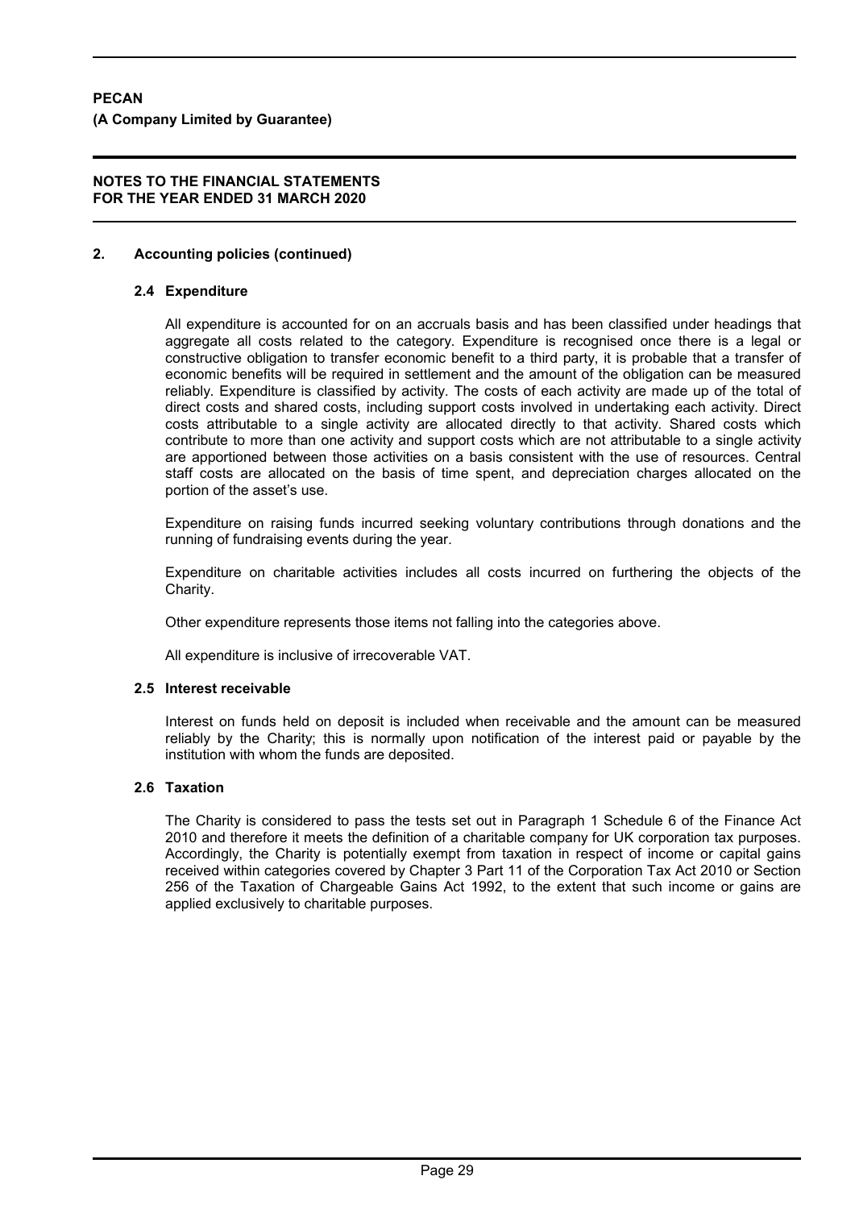## 2. Accounting policies (continued)

### 2.4 Expenditure

All expenditure is accounted for on an accruals basis and has been classified under headings that aggregate all costs related to the category. Expenditure is recognised once there is a legal or constructive obligation to transfer economic benefit to a third party, it is probable that a transfer of economic benefits will be required in settlement and the amount of the obligation can be measured reliably. Expenditure is classified by activity. The costs of each activity are made up of the total of direct costs and shared costs, including support costs involved in undertaking each activity. Direct costs attributable to a single activity are allocated directly to that activity. Shared costs which contribute to more than one activity and support costs which are not attributable to a single activity are apportioned between those activities on a basis consistent with the use of resources. Central staff costs are allocated on the basis of time spent, and depreciation charges allocated on the portion of the asset's use.

Expenditure on raising funds incurred seeking voluntary contributions through donations and the running of fundraising events during the year.

Expenditure on charitable activities includes all costs incurred on furthering the objects of the Charity.

Other expenditure represents those items not falling into the categories above.

All expenditure is inclusive of irrecoverable VAT.

### 2.5 Interest receivable

Interest on funds held on deposit is included when receivable and the amount can be measured reliably by the Charity; this is normally upon notification of the interest paid or payable by the institution with whom the funds are deposited.

### 2.6 Taxation

The Charity is considered to pass the tests set out in Paragraph 1 Schedule 6 of the Finance Act 2010 and therefore it meets the definition of a charitable company for UK corporation tax purposes. Accordingly, the Charity is potentially exempt from taxation in respect of income or capital gains received within categories covered by Chapter 3 Part 11 of the Corporation Tax Act 2010 or Section 256 of the Taxation of Chargeable Gains Act 1992, to the extent that such income or gains are applied exclusively to charitable purposes.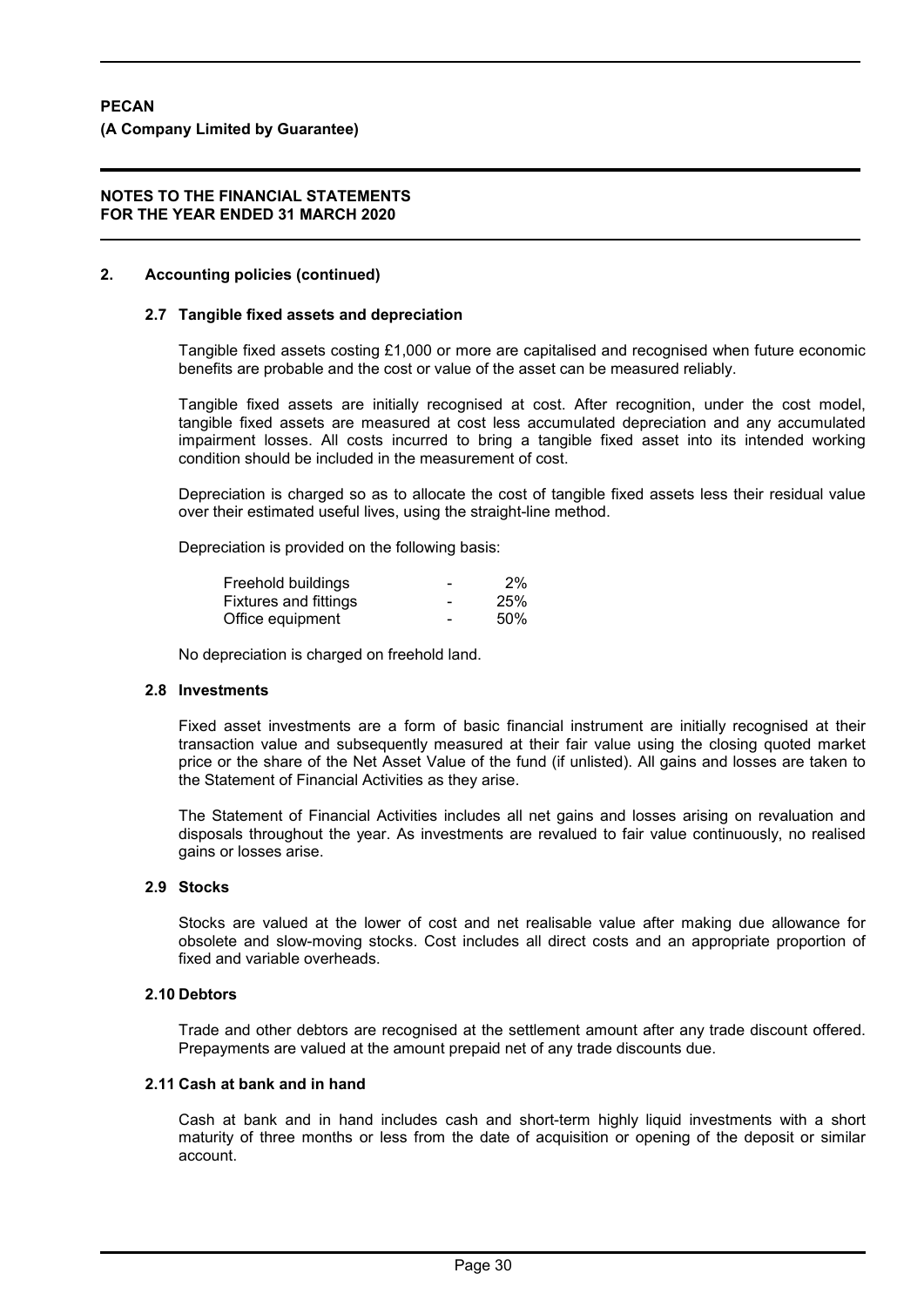**PECAN**

**(A Company Limited by Guarantee)**

**NOTES TO THE FINANCIAL STATEMENTS**
**FOR THE YEAR ENDED 31 MARCH 2020**

## 2. Accounting policies (continued)

### 2.7 Tangible fixed assets and depreciation

Tangible fixed assets costing £1,000 or more are capitalised and recognised when future economic benefits are probable and the cost or value of the asset can be measured reliably.

Tangible fixed assets are initially recognised at cost. After recognition, under the cost model, tangible fixed assets are measured at cost less accumulated depreciation and any accumulated impairment losses. All costs incurred to bring a tangible fixed asset into its intended working condition should be included in the measurement of cost.

Depreciation is charged so as to allocate the cost of tangible fixed assets less their residual value over their estimated useful lives, using the straight-line method.

Depreciation is provided on the following basis:

| | | |
|---|---|---|
| Freehold buildings | - | 2% |
| Fixtures and fittings | - | 25% |
| Office equipment | - | 50% |

No depreciation is charged on freehold land.

### 2.8 Investments

Fixed asset investments are a form of basic financial instrument are initially recognised at their transaction value and subsequently measured at their fair value using the closing quoted market price or the share of the Net Asset Value of the fund (if unlisted). All gains and losses are taken to the Statement of Financial Activities as they arise.

The Statement of Financial Activities includes all net gains and losses arising on revaluation and disposals throughout the year. As investments are revalued to fair value continuously, no realised gains or losses arise.

### 2.9 Stocks

Stocks are valued at the lower of cost and net realisable value after making due allowance for obsolete and slow-moving stocks. Cost includes all direct costs and an appropriate proportion of fixed and variable overheads.

### 2.10 Debtors

Trade and other debtors are recognised at the settlement amount after any trade discount offered. Prepayments are valued at the amount prepaid net of any trade discounts due.

### 2.11 Cash at bank and in hand

Cash at bank and in hand includes cash and short-term highly liquid investments with a short maturity of three months or less from the date of acquisition or opening of the deposit or similar account.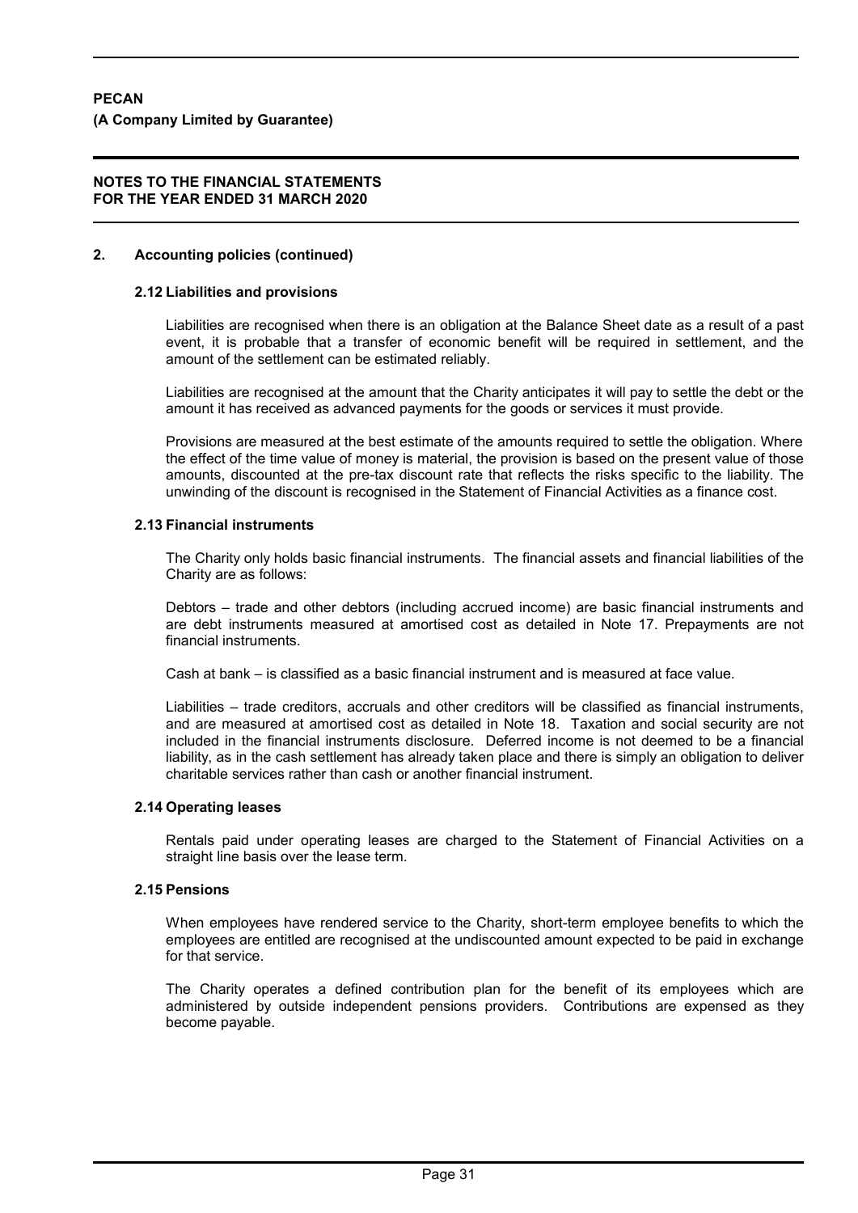**PECAN**

**(A Company Limited by Guarantee)**

**NOTES TO THE FINANCIAL STATEMENTS**
**FOR THE YEAR ENDED 31 MARCH 2020**

## 2. Accounting policies (continued)

### 2.12 Liabilities and provisions

Liabilities are recognised when there is an obligation at the Balance Sheet date as a result of a past event, it is probable that a transfer of economic benefit will be required in settlement, and the amount of the settlement can be estimated reliably.

Liabilities are recognised at the amount that the Charity anticipates it will pay to settle the debt or the amount it has received as advanced payments for the goods or services it must provide.

Provisions are measured at the best estimate of the amounts required to settle the obligation. Where the effect of the time value of money is material, the provision is based on the present value of those amounts, discounted at the pre-tax discount rate that reflects the risks specific to the liability. The unwinding of the discount is recognised in the Statement of Financial Activities as a finance cost.

### 2.13 Financial instruments

The Charity only holds basic financial instruments. The financial assets and financial liabilities of the Charity are as follows:

Debtors – trade and other debtors (including accrued income) are basic financial instruments and are debt instruments measured at amortised cost as detailed in Note 17. Prepayments are not financial instruments.

Cash at bank – is classified as a basic financial instrument and is measured at face value.

Liabilities – trade creditors, accruals and other creditors will be classified as financial instruments, and are measured at amortised cost as detailed in Note 18. Taxation and social security are not included in the financial instruments disclosure. Deferred income is not deemed to be a financial liability, as in the cash settlement has already taken place and there is simply an obligation to deliver charitable services rather than cash or another financial instrument.

### 2.14 Operating leases

Rentals paid under operating leases are charged to the Statement of Financial Activities on a straight line basis over the lease term.

### 2.15 Pensions

When employees have rendered service to the Charity, short-term employee benefits to which the employees are entitled are recognised at the undiscounted amount expected to be paid in exchange for that service.

The Charity operates a defined contribution plan for the benefit of its employees which are administered by outside independent pensions providers. Contributions are expensed as they become payable.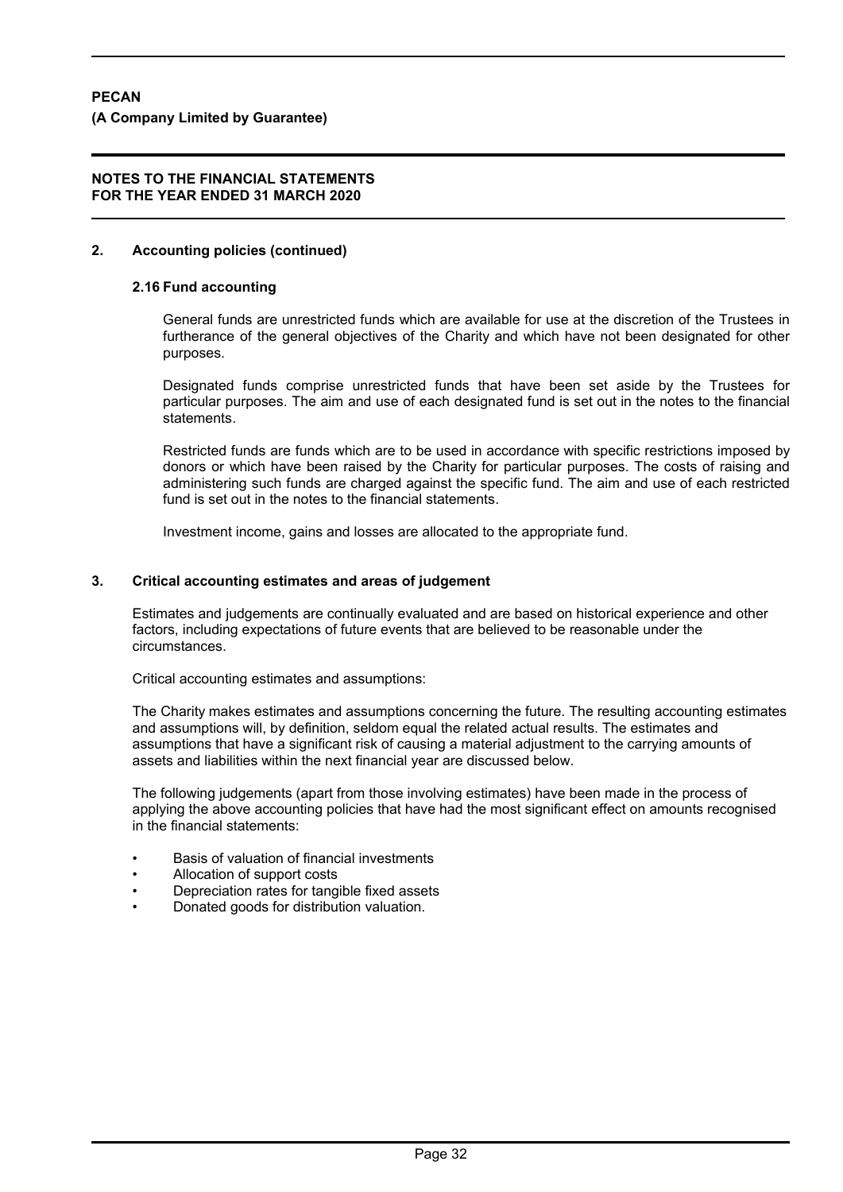## 2. Accounting policies (continued)

### 2.16 Fund accounting

General funds are unrestricted funds which are available for use at the discretion of the Trustees in furtherance of the general objectives of the Charity and which have not been designated for other purposes.

Designated funds comprise unrestricted funds that have been set aside by the Trustees for particular purposes. The aim and use of each designated fund is set out in the notes to the financial statements.

Restricted funds are funds which are to be used in accordance with specific restrictions imposed by donors or which have been raised by the Charity for particular purposes. The costs of raising and administering such funds are charged against the specific fund. The aim and use of each restricted fund is set out in the notes to the financial statements.

Investment income, gains and losses are allocated to the appropriate fund.

## 3. Critical accounting estimates and areas of judgement

Estimates and judgements are continually evaluated and are based on historical experience and other factors, including expectations of future events that are believed to be reasonable under the circumstances.

Critical accounting estimates and assumptions:

The Charity makes estimates and assumptions concerning the future. The resulting accounting estimates and assumptions will, by definition, seldom equal the related actual results. The estimates and assumptions that have a significant risk of causing a material adjustment to the carrying amounts of assets and liabilities within the next financial year are discussed below.

The following judgements (apart from those involving estimates) have been made in the process of applying the above accounting policies that have had the most significant effect on amounts recognised in the financial statements:

- Basis of valuation of financial investments
- Allocation of support costs
- Depreciation rates for tangible fixed assets
- Donated goods for distribution valuation.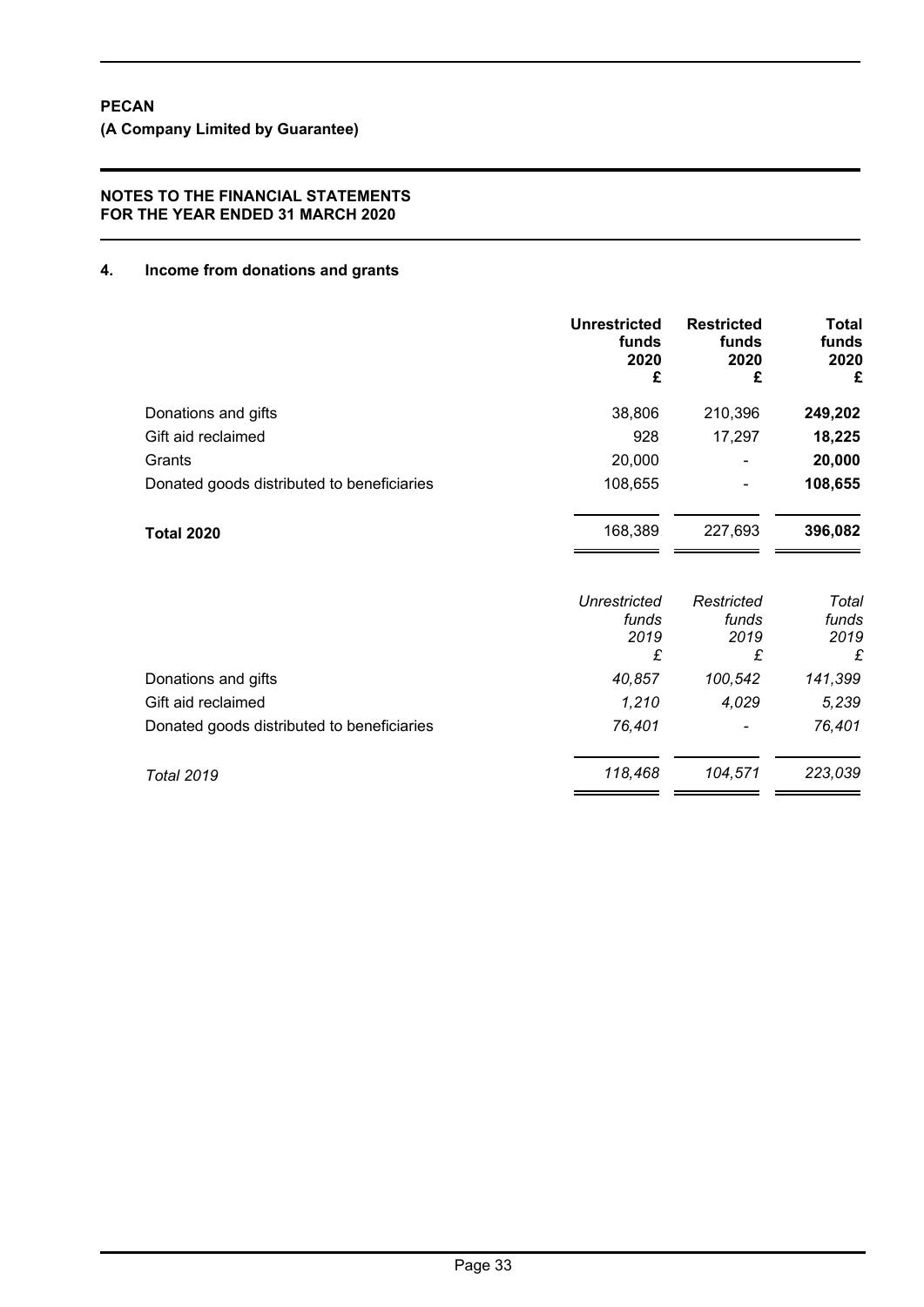**PECAN**

**(A Company Limited by Guarantee)**

**NOTES TO THE FINANCIAL STATEMENTS FOR THE YEAR ENDED 31 MARCH 2020**

## 4. Income from donations and grants

| | Unrestricted funds 2020 £ | Restricted funds 2020 £ | Total funds 2020 £ |
|---|---|---|---|
| Donations and gifts | 38,806 | 210,396 | **249,202** |
| Gift aid reclaimed | 928 | 17,297 | **18,225** |
| Grants | 20,000 | - | **20,000** |
| Donated goods distributed to beneficiaries | 108,655 | - | **108,655** |
| **Total 2020** | 168,389 | 227,693 | **396,082** |

| | *Unrestricted funds 2019 £* | *Restricted funds 2019 £* | *Total funds 2019 £* |
|---|---|---|---|
| Donations and gifts | *40,857* | *100,542* | *141,399* |
| Gift aid reclaimed | *1,210* | *4,029* | *5,239* |
| Donated goods distributed to beneficiaries | *76,401* | - | *76,401* |
| *Total 2019* | *118,468* | *104,571* | *223,039* |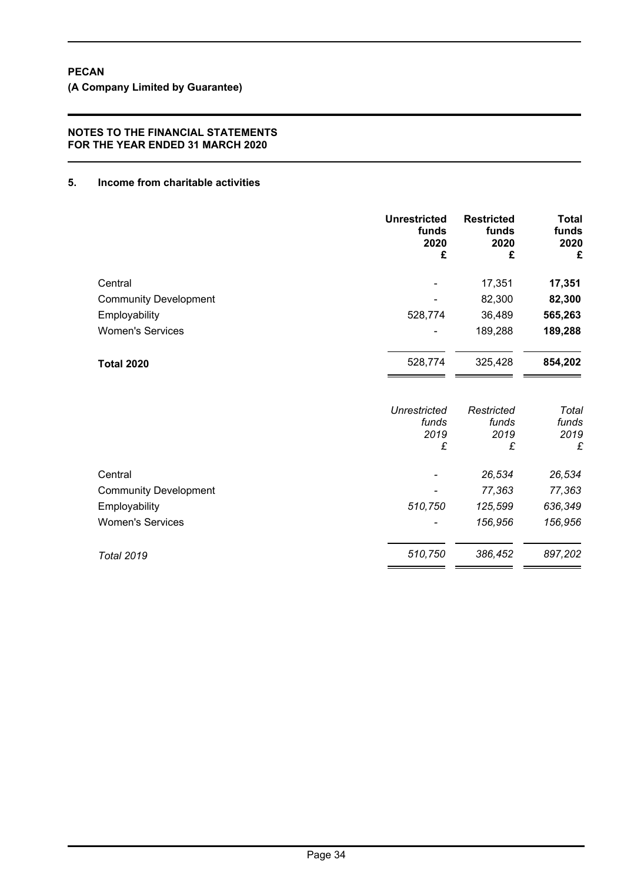**PECAN**
**(A Company Limited by Guarantee)**

**NOTES TO THE FINANCIAL STATEMENTS**
**FOR THE YEAR ENDED 31 MARCH 2020**

## 5. Income from charitable activities

| | Unrestricted funds 2020 £ | Restricted funds 2020 £ | Total funds 2020 £ |
|---|---|---|---|
| Central | - | 17,351 | **17,351** |
| Community Development | - | 82,300 | **82,300** |
| Employability | 528,774 | 36,489 | **565,263** |
| Women's Services | - | 189,288 | **189,288** |
| **Total 2020** | 528,774 | 325,428 | **854,202** |

| | *Unrestricted funds 2019 £* | *Restricted funds 2019 £* | *Total funds 2019 £* |
|---|---|---|---|
| Central | - | *26,534* | *26,534* |
| Community Development | - | *77,363* | *77,363* |
| Employability | *510,750* | *125,599* | *636,349* |
| Women's Services | - | *156,956* | *156,956* |
| *Total 2019* | *510,750* | *386,452* | *897,202* |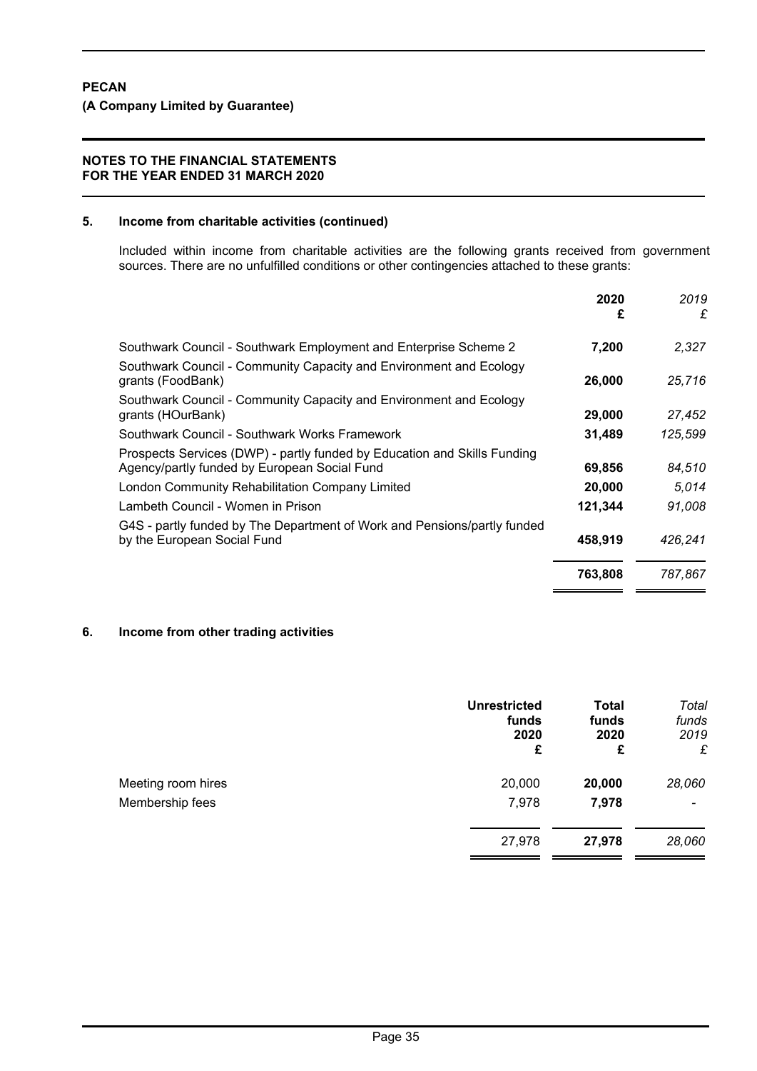**PECAN**

**(A Company Limited by Guarantee)**

**NOTES TO THE FINANCIAL STATEMENTS**
**FOR THE YEAR ENDED 31 MARCH 2020**

## 5. Income from charitable activities (continued)

Included within income from charitable activities are the following grants received from government sources. There are no unfulfilled conditions or other contingencies attached to these grants:

| | **2020** **£** | *2019* *£* |
|---|---|---|
| Southwark Council - Southwark Employment and Enterprise Scheme 2 | **7,200** | *2,327* |
| Southwark Council - Community Capacity and Environment and Ecology grants (FoodBank) | **26,000** | *25,716* |
| Southwark Council - Community Capacity and Environment and Ecology grants (HOurBank) | **29,000** | *27,452* |
| Southwark Council - Southwark Works Framework | **31,489** | *125,599* |
| Prospects Services (DWP) - partly funded by Education and Skills Funding Agency/partly funded by European Social Fund | **69,856** | *84,510* |
| London Community Rehabilitation Company Limited | **20,000** | *5,014* |
| Lambeth Council - Women in Prison | **121,344** | *91,008* |
| G4S - partly funded by The Department of Work and Pensions/partly funded by the European Social Fund | **458,919** | *426,241* |
| | **763,808** | *787,867* |

## 6. Income from other trading activities

| | **Unrestricted funds 2020 £** | **Total funds 2020 £** | *Total funds 2019 £* |
|---|---|---|---|
| Meeting room hires | 20,000 | **20,000** | *28,060* |
| Membership fees | 7,978 | **7,978** | - |
| | 27,978 | **27,978** | *28,060* |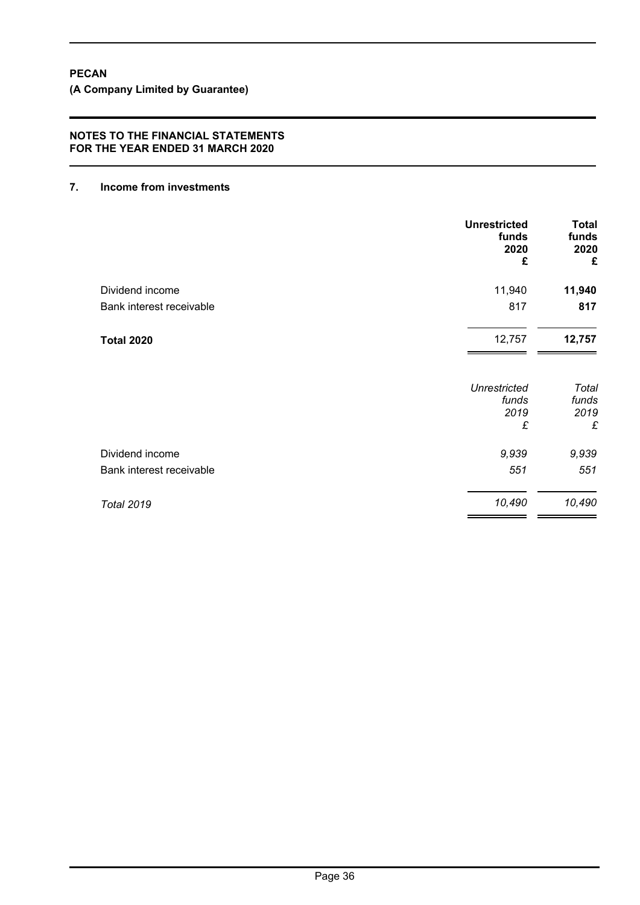**PECAN**
**(A Company Limited by Guarantee)**

**NOTES TO THE FINANCIAL STATEMENTS**
**FOR THE YEAR ENDED 31 MARCH 2020**

## 7. Income from investments

| | Unrestricted funds 2020 £ | Total funds 2020 £ |
|---|---|---|
| Dividend income | 11,940 | **11,940** |
| Bank interest receivable | 817 | **817** |
| **Total 2020** | 12,757 | **12,757** |

| | *Unrestricted funds 2019 £* | *Total funds 2019 £* |
|---|---|---|
| Dividend income | *9,939* | *9,939* |
| Bank interest receivable | *551* | *551* |
| *Total 2019* | *10,490* | *10,490* |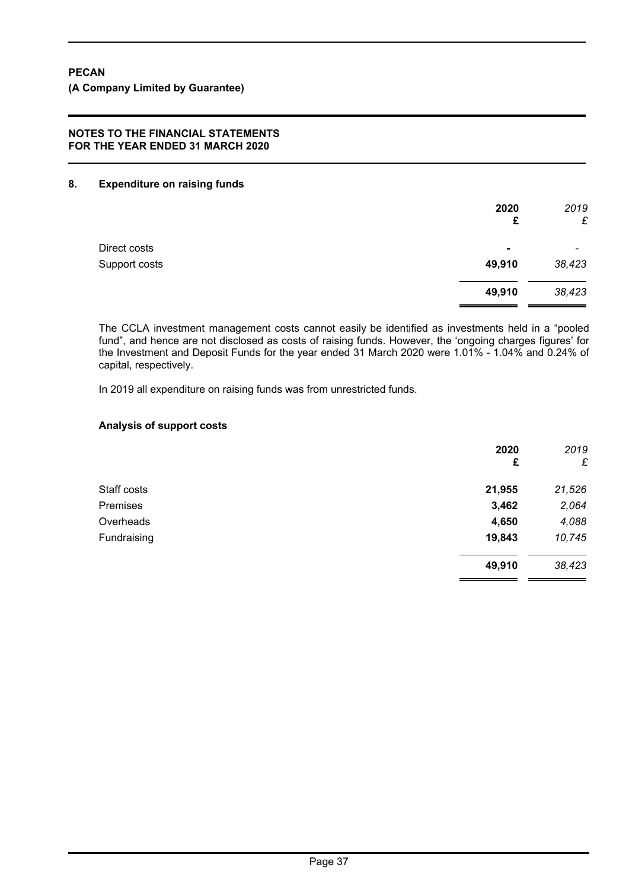**PECAN**

**(A Company Limited by Guarantee)**

**NOTES TO THE FINANCIAL STATEMENTS FOR THE YEAR ENDED 31 MARCH 2020**

## 8. Expenditure on raising funds

| | **2020** **£** | *2019* *£* |
|---|---|---|
| Direct costs | **-** | *-* |
| Support costs | **49,910** | *38,423* |
| | **49,910** | *38,423* |

The CCLA investment management costs cannot easily be identified as investments held in a "pooled fund", and hence are not disclosed as costs of raising funds. However, the 'ongoing charges figures' for the Investment and Deposit Funds for the year ended 31 March 2020 were 1.01% - 1.04% and 0.24% of capital, respectively.

In 2019 all expenditure on raising funds was from unrestricted funds.

### Analysis of support costs

| | **2020** **£** | *2019* *£* |
|---|---|---|
| Staff costs | **21,955** | *21,526* |
| Premises | **3,462** | *2,064* |
| Overheads | **4,650** | *4,088* |
| Fundraising | **19,843** | *10,745* |
| | **49,910** | *38,423* |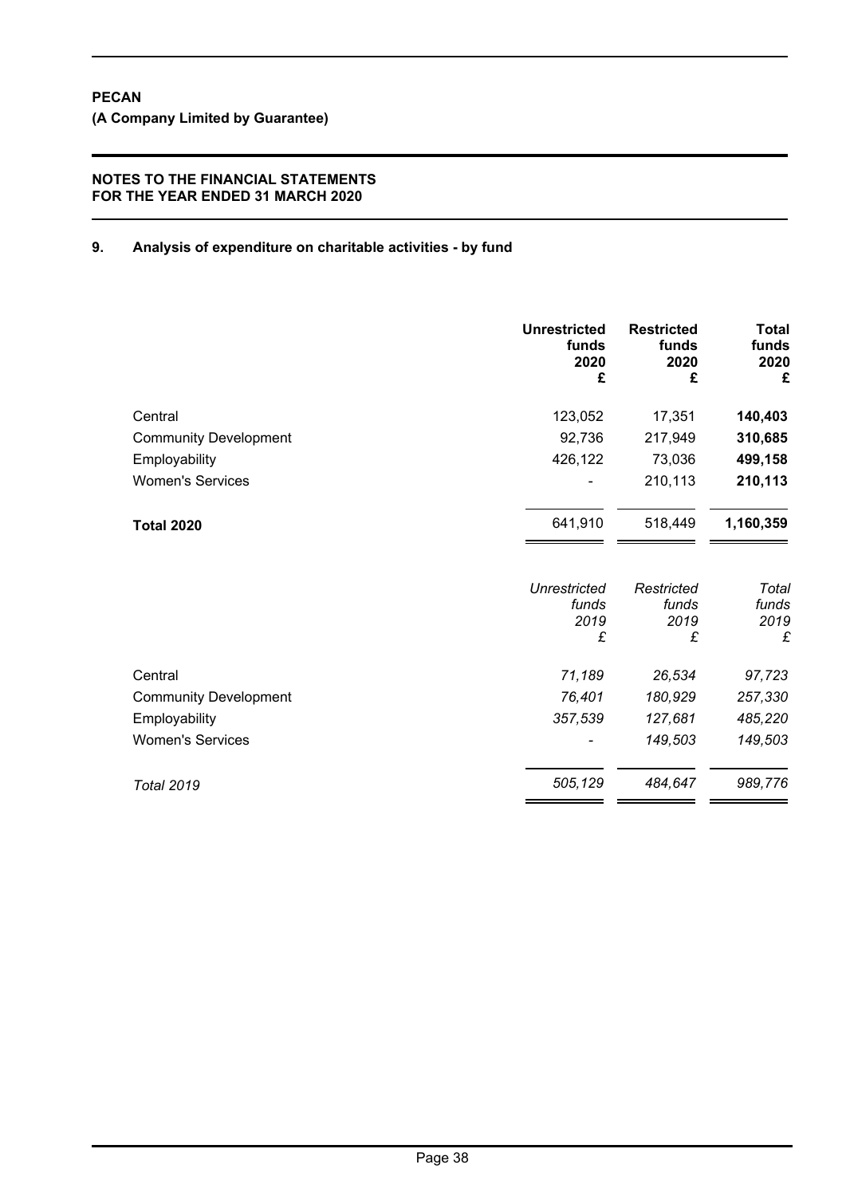**PECAN**

**(A Company Limited by Guarantee)**

**NOTES TO THE FINANCIAL STATEMENTS**
**FOR THE YEAR ENDED 31 MARCH 2020**

## 9. Analysis of expenditure on charitable activities - by fund

| | Unrestricted funds 2020 £ | Restricted funds 2020 £ | Total funds 2020 £ |
|---|---|---|---|
| Central | 123,052 | 17,351 | **140,403** |
| Community Development | 92,736 | 217,949 | **310,685** |
| Employability | 426,122 | 73,036 | **499,158** |
| Women's Services | - | 210,113 | **210,113** |
| **Total 2020** | 641,910 | 518,449 | **1,160,359** |

| | *Unrestricted funds 2019 £* | *Restricted funds 2019 £* | *Total funds 2019 £* |
|---|---|---|---|
| Central | *71,189* | *26,534* | *97,723* |
| Community Development | *76,401* | *180,929* | *257,330* |
| Employability | *357,539* | *127,681* | *485,220* |
| Women's Services | - | *149,503* | *149,503* |
| *Total 2019* | *505,129* | *484,647* | *989,776* |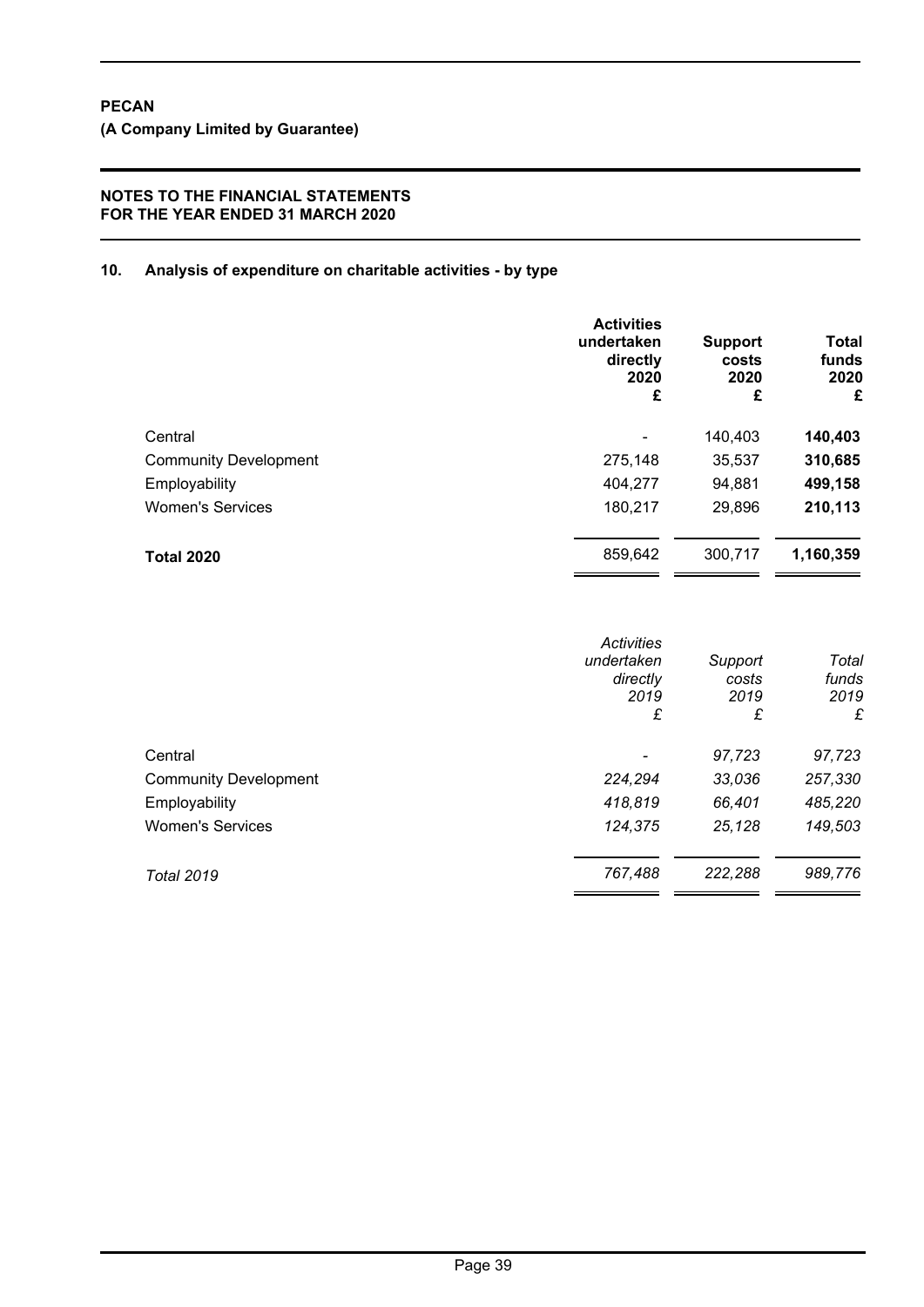**PECAN**

**(A Company Limited by Guarantee)**

**NOTES TO THE FINANCIAL STATEMENTS FOR THE YEAR ENDED 31 MARCH 2020**

## 10. Analysis of expenditure on charitable activities - by type

| | **Activities undertaken directly 2020 £** | **Support costs 2020 £** | **Total funds 2020 £** |
|---|---|---|---|
| Central | - | 140,403 | **140,403** |
| Community Development | 275,148 | 35,537 | **310,685** |
| Employability | 404,277 | 94,881 | **499,158** |
| Women's Services | 180,217 | 29,896 | **210,113** |
| **Total 2020** | 859,642 | 300,717 | **1,160,359** |

| | *Activities undertaken directly 2019 £* | *Support costs 2019 £* | *Total funds 2019 £* |
|---|---|---|---|
| Central | - | *97,723* | *97,723* |
| Community Development | *224,294* | *33,036* | *257,330* |
| Employability | *418,819* | *66,401* | *485,220* |
| Women's Services | *124,375* | *25,128* | *149,503* |
| *Total 2019* | *767,488* | *222,288* | *989,776* |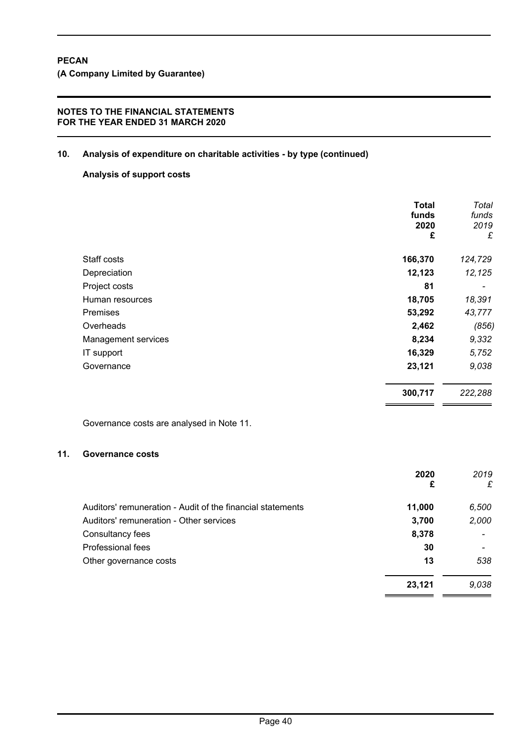**PECAN**

**(A Company Limited by Guarantee)**

**NOTES TO THE FINANCIAL STATEMENTS FOR THE YEAR ENDED 31 MARCH 2020**

## 10. Analysis of expenditure on charitable activities - by type (continued)

### Analysis of support costs

| | Total funds 2020 £ | *Total funds 2019 £* |
|---|---|---|
| Staff costs | **166,370** | *124,729* |
| Depreciation | **12,123** | *12,125* |
| Project costs | **81** | *-* |
| Human resources | **18,705** | *18,391* |
| Premises | **53,292** | *43,777* |
| Overheads | **2,462** | *(856)* |
| Management services | **8,234** | *9,332* |
| IT support | **16,329** | *5,752* |
| Governance | **23,121** | *9,038* |
| | **300,717** | *222,288* |

Governance costs are analysed in Note 11.

## 11. Governance costs

| | 2020 £ | *2019 £* |
|---|---|---|
| Auditors' remuneration - Audit of the financial statements | **11,000** | *6,500* |
| Auditors' remuneration - Other services | **3,700** | *2,000* |
| Consultancy fees | **8,378** | *-* |
| Professional fees | **30** | *-* |
| Other governance costs | **13** | *538* |
| | **23,121** | *9,038* |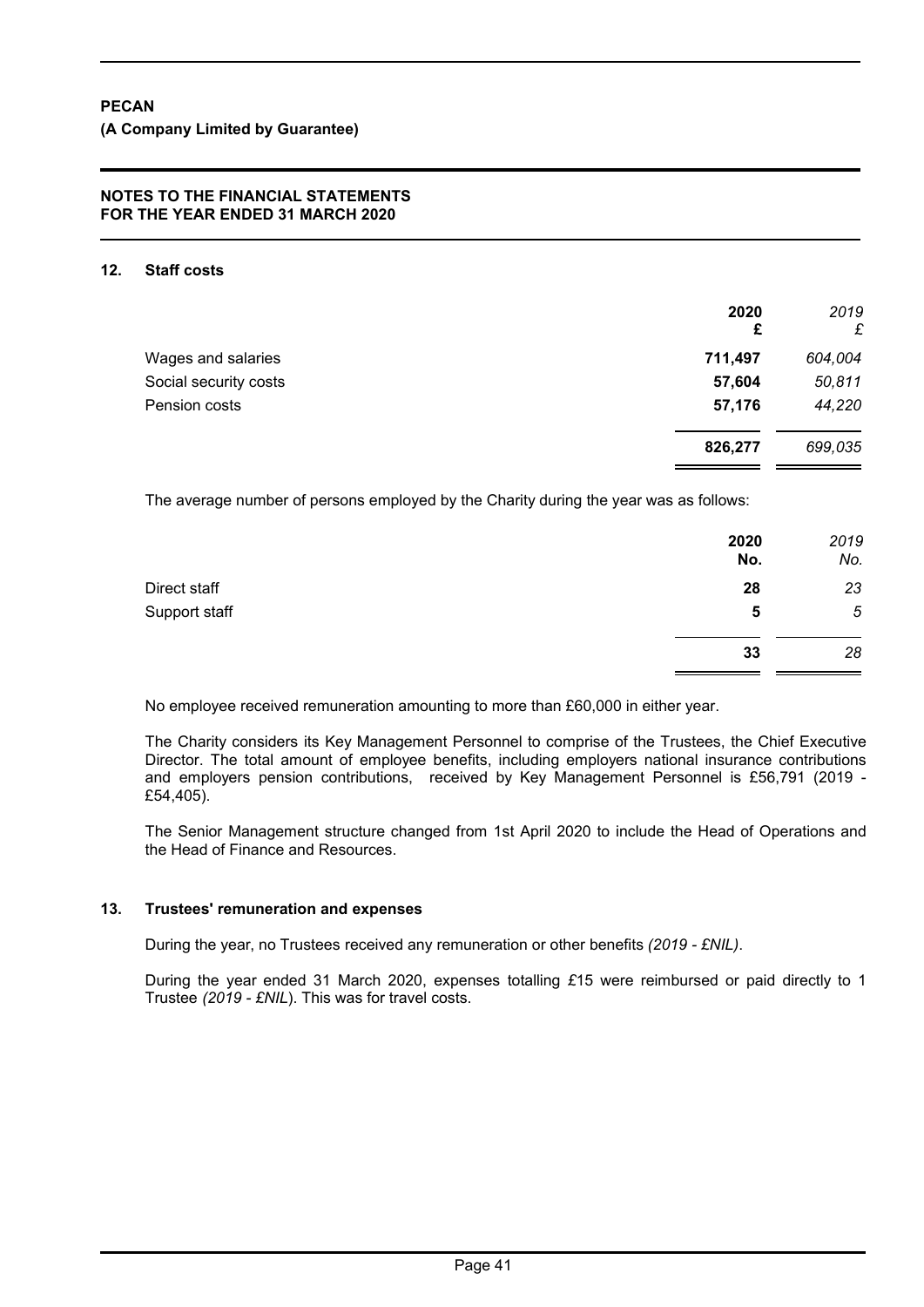**PECAN**

**(A Company Limited by Guarantee)**

**NOTES TO THE FINANCIAL STATEMENTS FOR THE YEAR ENDED 31 MARCH 2020**

## 12. Staff costs

| | **2020** **£** | *2019* *£* |
|---|---|---|
| Wages and salaries | **711,497** | *604,004* |
| Social security costs | **57,604** | *50,811* |
| Pension costs | **57,176** | *44,220* |
| | **826,277** | *699,035* |

The average number of persons employed by the Charity during the year was as follows:

| | **2020** **No.** | *2019* *No.* |
|---|---|---|
| Direct staff | **28** | *23* |
| Support staff | **5** | *5* |
| | **33** | *28* |

No employee received remuneration amounting to more than £60,000 in either year.

The Charity considers its Key Management Personnel to comprise of the Trustees, the Chief Executive Director. The total amount of employee benefits, including employers national insurance contributions and employers pension contributions, received by Key Management Personnel is £56,791 (2019 - £54,405).

The Senior Management structure changed from 1st April 2020 to include the Head of Operations and the Head of Finance and Resources.

## 13. Trustees' remuneration and expenses

During the year, no Trustees received any remuneration or other benefits *(2019 - £NIL)*.

During the year ended 31 March 2020, expenses totalling £15 were reimbursed or paid directly to 1 Trustee *(2019 - £NIL*). This was for travel costs.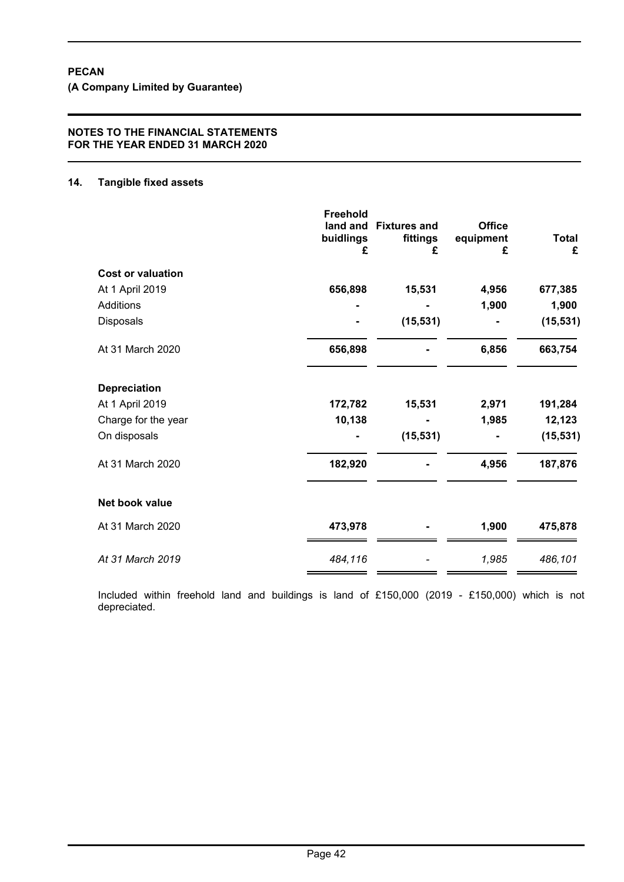**PECAN**

**(A Company Limited by Guarantee)**

**NOTES TO THE FINANCIAL STATEMENTS**
**FOR THE YEAR ENDED 31 MARCH 2020**

## 14. Tangible fixed assets

| | Freehold land and buidlings £ | Fixtures and fittings £ | Office equipment £ | Total £ |
|---|---|---|---|---|
| **Cost or valuation** | | | | |
| At 1 April 2019 | 656,898 | 15,531 | 4,956 | 677,385 |
| Additions | - | - | 1,900 | 1,900 |
| Disposals | - | (15,531) | - | (15,531) |
| At 31 March 2020 | 656,898 | - | 6,856 | 663,754 |
| **Depreciation** | | | | |
| At 1 April 2019 | 172,782 | 15,531 | 2,971 | 191,284 |
| Charge for the year | 10,138 | - | 1,985 | 12,123 |
| On disposals | - | (15,531) | - | (15,531) |
| At 31 March 2020 | 182,920 | - | 4,956 | 187,876 |
| **Net book value** | | | | |
| At 31 March 2020 | 473,978 | - | 1,900 | 475,878 |
| *At 31 March 2019* | *484,116* | *-* | *1,985* | *486,101* |

Included within freehold land and buildings is land of £150,000 (2019 - £150,000) which is not depreciated.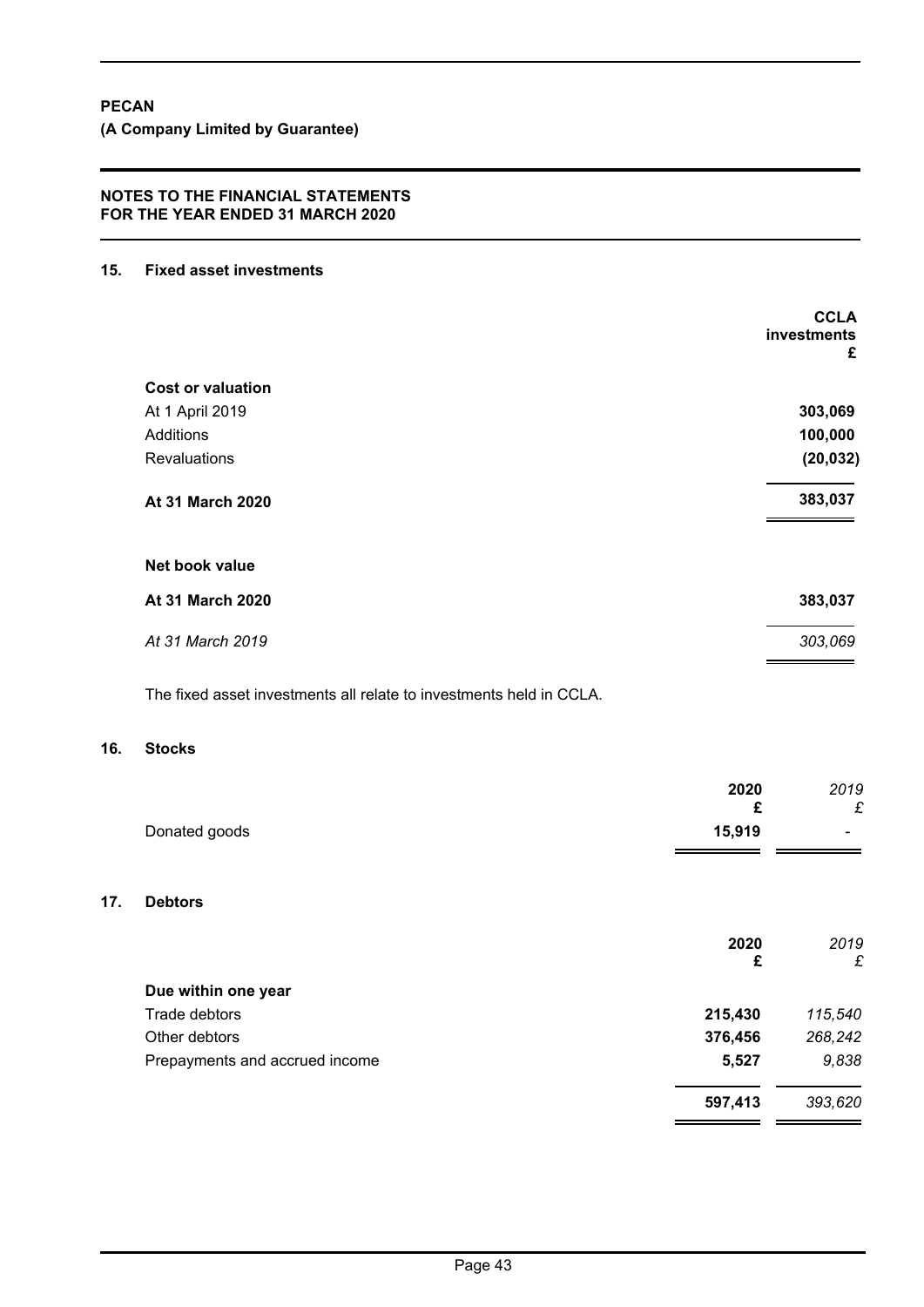**PECAN**
**(A Company Limited by Guarantee)**

**NOTES TO THE FINANCIAL STATEMENTS**
**FOR THE YEAR ENDED 31 MARCH 2020**

## 15. Fixed asset investments

| | CCLA investments £ |
|---|---|
| **Cost or valuation** | |
| At 1 April 2019 | **303,069** |
| Additions | **100,000** |
| Revaluations | **(20,032)** |
| **At 31 March 2020** | **383,037** |
| | |
| **Net book value** | |
| **At 31 March 2020** | **383,037** |
| *At 31 March 2019* | *303,069* |

The fixed asset investments all relate to investments held in CCLA.

## 16. Stocks

| | 2020 £ | *2019 £* |
|---|---|---|
| Donated goods | **15,919** | - |

## 17. Debtors

| | 2020 £ | *2019 £* |
|---|---|---|
| **Due within one year** | | |
| Trade debtors | **215,430** | *115,540* |
| Other debtors | **376,456** | *268,242* |
| Prepayments and accrued income | **5,527** | *9,838* |
| | **597,413** | *393,620* |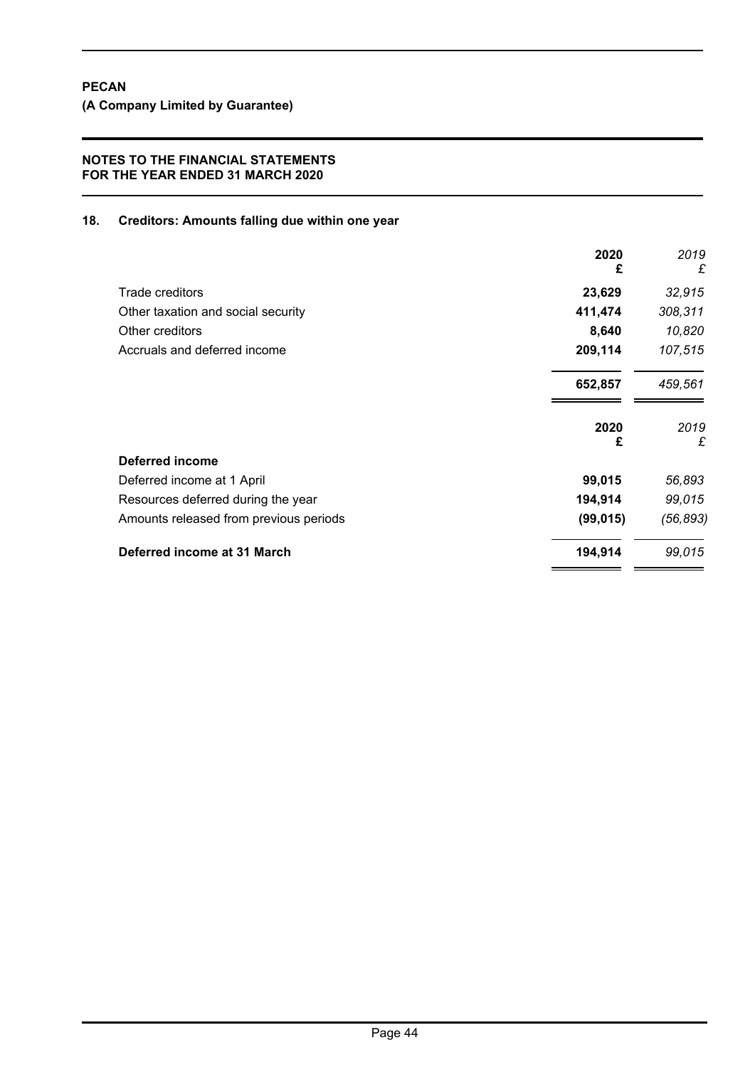**PECAN**

**(A Company Limited by Guarantee)**

**NOTES TO THE FINANCIAL STATEMENTS FOR THE YEAR ENDED 31 MARCH 2020**

## 18. Creditors: Amounts falling due within one year

| | 2020 £ | 2019 £ |
|---|---|---|
| Trade creditors | 23,629 | 32,915 |
| Other taxation and social security | 411,474 | 308,311 |
| Other creditors | 8,640 | 10,820 |
| Accruals and deferred income | 209,114 | 107,515 |
| | 652,857 | 459,561 |

| | 2020 £ | 2019 £ |
|---|---|---|
| **Deferred income** | | |
| Deferred income at 1 April | 99,015 | 56,893 |
| Resources deferred during the year | 194,914 | 99,015 |
| Amounts released from previous periods | (99,015) | (56,893) |
| **Deferred income at 31 March** | 194,914 | 99,015 |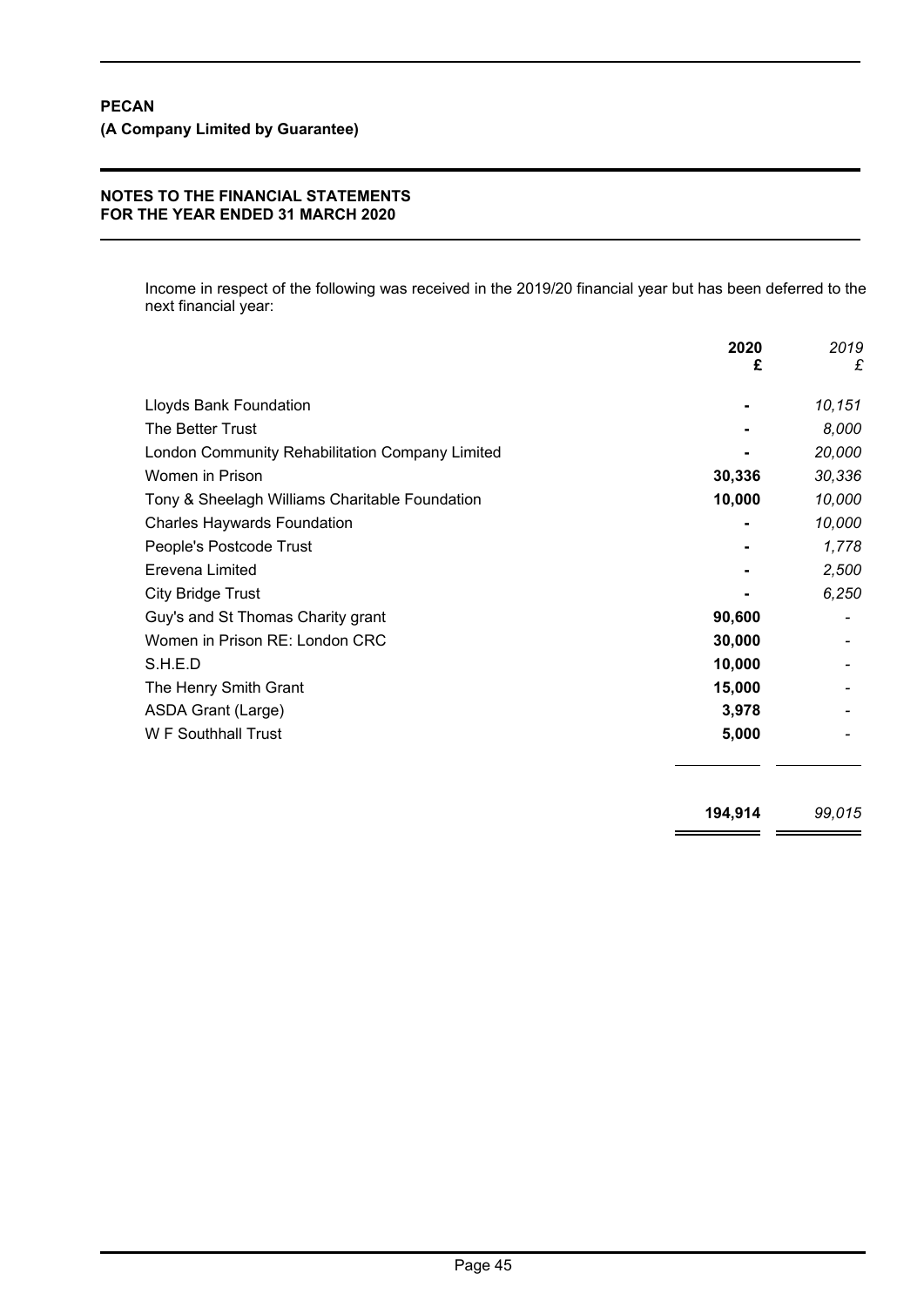**PECAN**

**(A Company Limited by Guarantee)**

**NOTES TO THE FINANCIAL STATEMENTS FOR THE YEAR ENDED 31 MARCH 2020**

Income in respect of the following was received in the 2019/20 financial year but has been deferred to the next financial year:

| | 2020 £ | *2019 £* |
|---|---|---|
| Lloyds Bank Foundation | - | *10,151* |
| The Better Trust | - | *8,000* |
| London Community Rehabilitation Company Limited | - | *20,000* |
| Women in Prison | 30,336 | *30,336* |
| Tony & Sheelagh Williams Charitable Foundation | 10,000 | *10,000* |
| Charles Haywards Foundation | - | *10,000* |
| People's Postcode Trust | - | *1,778* |
| Erevena Limited | - | *2,500* |
| City Bridge Trust | - | *6,250* |
| Guy's and St Thomas Charity grant | 90,600 | - |
| Women in Prison RE: London CRC | 30,000 | - |
| S.H.E.D | 10,000 | - |
| The Henry Smith Grant | 15,000 | - |
| ASDA Grant (Large) | 3,978 | - |
| W F Southhall Trust | 5,000 | - |
| | **194,914** | *99,015* |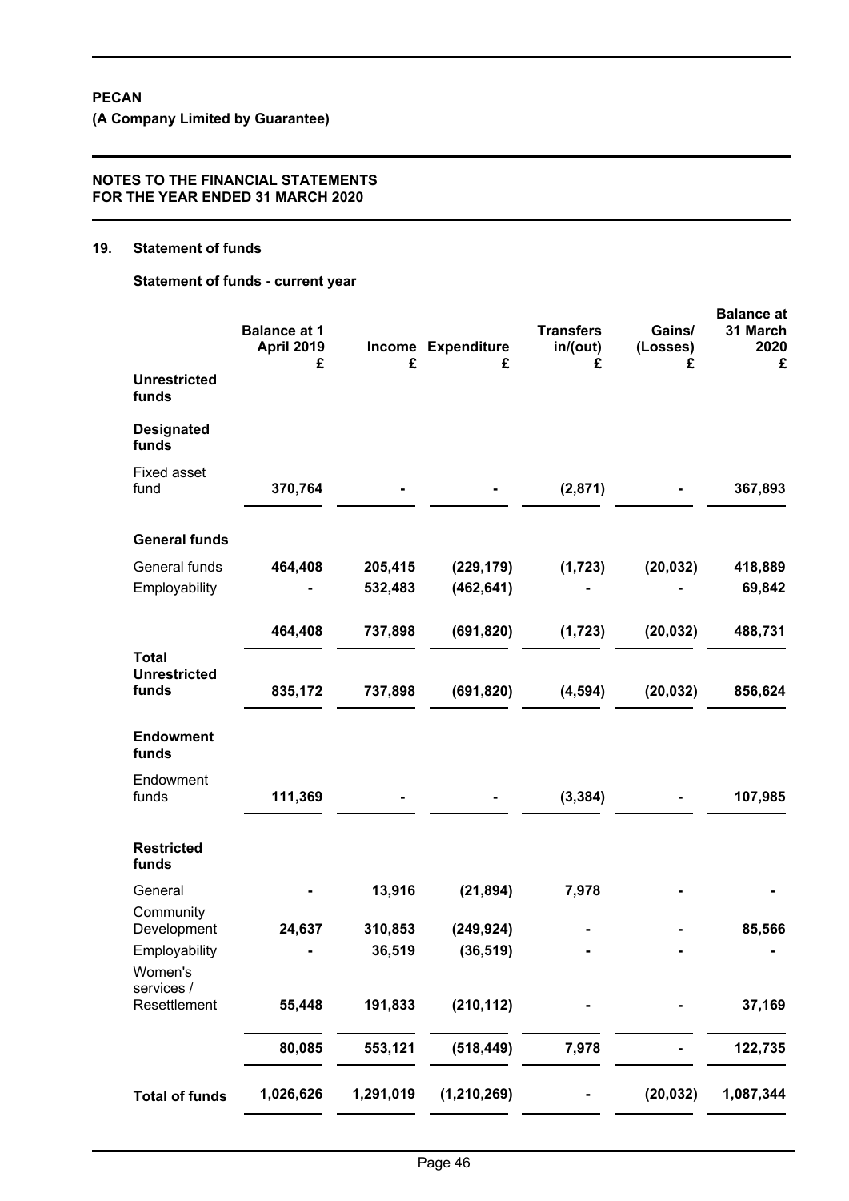**PECAN**

**(A Company Limited by Guarantee)**

**NOTES TO THE FINANCIAL STATEMENTS**
**FOR THE YEAR ENDED 31 MARCH 2020**

## 19. Statement of funds

### Statement of funds - current year

| | Balance at 1 April 2019 £ | Income £ | Expenditure £ | Transfers in/(out) £ | Gains/ (Losses) £ | Balance at 31 March 2020 £ |
|---|---|---|---|---|---|---|
| **Unrestricted funds** | | | | | | |
| **Designated funds** | | | | | | |
| Fixed asset fund | **370,764** | **-** | **-** | **(2,871)** | **-** | **367,893** |
| **General funds** | | | | | | |
| General funds | **464,408** | **205,415** | **(229,179)** | **(1,723)** | **(20,032)** | **418,889** |
| Employability | **-** | **532,483** | **(462,641)** | **-** | **-** | **69,842** |
| | **464,408** | **737,898** | **(691,820)** | **(1,723)** | **(20,032)** | **488,731** |
| **Total Unrestricted funds** | **835,172** | **737,898** | **(691,820)** | **(4,594)** | **(20,032)** | **856,624** |
| **Endowment funds** | | | | | | |
| Endowment funds | **111,369** | **-** | **-** | **(3,384)** | **-** | **107,985** |
| **Restricted funds** | | | | | | |
| General | **-** | **13,916** | **(21,894)** | **7,978** | **-** | **-** |
| Community Development | **24,637** | **310,853** | **(249,924)** | **-** | **-** | **85,566** |
| Employability | **-** | **36,519** | **(36,519)** | **-** | **-** | **-** |
| Women's services / Resettlement | **55,448** | **191,833** | **(210,112)** | **-** | **-** | **37,169** |
| | **80,085** | **553,121** | **(518,449)** | **7,978** | **-** | **122,735** |
| **Total of funds** | **1,026,626** | **1,291,019** | **(1,210,269)** | **-** | **(20,032)** | **1,087,344** |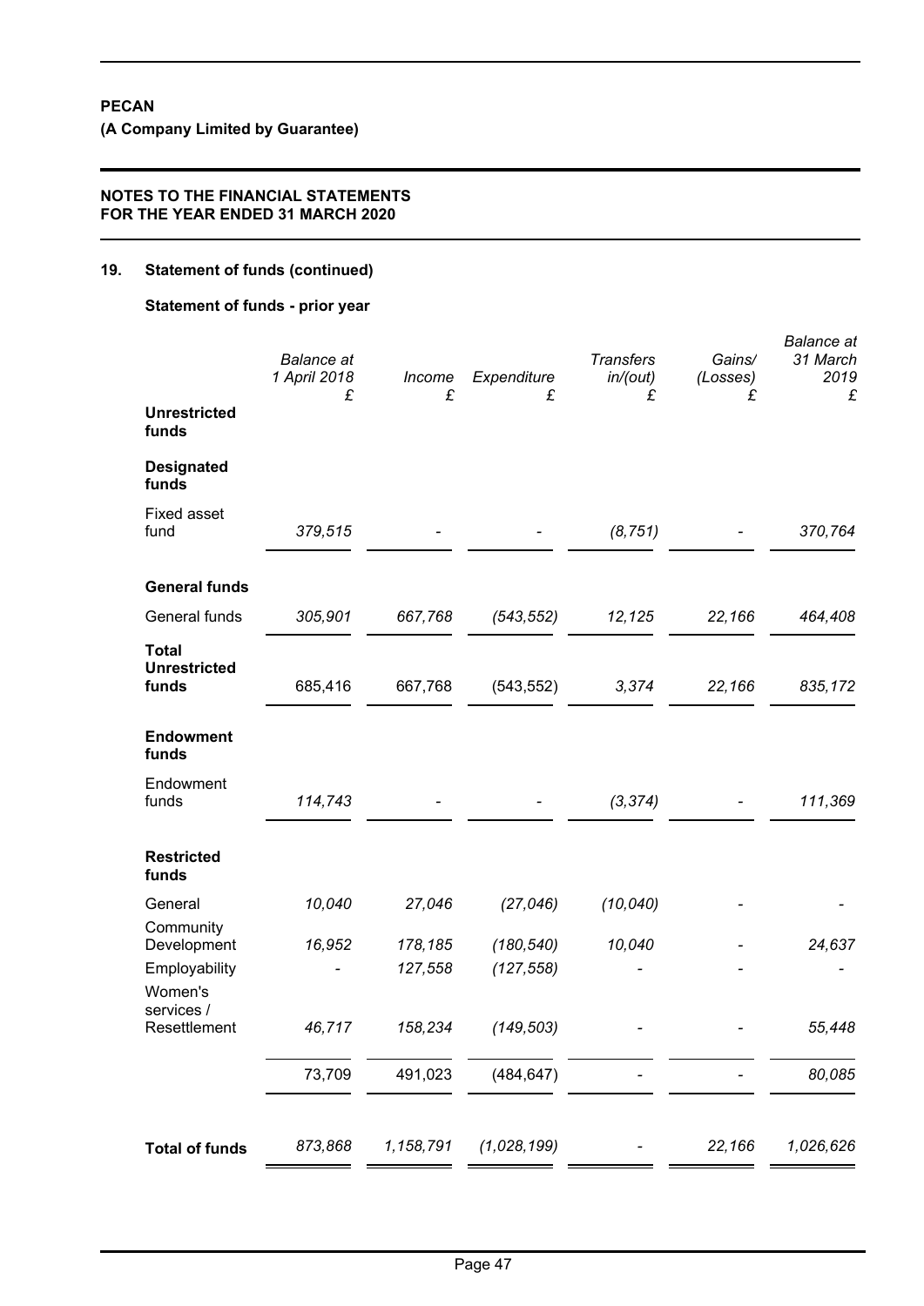**PECAN**

**(A Company Limited by Guarantee)**

**NOTES TO THE FINANCIAL STATEMENTS FOR THE YEAR ENDED 31 MARCH 2020**

## 19. Statement of funds (continued)

### Statement of funds - prior year

| | *Balance at 1 April 2018* £ | *Income* £ | *Expenditure* £ | *Transfers in/(out)* £ | *Gains/ (Losses)* £ | *Balance at 31 March 2019* £ |
|---|---|---|---|---|---|---|
| **Unrestricted funds** | | | | | | |
| **Designated funds** | | | | | | |
| Fixed asset fund | *379,515* | - | - | *(8,751)* | - | *370,764* |
| **General funds** | | | | | | |
| General funds | *305,901* | *667,768* | *(543,552)* | *12,125* | *22,166* | *464,408* |
| **Total Unrestricted funds** | 685,416 | 667,768 | (543,552) | *3,374* | *22,166* | *835,172* |
| **Endowment funds** | | | | | | |
| Endowment funds | *114,743* | - | - | *(3,374)* | - | *111,369* |
| **Restricted funds** | | | | | | |
| General | *10,040* | *27,046* | *(27,046)* | *(10,040)* | - | - |
| Community Development | *16,952* | *178,185* | *(180,540)* | *10,040* | - | *24,637* |
| Employability | - | *127,558* | *(127,558)* | - | - | - |
| Women's services / Resettlement | *46,717* | *158,234* | *(149,503)* | - | - | *55,448* |
| | 73,709 | 491,023 | (484,647) | - | - | *80,085* |
| **Total of funds** | *873,868* | *1,158,791* | *(1,028,199)* | - | *22,166* | *1,026,626* |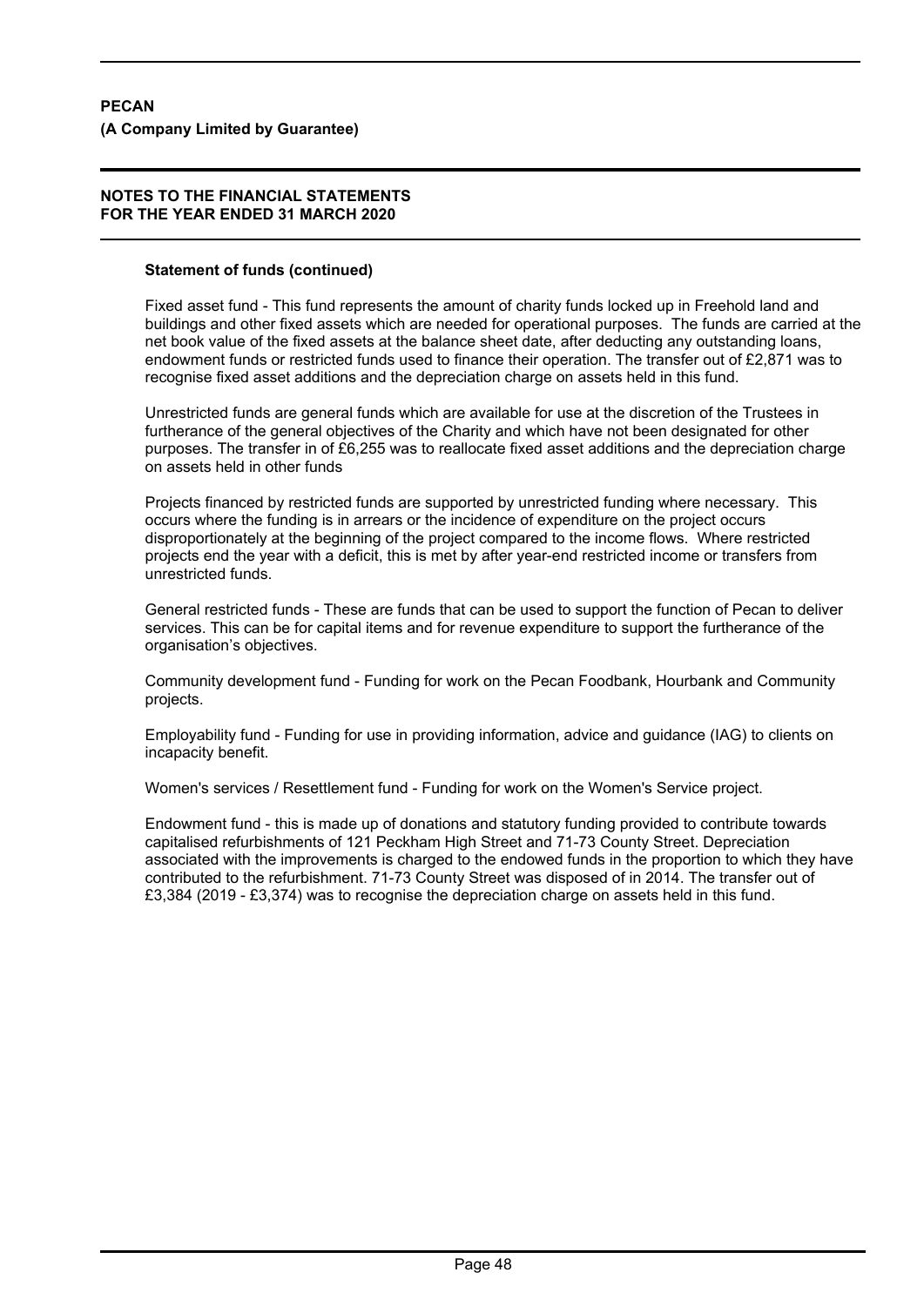**Statement of funds (continued)**

Fixed asset fund - This fund represents the amount of charity funds locked up in Freehold land and buildings and other fixed assets which are needed for operational purposes. The funds are carried at the net book value of the fixed assets at the balance sheet date, after deducting any outstanding loans, endowment funds or restricted funds used to finance their operation. The transfer out of £2,871 was to recognise fixed asset additions and the depreciation charge on assets held in this fund.

Unrestricted funds are general funds which are available for use at the discretion of the Trustees in furtherance of the general objectives of the Charity and which have not been designated for other purposes. The transfer in of £6,255 was to reallocate fixed asset additions and the depreciation charge on assets held in other funds

Projects financed by restricted funds are supported by unrestricted funding where necessary. This occurs where the funding is in arrears or the incidence of expenditure on the project occurs disproportionately at the beginning of the project compared to the income flows. Where restricted projects end the year with a deficit, this is met by after year-end restricted income or transfers from unrestricted funds.

General restricted funds - These are funds that can be used to support the function of Pecan to deliver services. This can be for capital items and for revenue expenditure to support the furtherance of the organisation's objectives.

Community development fund - Funding for work on the Pecan Foodbank, Hourbank and Community projects.

Employability fund - Funding for use in providing information, advice and guidance (IAG) to clients on incapacity benefit.

Women's services / Resettlement fund - Funding for work on the Women's Service project.

Endowment fund - this is made up of donations and statutory funding provided to contribute towards capitalised refurbishments of 121 Peckham High Street and 71-73 County Street. Depreciation associated with the improvements is charged to the endowed funds in the proportion to which they have contributed to the refurbishment. 71-73 County Street was disposed of in 2014. The transfer out of £3,384 (2019 - £3,374) was to recognise the depreciation charge on assets held in this fund.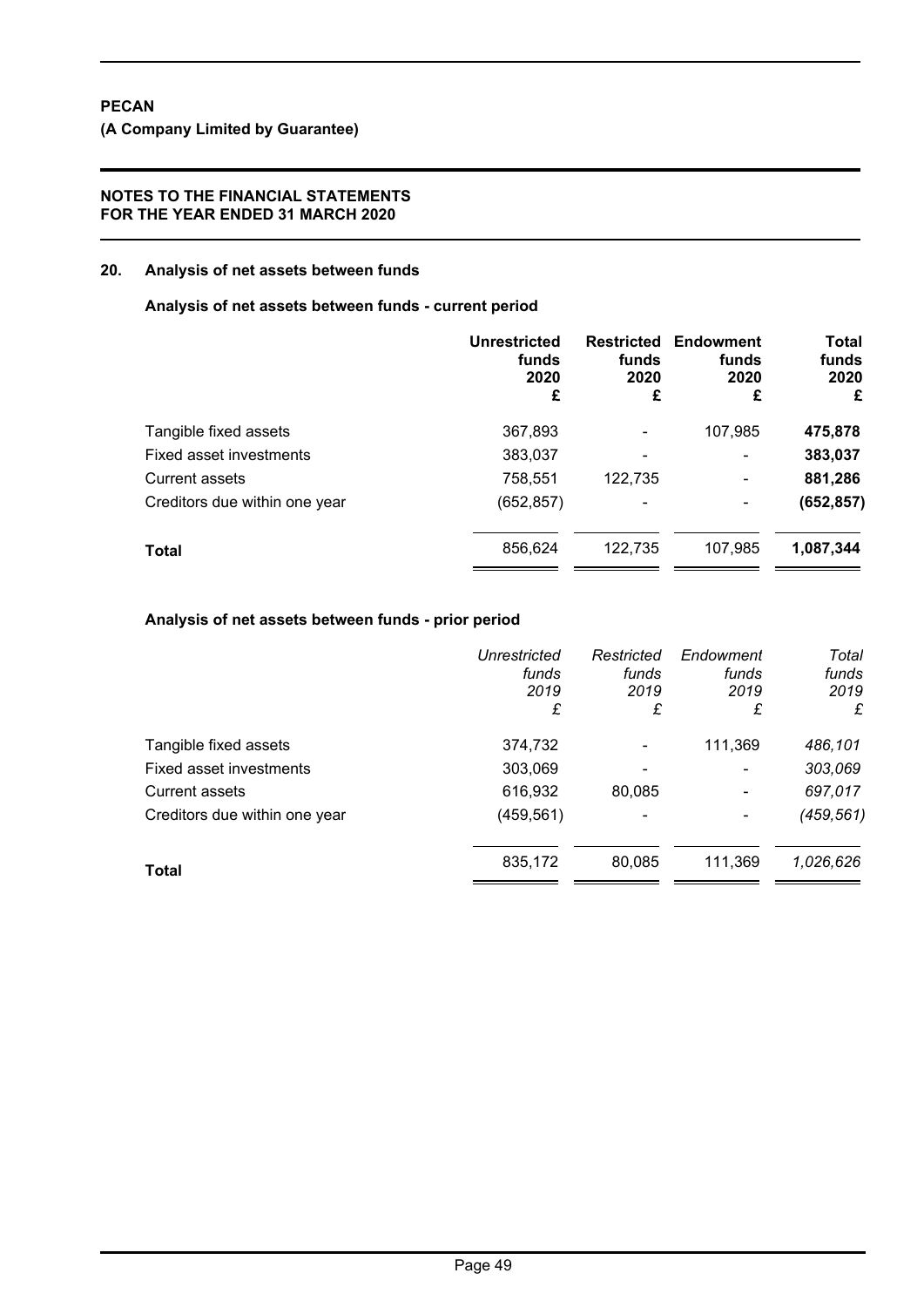**PECAN**

**(A Company Limited by Guarantee)**

**NOTES TO THE FINANCIAL STATEMENTS FOR THE YEAR ENDED 31 MARCH 2020**

## 20. Analysis of net assets between funds

### Analysis of net assets between funds - current period

| | **Unrestricted funds 2020 £** | **Restricted funds 2020 £** | **Endowment funds 2020 £** | **Total funds 2020 £** |
|---|---|---|---|---|
| Tangible fixed assets | 367,893 | - | 107,985 | **475,878** |
| Fixed asset investments | 383,037 | - | - | **383,037** |
| Current assets | 758,551 | 122,735 | - | **881,286** |
| Creditors due within one year | (652,857) | - | - | **(652,857)** |
| **Total** | 856,624 | 122,735 | 107,985 | **1,087,344** |

### Analysis of net assets between funds - prior period

| | *Unrestricted funds 2019 £* | *Restricted funds 2019 £* | *Endowment funds 2019 £* | *Total funds 2019 £* |
|---|---|---|---|---|
| Tangible fixed assets | 374,732 | - | 111,369 | *486,101* |
| Fixed asset investments | 303,069 | - | - | *303,069* |
| Current assets | 616,932 | 80,085 | - | *697,017* |
| Creditors due within one year | (459,561) | - | - | *(459,561)* |
| **Total** | 835,172 | 80,085 | 111,369 | *1,026,626* |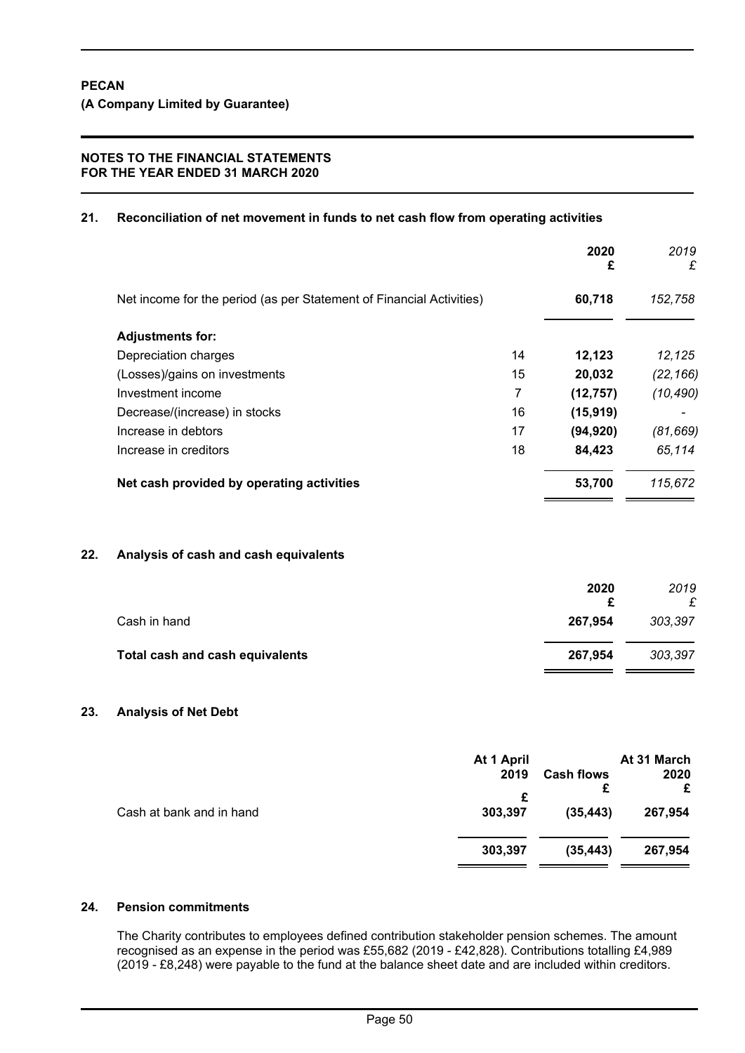**PECAN**

**(A Company Limited by Guarantee)**

**NOTES TO THE FINANCIAL STATEMENTS**
**FOR THE YEAR ENDED 31 MARCH 2020**

## 21. Reconciliation of net movement in funds to net cash flow from operating activities

| | | **2020** **£** | *2019* *£* |
|---|---|---|---|
| Net income for the period (as per Statement of Financial Activities) | | **60,718** | *152,758* |
| **Adjustments for:** | | | |
| Depreciation charges | 14 | **12,123** | *12,125* |
| (Losses)/gains on investments | 15 | **20,032** | *(22,166)* |
| Investment income | 7 | **(12,757)** | *(10,490)* |
| Decrease/(increase) in stocks | 16 | **(15,919)** | *-* |
| Increase in debtors | 17 | **(94,920)** | *(81,669)* |
| Increase in creditors | 18 | **84,423** | *65,114* |
| **Net cash provided by operating activities** | | **53,700** | *115,672* |

## 22. Analysis of cash and cash equivalents

| | **2020** **£** | *2019* *£* |
|---|---|---|
| Cash in hand | **267,954** | *303,397* |
| **Total cash and cash equivalents** | **267,954** | *303,397* |

## 23. Analysis of Net Debt

| | **At 1 April 2019** **£** | **Cash flows** **£** | **At 31 March 2020** **£** |
|---|---|---|---|
| Cash at bank and in hand | **303,397** | **(35,443)** | **267,954** |
| | **303,397** | **(35,443)** | **267,954** |

## 24. Pension commitments

The Charity contributes to employees defined contribution stakeholder pension schemes. The amount recognised as an expense in the period was £55,682 (2019 - £42,828). Contributions totalling £4,989 (2019 - £8,248) were payable to the fund at the balance sheet date and are included within creditors.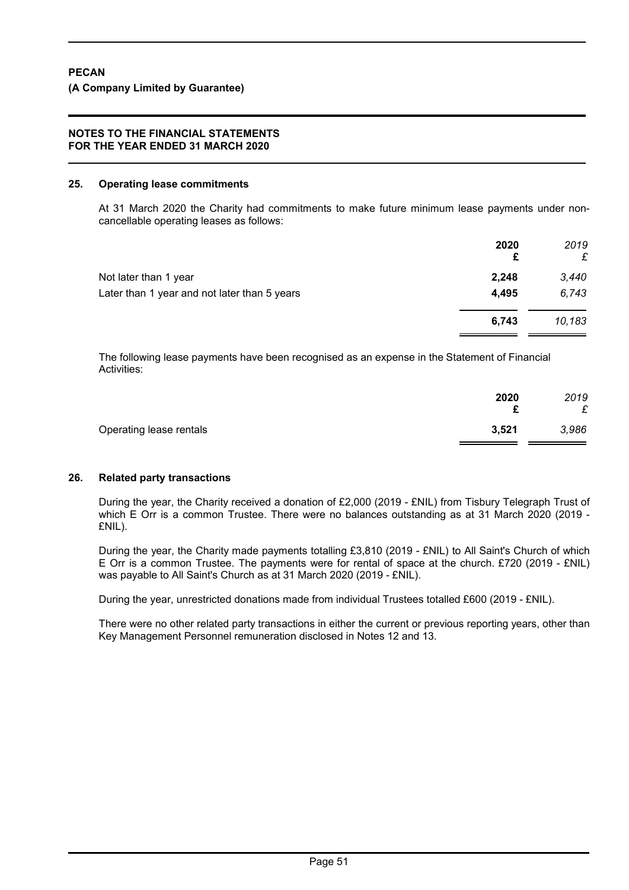**PECAN**

**(A Company Limited by Guarantee)**

**NOTES TO THE FINANCIAL STATEMENTS FOR THE YEAR ENDED 31 MARCH 2020**

## 25. Operating lease commitments

At 31 March 2020 the Charity had commitments to make future minimum lease payments under non-cancellable operating leases as follows:

| | **2020** **£** | *2019* *£* |
|---|---|---|
| Not later than 1 year | **2,248** | *3,440* |
| Later than 1 year and not later than 5 years | **4,495** | *6,743* |
| | **6,743** | *10,183* |

The following lease payments have been recognised as an expense in the Statement of Financial Activities:

| | **2020** **£** | *2019* *£* |
|---|---|---|
| Operating lease rentals | **3,521** | *3,986* |

## 26. Related party transactions

During the year, the Charity received a donation of £2,000 (2019 - £NIL) from Tisbury Telegraph Trust of which E Orr is a common Trustee. There were no balances outstanding as at 31 March 2020 (2019 - £NIL).

During the year, the Charity made payments totalling £3,810 (2019 - £NIL) to All Saint's Church of which E Orr is a common Trustee. The payments were for rental of space at the church. £720 (2019 - £NIL) was payable to All Saint's Church as at 31 March 2020 (2019 - £NIL).

During the year, unrestricted donations made from individual Trustees totalled £600 (2019 - £NIL).

There were no other related party transactions in either the current or previous reporting years, other than Key Management Personnel remuneration disclosed in Notes 12 and 13.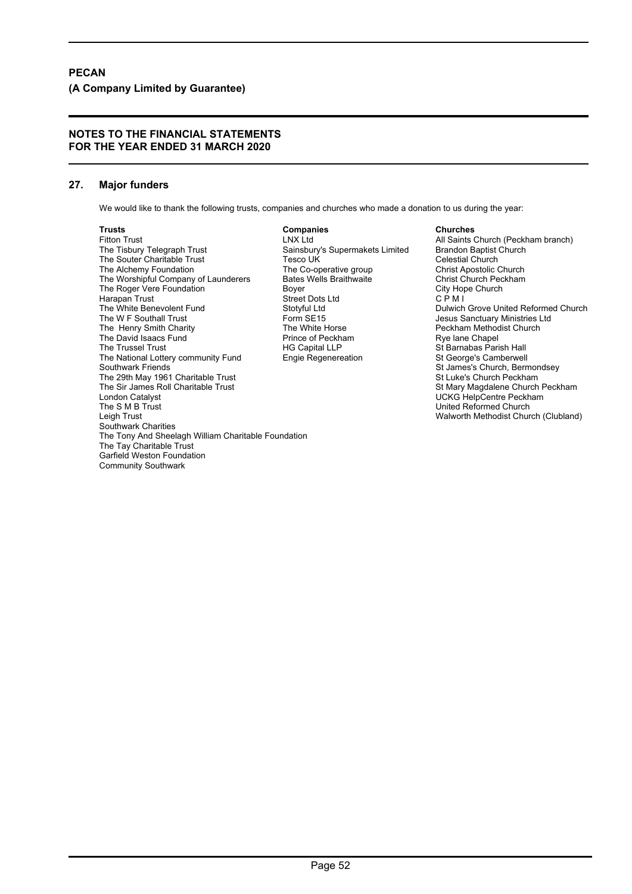**PECAN**

**(A Company Limited by Guarantee)**

**NOTES TO THE FINANCIAL STATEMENTS FOR THE YEAR ENDED 31 MARCH 2020**

## 27. Major funders

We would like to thank the following trusts, companies and churches who made a donation to us during the year:

**Trusts**

Fitton Trust
The Tisbury Telegraph Trust
The Souter Charitable Trust
The Alchemy Foundation
The Worshipful Company of Launderers
The Roger Vere Foundation
Harapan Trust
The White Benevolent Fund
The W F Southall Trust
The Henry Smith Charity
The David Isaacs Fund
The Trussel Trust
The National Lottery community Fund
Southwark Friends
The 29th May 1961 Charitable Trust
The Sir James Roll Charitable Trust
London Catalyst
The S M B Trust
Leigh Trust
Southwark Charities
The Tony And Sheelagh William Charitable Foundation
The Tay Charitable Trust
Garfield Weston Foundation
Community Southwark

**Companies**

LNX Ltd
Sainsbury's Supermakets Limited
Tesco UK
The Co-operative group
Bates Wells Braithwaite
Boyer
Street Dots Ltd
Stotyful Ltd
Form SE15
The White Horse
Prince of Peckham
HG Capital LLP
Engie Regenereation

**Churches**

All Saints Church (Peckham branch)
Brandon Baptist Church
Celestial Church
Christ Apostolic Church
Christ Church Peckham
City Hope Church
C P M I
Dulwich Grove United Reformed Church
Jesus Sanctuary Ministries Ltd
Peckham Methodist Church
Rye lane Chapel
St Barnabas Parish Hall
St George's Camberwell
St James's Church, Bermondsey
St Luke's Church Peckham
St Mary Magdalene Church Peckham
UCKG HelpCentre Peckham
United Reformed Church
Walworth Methodist Church (Clubland)